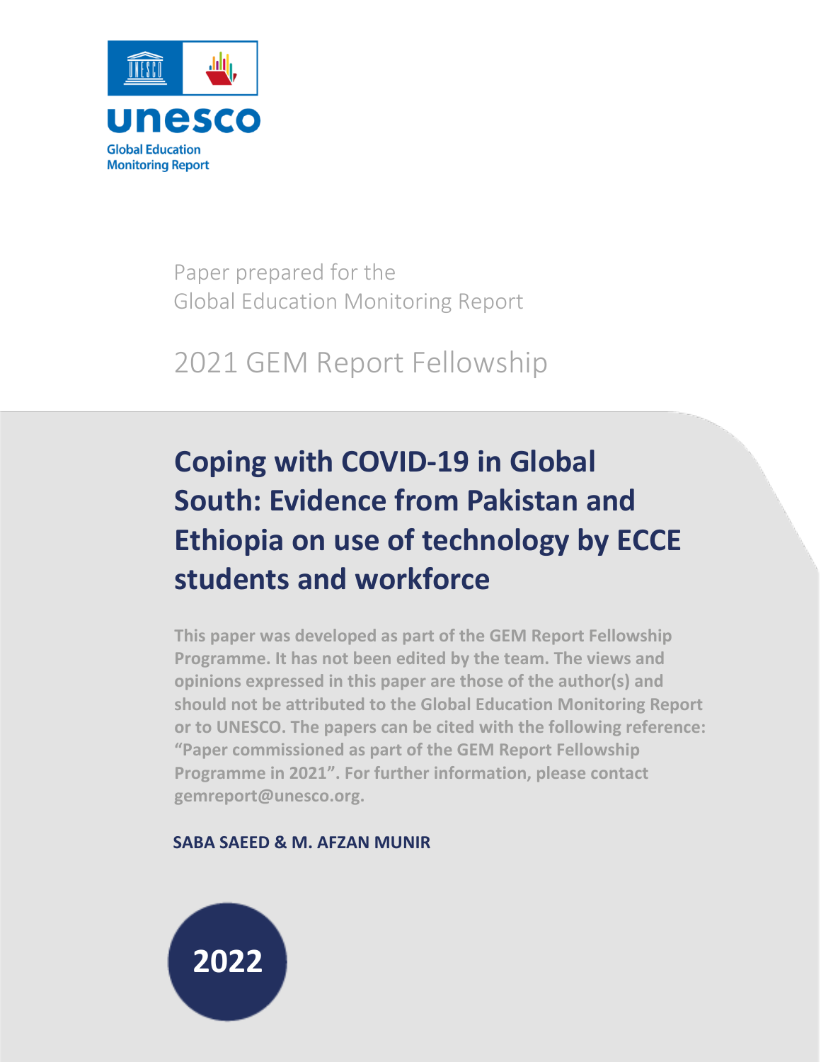unesco

Global Education Monitoring Report

Paper prepared for the Global Education Monitoring Report

2021 GEM Report Fellowship

# Coping with COVID-19 in Global South: Evidence from Pakistan and Ethiopia on use of technology by ECCE students and workforce

**This paper was developed as part of the GEM Report Fellowship Programme. It has not been edited by the team. The views and opinions expressed in this paper are those of the author(s) and should not be attributed to the Global Education Monitoring Report or to UNESCO. The papers can be cited with the following reference: "Paper commissioned as part of the GEM Report Fellowship Programme in 2021". For further information, please contact gemreport@unesco.org.**

**SABA SAEED & M. AFZAN MUNIR**

**2022**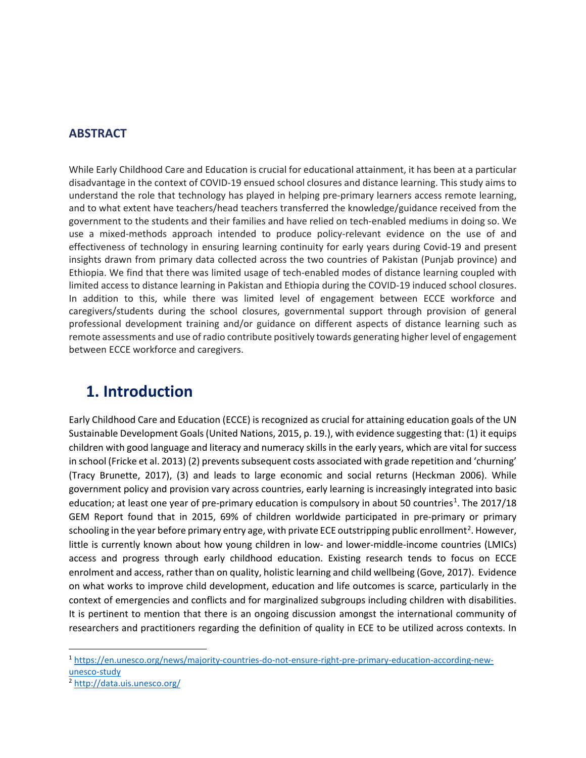## ABSTRACT

While Early Childhood Care and Education is crucial for educational attainment, it has been at a particular disadvantage in the context of COVID-19 ensued school closures and distance learning. This study aims to understand the role that technology has played in helping pre-primary learners access remote learning, and to what extent have teachers/head teachers transferred the knowledge/guidance received from the government to the students and their families and have relied on tech-enabled mediums in doing so. We use a mixed-methods approach intended to produce policy-relevant evidence on the use of and effectiveness of technology in ensuring learning continuity for early years during Covid-19 and present insights drawn from primary data collected across the two countries of Pakistan (Punjab province) and Ethiopia. We find that there was limited usage of tech-enabled modes of distance learning coupled with limited access to distance learning in Pakistan and Ethiopia during the COVID-19 induced school closures. In addition to this, while there was limited level of engagement between ECCE workforce and caregivers/students during the school closures, governmental support through provision of general professional development training and/or guidance on different aspects of distance learning such as remote assessments and use of radio contribute positively towards generating higher level of engagement between ECCE workforce and caregivers.

# 1. Introduction

Early Childhood Care and Education (ECCE) is recognized as crucial for attaining education goals of the UN Sustainable Development Goals (United Nations, 2015, p. 19.), with evidence suggesting that: (1) it equips children with good language and literacy and numeracy skills in the early years, which are vital for success in school (Fricke et al. 2013) (2) prevents subsequent costs associated with grade repetition and 'churning' (Tracy Brunette, 2017), (3) and leads to large economic and social returns (Heckman 2006). While government policy and provision vary across countries, early learning is increasingly integrated into basic education; at least one year of pre-primary education is compulsory in about 50 countries[1]. The 2017/18 GEM Report found that in 2015, 69% of children worldwide participated in pre-primary or primary schooling in the year before primary entry age, with private ECE outstripping public enrollment[2]. However, little is currently known about how young children in low- and lower-middle-income countries (LMICs) access and progress through early childhood education. Existing research tends to focus on ECCE enrolment and access, rather than on quality, holistic learning and child wellbeing (Gove, 2017). Evidence on what works to improve child development, education and life outcomes is scarce, particularly in the context of emergencies and conflicts and for marginalized subgroups including children with disabilities. It is pertinent to mention that there is an ongoing discussion amongst the international community of researchers and practitioners regarding the definition of quality in ECE to be utilized across contexts. In

[1] https://en.unesco.org/news/majority-countries-do-not-ensure-right-pre-primary-education-according-new-unesco-study

[2] http://data.uis.unesco.org/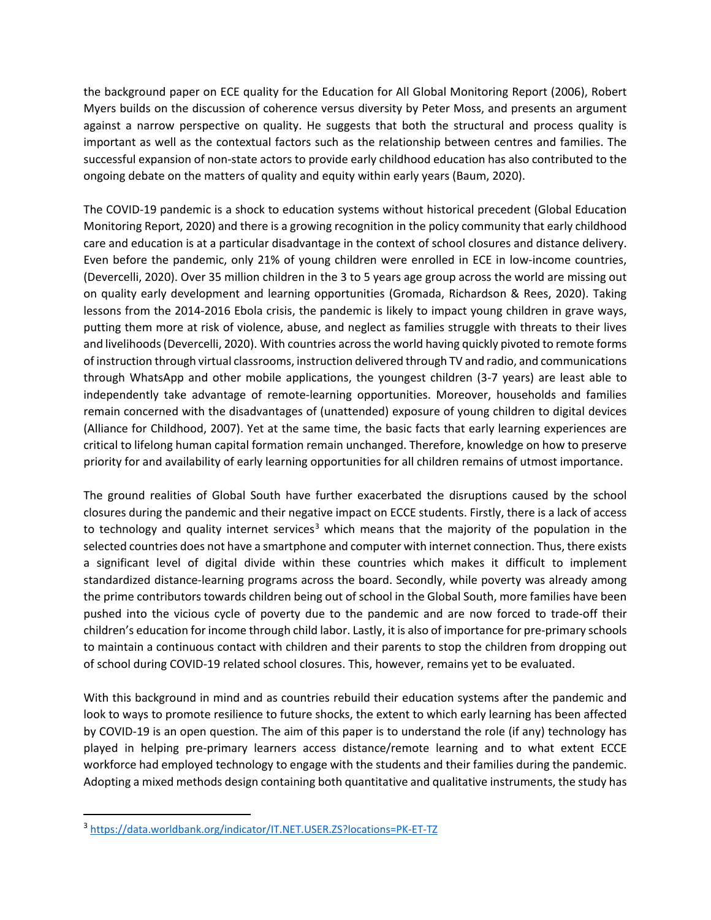the background paper on ECE quality for the Education for All Global Monitoring Report (2006), Robert Myers builds on the discussion of coherence versus diversity by Peter Moss, and presents an argument against a narrow perspective on quality. He suggests that both the structural and process quality is important as well as the contextual factors such as the relationship between centres and families. The successful expansion of non-state actors to provide early childhood education has also contributed to the ongoing debate on the matters of quality and equity within early years (Baum, 2020).

The COVID-19 pandemic is a shock to education systems without historical precedent (Global Education Monitoring Report, 2020) and there is a growing recognition in the policy community that early childhood care and education is at a particular disadvantage in the context of school closures and distance delivery. Even before the pandemic, only 21% of young children were enrolled in ECE in low-income countries, (Devercelli, 2020). Over 35 million children in the 3 to 5 years age group across the world are missing out on quality early development and learning opportunities (Gromada, Richardson & Rees, 2020). Taking lessons from the 2014-2016 Ebola crisis, the pandemic is likely to impact young children in grave ways, putting them more at risk of violence, abuse, and neglect as families struggle with threats to their lives and livelihoods (Devercelli, 2020). With countries across the world having quickly pivoted to remote forms of instruction through virtual classrooms, instruction delivered through TV and radio, and communications through WhatsApp and other mobile applications, the youngest children (3-7 years) are least able to independently take advantage of remote-learning opportunities. Moreover, households and families remain concerned with the disadvantages of (unattended) exposure of young children to digital devices (Alliance for Childhood, 2007). Yet at the same time, the basic facts that early learning experiences are critical to lifelong human capital formation remain unchanged. Therefore, knowledge on how to preserve priority for and availability of early learning opportunities for all children remains of utmost importance.

The ground realities of Global South have further exacerbated the disruptions caused by the school closures during the pandemic and their negative impact on ECCE students. Firstly, there is a lack of access to technology and quality internet services[3] which means that the majority of the population in the selected countries does not have a smartphone and computer with internet connection. Thus, there exists a significant level of digital divide within these countries which makes it difficult to implement standardized distance-learning programs across the board. Secondly, while poverty was already among the prime contributors towards children being out of school in the Global South, more families have been pushed into the vicious cycle of poverty due to the pandemic and are now forced to trade-off their children's education for income through child labor. Lastly, it is also of importance for pre-primary schools to maintain a continuous contact with children and their parents to stop the children from dropping out of school during COVID-19 related school closures. This, however, remains yet to be evaluated.

With this background in mind and as countries rebuild their education systems after the pandemic and look to ways to promote resilience to future shocks, the extent to which early learning has been affected by COVID-19 is an open question. The aim of this paper is to understand the role (if any) technology has played in helping pre-primary learners access distance/remote learning and to what extent ECCE workforce had employed technology to engage with the students and their families during the pandemic. Adopting a mixed methods design containing both quantitative and qualitative instruments, the study has

[3] https://data.worldbank.org/indicator/IT.NET.USER.ZS?locations=PK-ET-TZ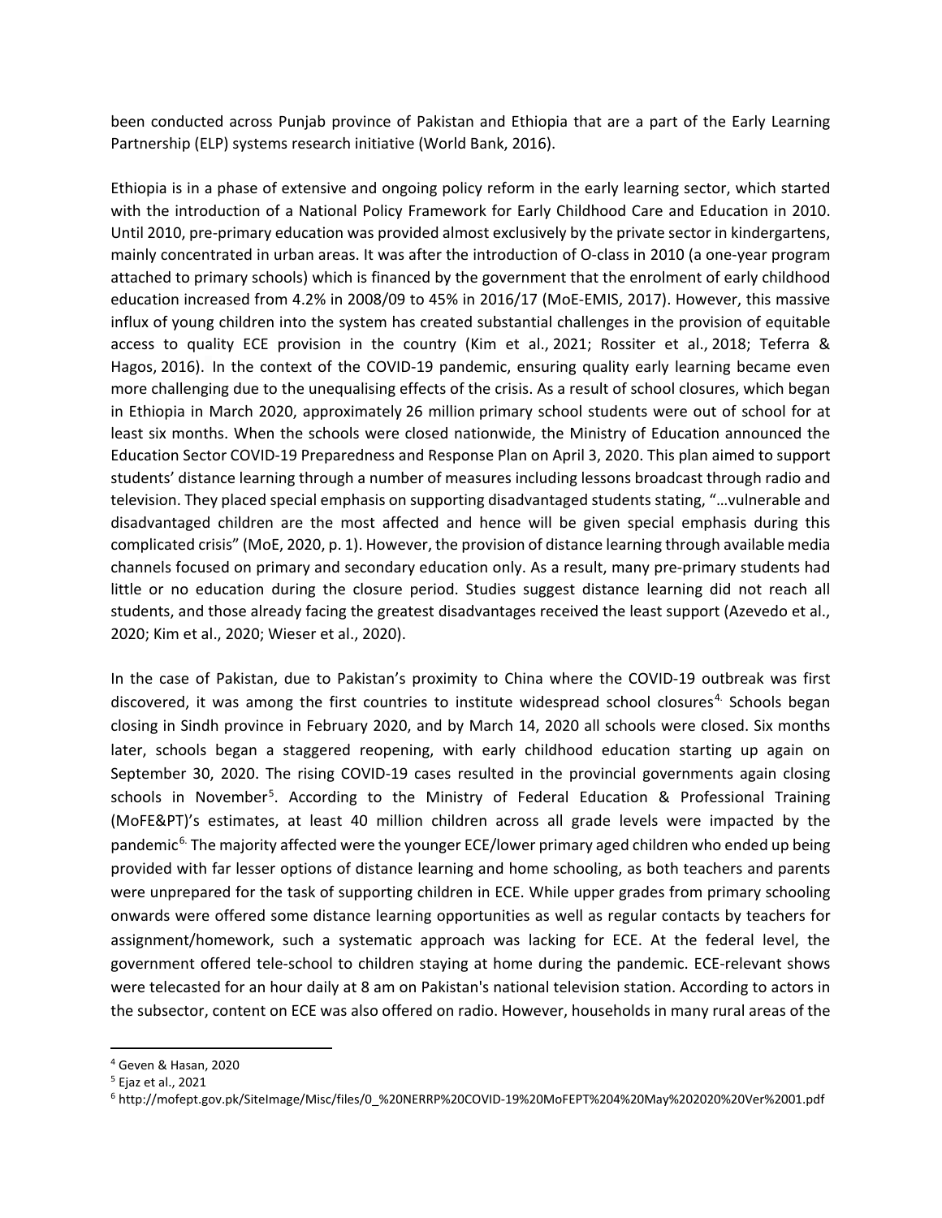been conducted across Punjab province of Pakistan and Ethiopia that are a part of the Early Learning Partnership (ELP) systems research initiative (World Bank, 2016).

Ethiopia is in a phase of extensive and ongoing policy reform in the early learning sector, which started with the introduction of a National Policy Framework for Early Childhood Care and Education in 2010. Until 2010, pre-primary education was provided almost exclusively by the private sector in kindergartens, mainly concentrated in urban areas. It was after the introduction of O-class in 2010 (a one-year program attached to primary schools) which is financed by the government that the enrolment of early childhood education increased from 4.2% in 2008/09 to 45% in 2016/17 (MoE-EMIS, 2017). However, this massive influx of young children into the system has created substantial challenges in the provision of equitable access to quality ECE provision in the country (Kim et al., 2021; Rossiter et al., 2018; Teferra & Hagos, 2016). In the context of the COVID-19 pandemic, ensuring quality early learning became even more challenging due to the unequalising effects of the crisis. As a result of school closures, which began in Ethiopia in March 2020, approximately 26 million primary school students were out of school for at least six months. When the schools were closed nationwide, the Ministry of Education announced the Education Sector COVID-19 Preparedness and Response Plan on April 3, 2020. This plan aimed to support students' distance learning through a number of measures including lessons broadcast through radio and television. They placed special emphasis on supporting disadvantaged students stating, "…vulnerable and disadvantaged children are the most affected and hence will be given special emphasis during this complicated crisis" (MoE, 2020, p. 1). However, the provision of distance learning through available media channels focused on primary and secondary education only. As a result, many pre-primary students had little or no education during the closure period. Studies suggest distance learning did not reach all students, and those already facing the greatest disadvantages received the least support (Azevedo et al., 2020; Kim et al., 2020; Wieser et al., 2020).

In the case of Pakistan, due to Pakistan's proximity to China where the COVID-19 outbreak was first discovered, it was among the first countries to institute widespread school closures[4]. Schools began closing in Sindh province in February 2020, and by March 14, 2020 all schools were closed. Six months later, schools began a staggered reopening, with early childhood education starting up again on September 30, 2020. The rising COVID-19 cases resulted in the provincial governments again closing schools in November[5]. According to the Ministry of Federal Education & Professional Training (MoFE&PT)'s estimates, at least 40 million children across all grade levels were impacted by the pandemic[6]. The majority affected were the younger ECE/lower primary aged children who ended up being provided with far lesser options of distance learning and home schooling, as both teachers and parents were unprepared for the task of supporting children in ECE. While upper grades from primary schooling onwards were offered some distance learning opportunities as well as regular contacts by teachers for assignment/homework, such a systematic approach was lacking for ECE. At the federal level, the government offered tele-school to children staying at home during the pandemic. ECE-relevant shows were telecasted for an hour daily at 8 am on Pakistan's national television station. According to actors in the subsector, content on ECE was also offered on radio. However, households in many rural areas of the

[4] Geven & Hasan, 2020

[5] Ejaz et al., 2021

[6] http://mofept.gov.pk/SiteImage/Misc/files/0_%20NERRP%20COVID-19%20MoFEPT%204%20May%202020%20Ver%2001.pdf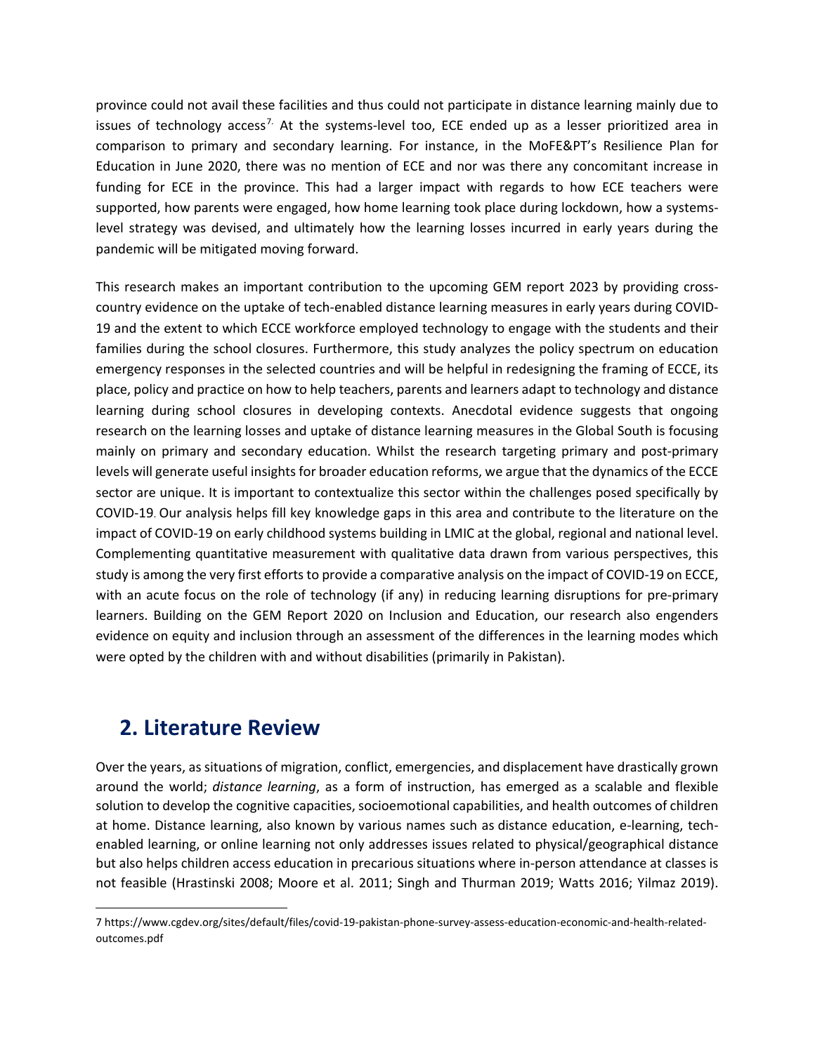province could not avail these facilities and thus could not participate in distance learning mainly due to issues of technology access[7]. At the systems-level too, ECE ended up as a lesser prioritized area in comparison to primary and secondary learning. For instance, in the MoFE&PT's Resilience Plan for Education in June 2020, there was no mention of ECE and nor was there any concomitant increase in funding for ECE in the province. This had a larger impact with regards to how ECE teachers were supported, how parents were engaged, how home learning took place during lockdown, how a systems-level strategy was devised, and ultimately how the learning losses incurred in early years during the pandemic will be mitigated moving forward.

This research makes an important contribution to the upcoming GEM report 2023 by providing cross-country evidence on the uptake of tech-enabled distance learning measures in early years during COVID-19 and the extent to which ECCE workforce employed technology to engage with the students and their families during the school closures. Furthermore, this study analyzes the policy spectrum on education emergency responses in the selected countries and will be helpful in redesigning the framing of ECCE, its place, policy and practice on how to help teachers, parents and learners adapt to technology and distance learning during school closures in developing contexts. Anecdotal evidence suggests that ongoing research on the learning losses and uptake of distance learning measures in the Global South is focusing mainly on primary and secondary education. Whilst the research targeting primary and post-primary levels will generate useful insights for broader education reforms, we argue that the dynamics of the ECCE sector are unique. It is important to contextualize this sector within the challenges posed specifically by COVID-19. Our analysis helps fill key knowledge gaps in this area and contribute to the literature on the impact of COVID-19 on early childhood systems building in LMIC at the global, regional and national level. Complementing quantitative measurement with qualitative data drawn from various perspectives, this study is among the very first efforts to provide a comparative analysis on the impact of COVID-19 on ECCE, with an acute focus on the role of technology (if any) in reducing learning disruptions for pre-primary learners. Building on the GEM Report 2020 on Inclusion and Education, our research also engenders evidence on equity and inclusion through an assessment of the differences in the learning modes which were opted by the children with and without disabilities (primarily in Pakistan).

## 2. Literature Review

Over the years, as situations of migration, conflict, emergencies, and displacement have drastically grown around the world; *distance learning*, as a form of instruction, has emerged as a scalable and flexible solution to develop the cognitive capacities, socioemotional capabilities, and health outcomes of children at home. Distance learning, also known by various names such as distance education, e-learning, tech-enabled learning, or online learning not only addresses issues related to physical/geographical distance but also helps children access education in precarious situations where in-person attendance at classes is not feasible (Hrastinski 2008; Moore et al. 2011; Singh and Thurman 2019; Watts 2016; Yilmaz 2019).

7 https://www.cgdev.org/sites/default/files/covid-19-pakistan-phone-survey-assess-education-economic-and-health-related-outcomes.pdf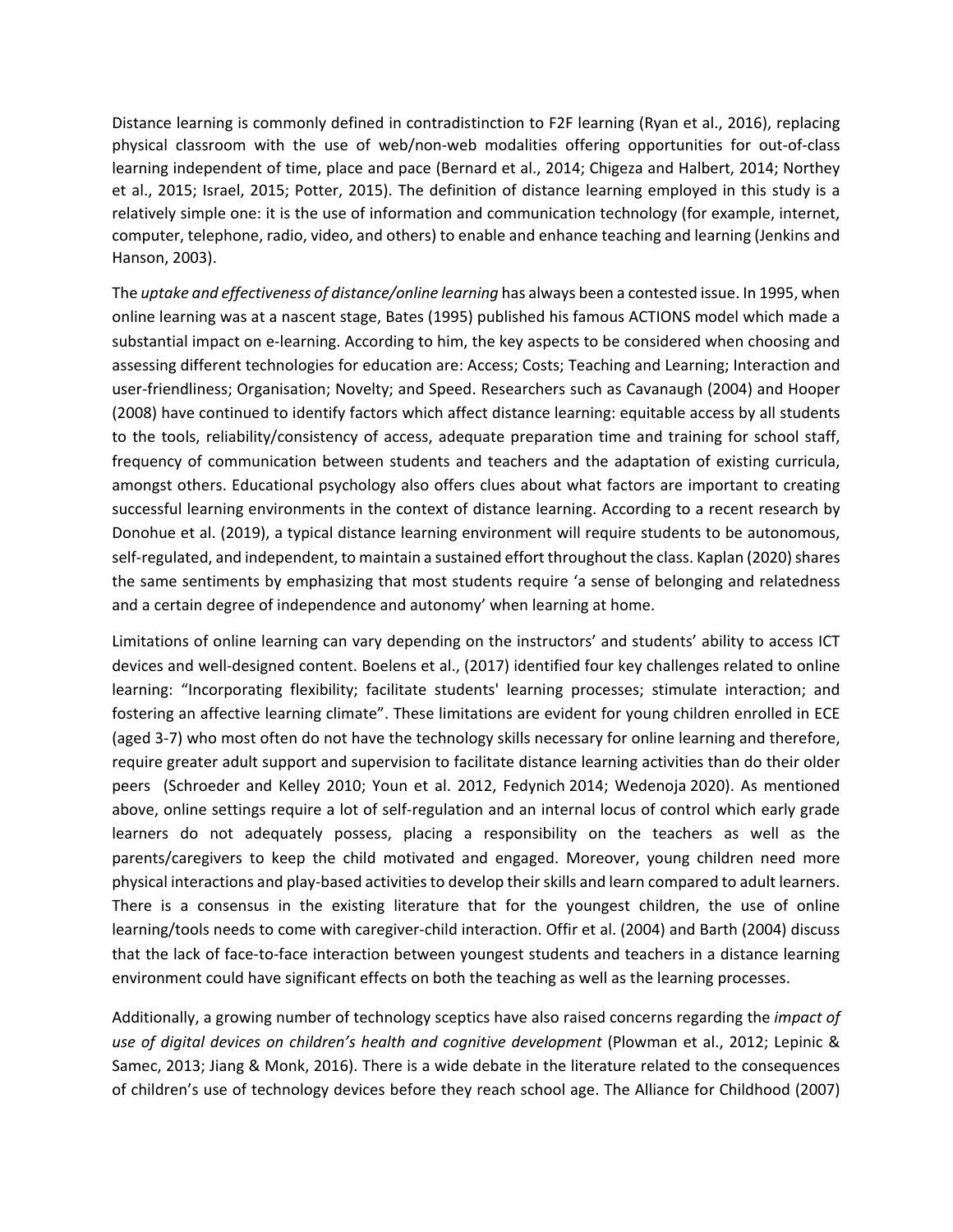Distance learning is commonly defined in contradistinction to F2F learning (Ryan et al., 2016), replacing physical classroom with the use of web/non-web modalities offering opportunities for out-of-class learning independent of time, place and pace (Bernard et al., 2014; Chigeza and Halbert, 2014; Northey et al., 2015; Israel, 2015; Potter, 2015). The definition of distance learning employed in this study is a relatively simple one: it is the use of information and communication technology (for example, internet, computer, telephone, radio, video, and others) to enable and enhance teaching and learning (Jenkins and Hanson, 2003).

The *uptake and effectiveness of distance/online learning* has always been a contested issue. In 1995, when online learning was at a nascent stage, Bates (1995) published his famous ACTIONS model which made a substantial impact on e-learning. According to him, the key aspects to be considered when choosing and assessing different technologies for education are: Access; Costs; Teaching and Learning; Interaction and user-friendliness; Organisation; Novelty; and Speed. Researchers such as Cavanaugh (2004) and Hooper (2008) have continued to identify factors which affect distance learning: equitable access by all students to the tools, reliability/consistency of access, adequate preparation time and training for school staff, frequency of communication between students and teachers and the adaptation of existing curricula, amongst others. Educational psychology also offers clues about what factors are important to creating successful learning environments in the context of distance learning. According to a recent research by Donohue et al. (2019), a typical distance learning environment will require students to be autonomous, self-regulated, and independent, to maintain a sustained effort throughout the class. Kaplan (2020) shares the same sentiments by emphasizing that most students require 'a sense of belonging and relatedness and a certain degree of independence and autonomy' when learning at home.

Limitations of online learning can vary depending on the instructors' and students' ability to access ICT devices and well-designed content. Boelens et al., (2017) identified four key challenges related to online learning: "Incorporating flexibility; facilitate students' learning processes; stimulate interaction; and fostering an affective learning climate". These limitations are evident for young children enrolled in ECE (aged 3-7) who most often do not have the technology skills necessary for online learning and therefore, require greater adult support and supervision to facilitate distance learning activities than do their older peers (Schroeder and Kelley 2010; Youn et al. 2012, Fedynich 2014; Wedenoja 2020). As mentioned above, online settings require a lot of self-regulation and an internal locus of control which early grade learners do not adequately possess, placing a responsibility on the teachers as well as the parents/caregivers to keep the child motivated and engaged. Moreover, young children need more physical interactions and play-based activities to develop their skills and learn compared to adult learners. There is a consensus in the existing literature that for the youngest children, the use of online learning/tools needs to come with caregiver-child interaction. Offir et al. (2004) and Barth (2004) discuss that the lack of face-to-face interaction between youngest students and teachers in a distance learning environment could have significant effects on both the teaching as well as the learning processes.

Additionally, a growing number of technology sceptics have also raised concerns regarding the *impact of use of digital devices on children's health and cognitive development* (Plowman et al., 2012; Lepinic & Samec, 2013; Jiang & Monk, 2016). There is a wide debate in the literature related to the consequences of children's use of technology devices before they reach school age. The Alliance for Childhood (2007)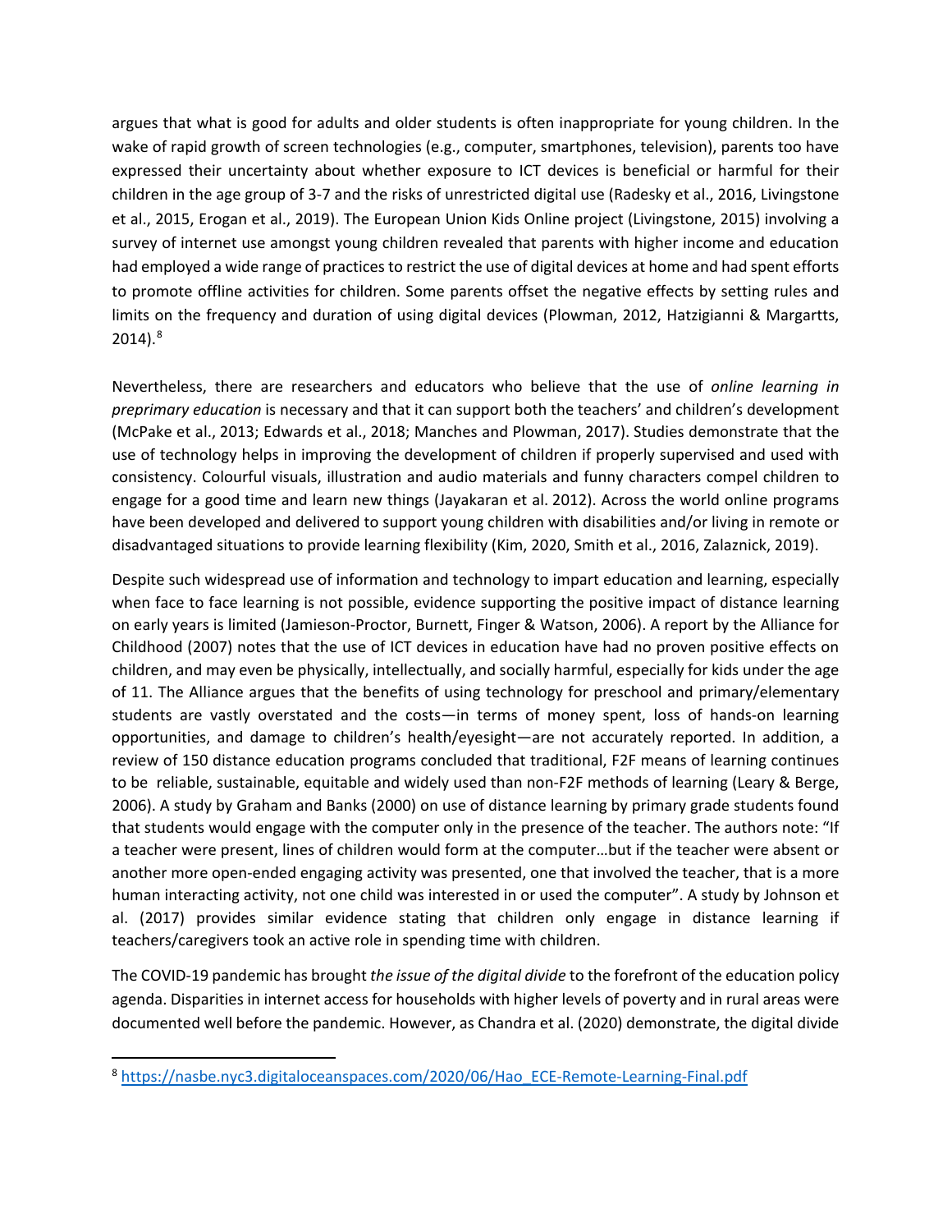argues that what is good for adults and older students is often inappropriate for young children. In the wake of rapid growth of screen technologies (e.g., computer, smartphones, television), parents too have expressed their uncertainty about whether exposure to ICT devices is beneficial or harmful for their children in the age group of 3-7 and the risks of unrestricted digital use (Radesky et al., 2016, Livingstone et al., 2015, Erogan et al., 2019). The European Union Kids Online project (Livingstone, 2015) involving a survey of internet use amongst young children revealed that parents with higher income and education had employed a wide range of practices to restrict the use of digital devices at home and had spent efforts to promote offline activities for children. Some parents offset the negative effects by setting rules and limits on the frequency and duration of using digital devices (Plowman, 2012, Hatzigianni & Margartts, 2014).[8]

Nevertheless, there are researchers and educators who believe that the use of *online learning in preprimary education* is necessary and that it can support both the teachers' and children's development (McPake et al., 2013; Edwards et al., 2018; Manches and Plowman, 2017). Studies demonstrate that the use of technology helps in improving the development of children if properly supervised and used with consistency. Colourful visuals, illustration and audio materials and funny characters compel children to engage for a good time and learn new things (Jayakaran et al. 2012). Across the world online programs have been developed and delivered to support young children with disabilities and/or living in remote or disadvantaged situations to provide learning flexibility (Kim, 2020, Smith et al., 2016, Zalaznick, 2019).

Despite such widespread use of information and technology to impart education and learning, especially when face to face learning is not possible, evidence supporting the positive impact of distance learning on early years is limited (Jamieson-Proctor, Burnett, Finger & Watson, 2006). A report by the Alliance for Childhood (2007) notes that the use of ICT devices in education have had no proven positive effects on children, and may even be physically, intellectually, and socially harmful, especially for kids under the age of 11. The Alliance argues that the benefits of using technology for preschool and primary/elementary students are vastly overstated and the costs—in terms of money spent, loss of hands-on learning opportunities, and damage to children's health/eyesight—are not accurately reported. In addition, a review of 150 distance education programs concluded that traditional, F2F means of learning continues to be reliable, sustainable, equitable and widely used than non-F2F methods of learning (Leary & Berge, 2006). A study by Graham and Banks (2000) on use of distance learning by primary grade students found that students would engage with the computer only in the presence of the teacher. The authors note: "If a teacher were present, lines of children would form at the computer…but if the teacher were absent or another more open-ended engaging activity was presented, one that involved the teacher, that is a more human interacting activity, not one child was interested in or used the computer". A study by Johnson et al. (2017) provides similar evidence stating that children only engage in distance learning if teachers/caregivers took an active role in spending time with children.

The COVID-19 pandemic has brought *the issue of the digital divide* to the forefront of the education policy agenda. Disparities in internet access for households with higher levels of poverty and in rural areas were documented well before the pandemic. However, as Chandra et al. (2020) demonstrate, the digital divide

[8] https://nasbe.nyc3.digitaloceanspaces.com/2020/06/Hao_ECE-Remote-Learning-Final.pdf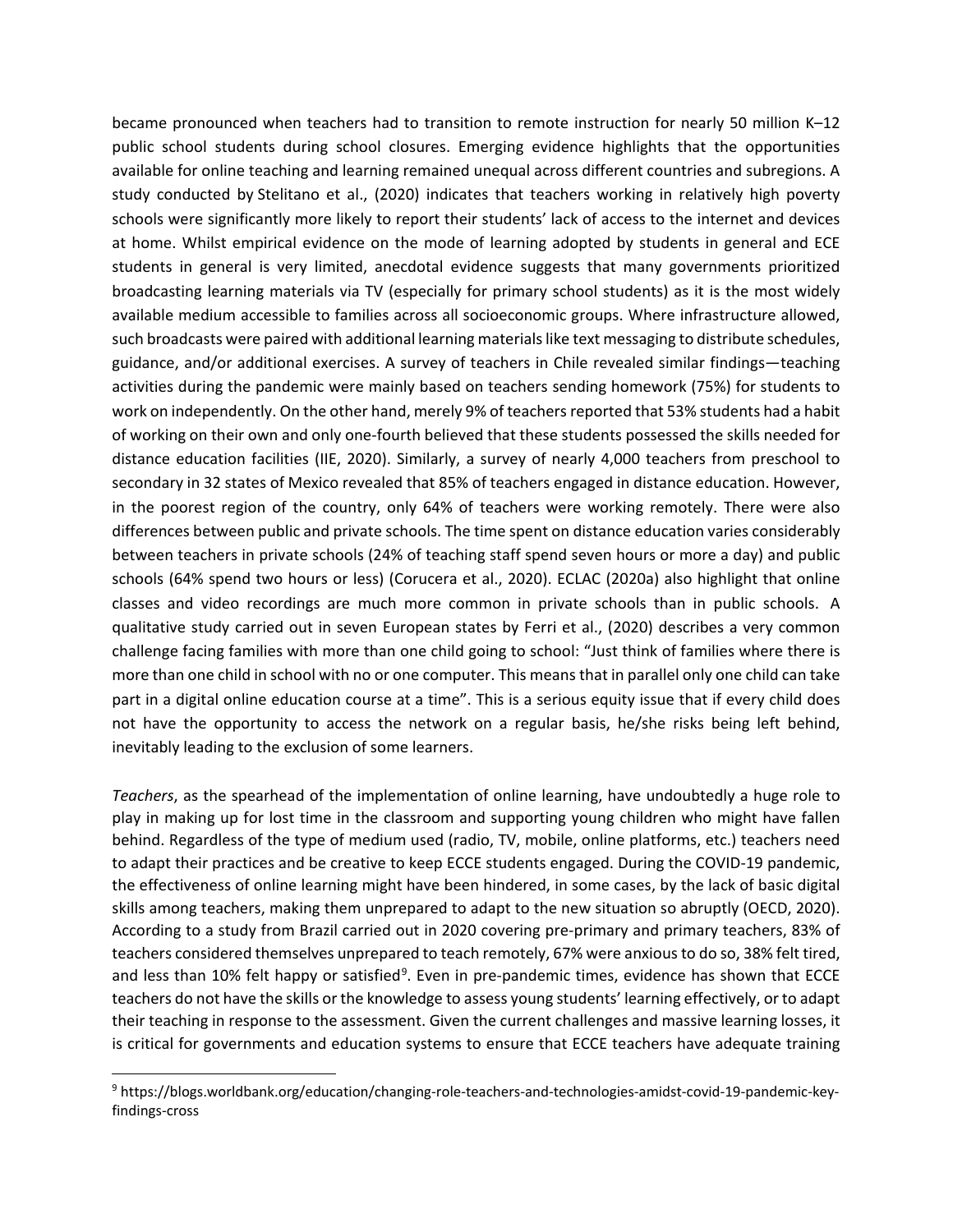became pronounced when teachers had to transition to remote instruction for nearly 50 million K–12 public school students during school closures. Emerging evidence highlights that the opportunities available for online teaching and learning remained unequal across different countries and subregions. A study conducted by Stelitano et al., (2020) indicates that teachers working in relatively high poverty schools were significantly more likely to report their students' lack of access to the internet and devices at home. Whilst empirical evidence on the mode of learning adopted by students in general and ECE students in general is very limited, anecdotal evidence suggests that many governments prioritized broadcasting learning materials via TV (especially for primary school students) as it is the most widely available medium accessible to families across all socioeconomic groups. Where infrastructure allowed, such broadcasts were paired with additional learning materials like text messaging to distribute schedules, guidance, and/or additional exercises. A survey of teachers in Chile revealed similar findings—teaching activities during the pandemic were mainly based on teachers sending homework (75%) for students to work on independently. On the other hand, merely 9% of teachers reported that 53% students had a habit of working on their own and only one-fourth believed that these students possessed the skills needed for distance education facilities (IIE, 2020). Similarly, a survey of nearly 4,000 teachers from preschool to secondary in 32 states of Mexico revealed that 85% of teachers engaged in distance education. However, in the poorest region of the country, only 64% of teachers were working remotely. There were also differences between public and private schools. The time spent on distance education varies considerably between teachers in private schools (24% of teaching staff spend seven hours or more a day) and public schools (64% spend two hours or less) (Corucera et al., 2020). ECLAC (2020a) also highlight that online classes and video recordings are much more common in private schools than in public schools. A qualitative study carried out in seven European states by Ferri et al., (2020) describes a very common challenge facing families with more than one child going to school: "Just think of families where there is more than one child in school with no or one computer. This means that in parallel only one child can take part in a digital online education course at a time". This is a serious equity issue that if every child does not have the opportunity to access the network on a regular basis, he/she risks being left behind, inevitably leading to the exclusion of some learners.

*Teachers*, as the spearhead of the implementation of online learning, have undoubtedly a huge role to play in making up for lost time in the classroom and supporting young children who might have fallen behind. Regardless of the type of medium used (radio, TV, mobile, online platforms, etc.) teachers need to adapt their practices and be creative to keep ECCE students engaged. During the COVID-19 pandemic, the effectiveness of online learning might have been hindered, in some cases, by the lack of basic digital skills among teachers, making them unprepared to adapt to the new situation so abruptly (OECD, 2020). According to a study from Brazil carried out in 2020 covering pre-primary and primary teachers, 83% of teachers considered themselves unprepared to teach remotely, 67% were anxious to do so, 38% felt tired, and less than 10% felt happy or satisfied[9]. Even in pre-pandemic times, evidence has shown that ECCE teachers do not have the skills or the knowledge to assess young students' learning effectively, or to adapt their teaching in response to the assessment. Given the current challenges and massive learning losses, it is critical for governments and education systems to ensure that ECCE teachers have adequate training

[9] https://blogs.worldbank.org/education/changing-role-teachers-and-technologies-amidst-covid-19-pandemic-key-findings-cross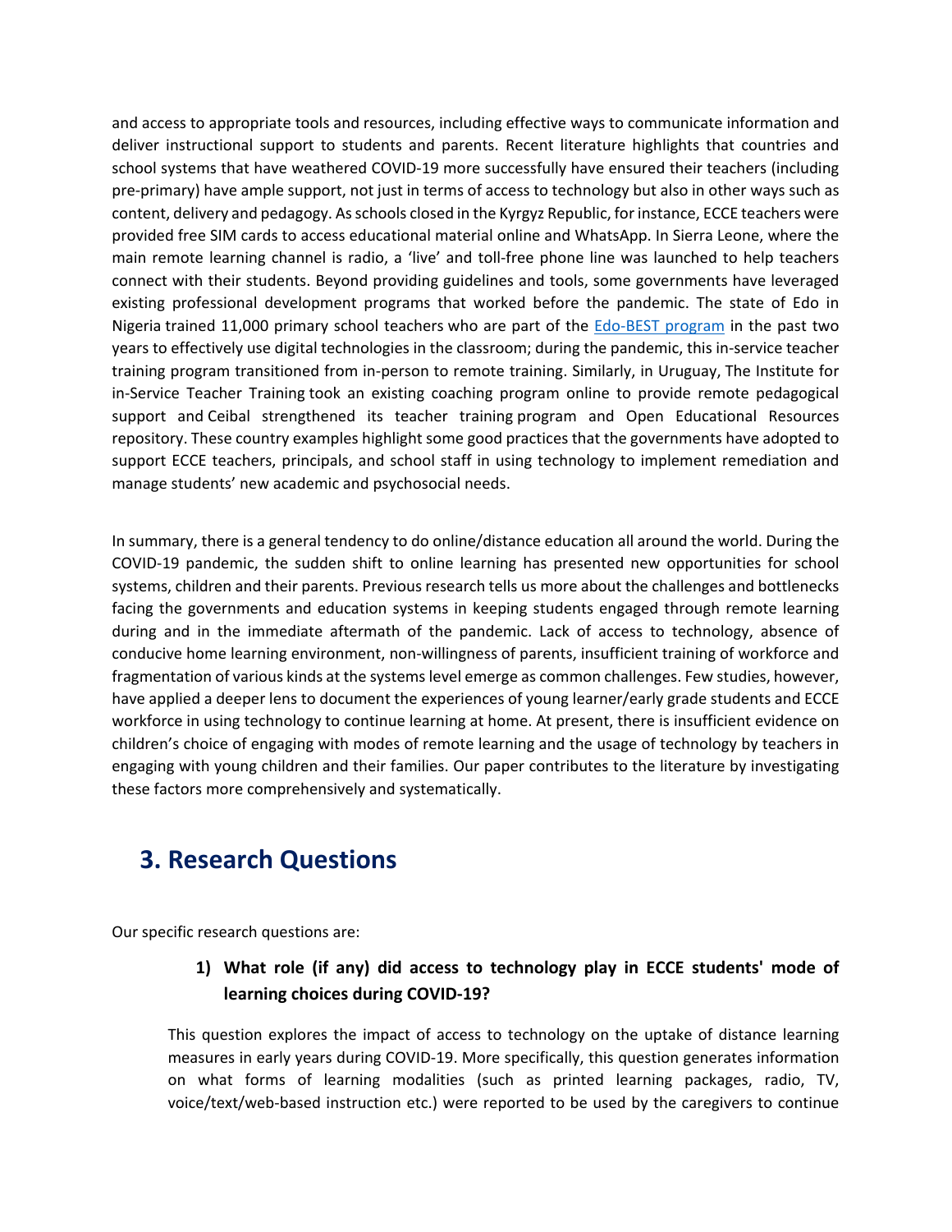and access to appropriate tools and resources, including effective ways to communicate information and deliver instructional support to students and parents. Recent literature highlights that countries and school systems that have weathered COVID-19 more successfully have ensured their teachers (including pre-primary) have ample support, not just in terms of access to technology but also in other ways such as content, delivery and pedagogy. As schools closed in the Kyrgyz Republic, for instance, ECCE teachers were provided free SIM cards to access educational material online and WhatsApp. In Sierra Leone, where the main remote learning channel is radio, a 'live' and toll-free phone line was launched to help teachers connect with their students. Beyond providing guidelines and tools, some governments have leveraged existing professional development programs that worked before the pandemic. The state of Edo in Nigeria trained 11,000 primary school teachers who are part of the Edo-BEST program in the past two years to effectively use digital technologies in the classroom; during the pandemic, this in-service teacher training program transitioned from in-person to remote training. Similarly, in Uruguay, The Institute for in-Service Teacher Training took an existing coaching program online to provide remote pedagogical support and Ceibal strengthened its teacher training program and Open Educational Resources repository. These country examples highlight some good practices that the governments have adopted to support ECCE teachers, principals, and school staff in using technology to implement remediation and manage students' new academic and psychosocial needs.

In summary, there is a general tendency to do online/distance education all around the world. During the COVID-19 pandemic, the sudden shift to online learning has presented new opportunities for school systems, children and their parents. Previous research tells us more about the challenges and bottlenecks facing the governments and education systems in keeping students engaged through remote learning during and in the immediate aftermath of the pandemic. Lack of access to technology, absence of conducive home learning environment, non-willingness of parents, insufficient training of workforce and fragmentation of various kinds at the systems level emerge as common challenges. Few studies, however, have applied a deeper lens to document the experiences of young learner/early grade students and ECCE workforce in using technology to continue learning at home. At present, there is insufficient evidence on children's choice of engaging with modes of remote learning and the usage of technology by teachers in engaging with young children and their families. Our paper contributes to the literature by investigating these factors more comprehensively and systematically.

## 3. Research Questions

Our specific research questions are:

**1) What role (if any) did access to technology play in ECCE students' mode of learning choices during COVID-19?**

This question explores the impact of access to technology on the uptake of distance learning measures in early years during COVID-19. More specifically, this question generates information on what forms of learning modalities (such as printed learning packages, radio, TV, voice/text/web-based instruction etc.) were reported to be used by the caregivers to continue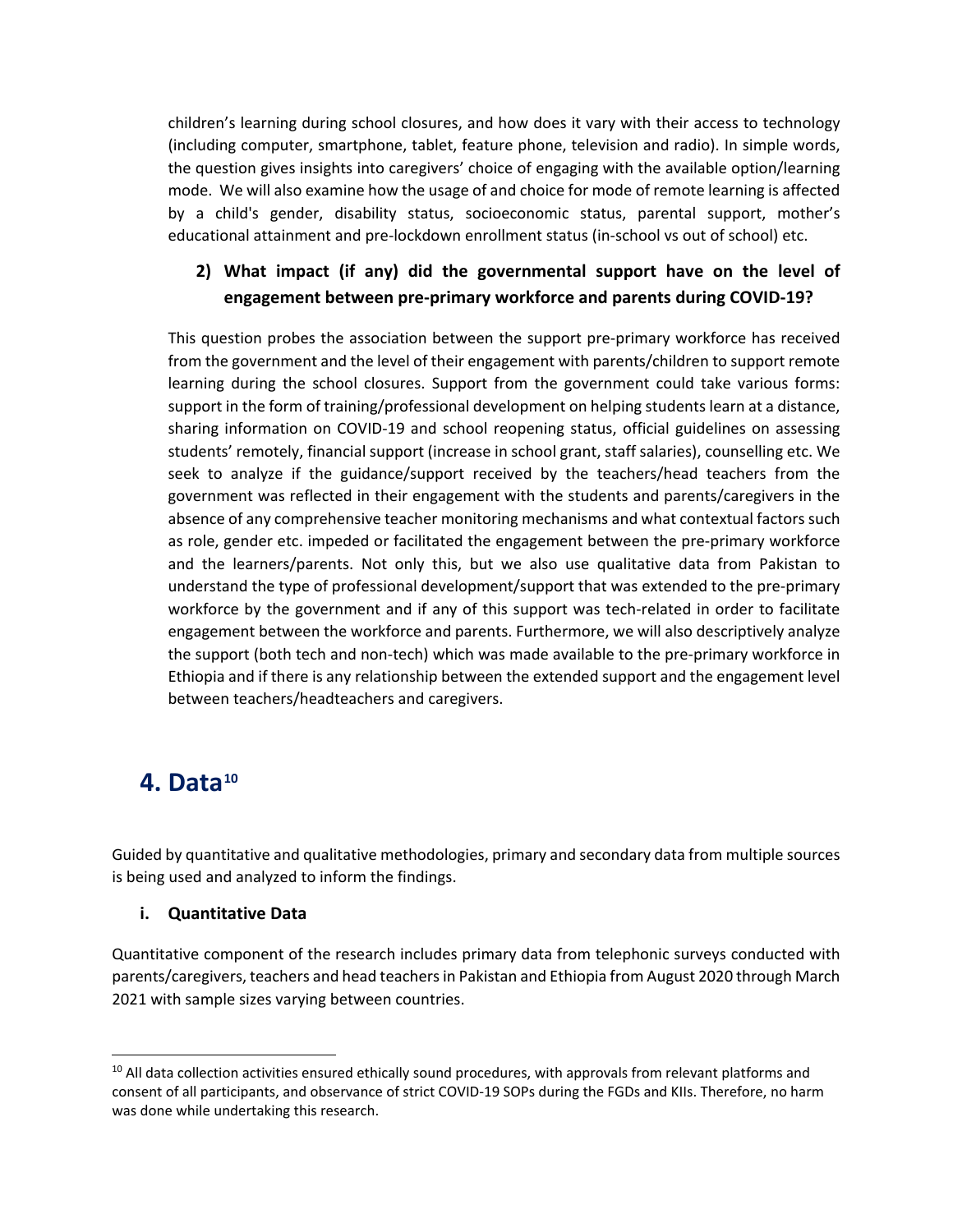children's learning during school closures, and how does it vary with their access to technology (including computer, smartphone, tablet, feature phone, television and radio). In simple words, the question gives insights into caregivers' choice of engaging with the available option/learning mode. We will also examine how the usage of and choice for mode of remote learning is affected by a child's gender, disability status, socioeconomic status, parental support, mother's educational attainment and pre-lockdown enrollment status (in-school vs out of school) etc.

**2) What impact (if any) did the governmental support have on the level of engagement between pre-primary workforce and parents during COVID-19?**

This question probes the association between the support pre-primary workforce has received from the government and the level of their engagement with parents/children to support remote learning during the school closures. Support from the government could take various forms: support in the form of training/professional development on helping students learn at a distance, sharing information on COVID-19 and school reopening status, official guidelines on assessing students' remotely, financial support (increase in school grant, staff salaries), counselling etc. We seek to analyze if the guidance/support received by the teachers/head teachers from the government was reflected in their engagement with the students and parents/caregivers in the absence of any comprehensive teacher monitoring mechanisms and what contextual factors such as role, gender etc. impeded or facilitated the engagement between the pre-primary workforce and the learners/parents. Not only this, but we also use qualitative data from Pakistan to understand the type of professional development/support that was extended to the pre-primary workforce by the government and if any of this support was tech-related in order to facilitate engagement between the workforce and parents. Furthermore, we will also descriptively analyze the support (both tech and non-tech) which was made available to the pre-primary workforce in Ethiopia and if there is any relationship between the extended support and the engagement level between teachers/headteachers and caregivers.

# 4. Data[10]

Guided by quantitative and qualitative methodologies, primary and secondary data from multiple sources is being used and analyzed to inform the findings.

### i. Quantitative Data

Quantitative component of the research includes primary data from telephonic surveys conducted with parents/caregivers, teachers and head teachers in Pakistan and Ethiopia from August 2020 through March 2021 with sample sizes varying between countries.

[10] All data collection activities ensured ethically sound procedures, with approvals from relevant platforms and consent of all participants, and observance of strict COVID-19 SOPs during the FGDs and KIIs. Therefore, no harm was done while undertaking this research.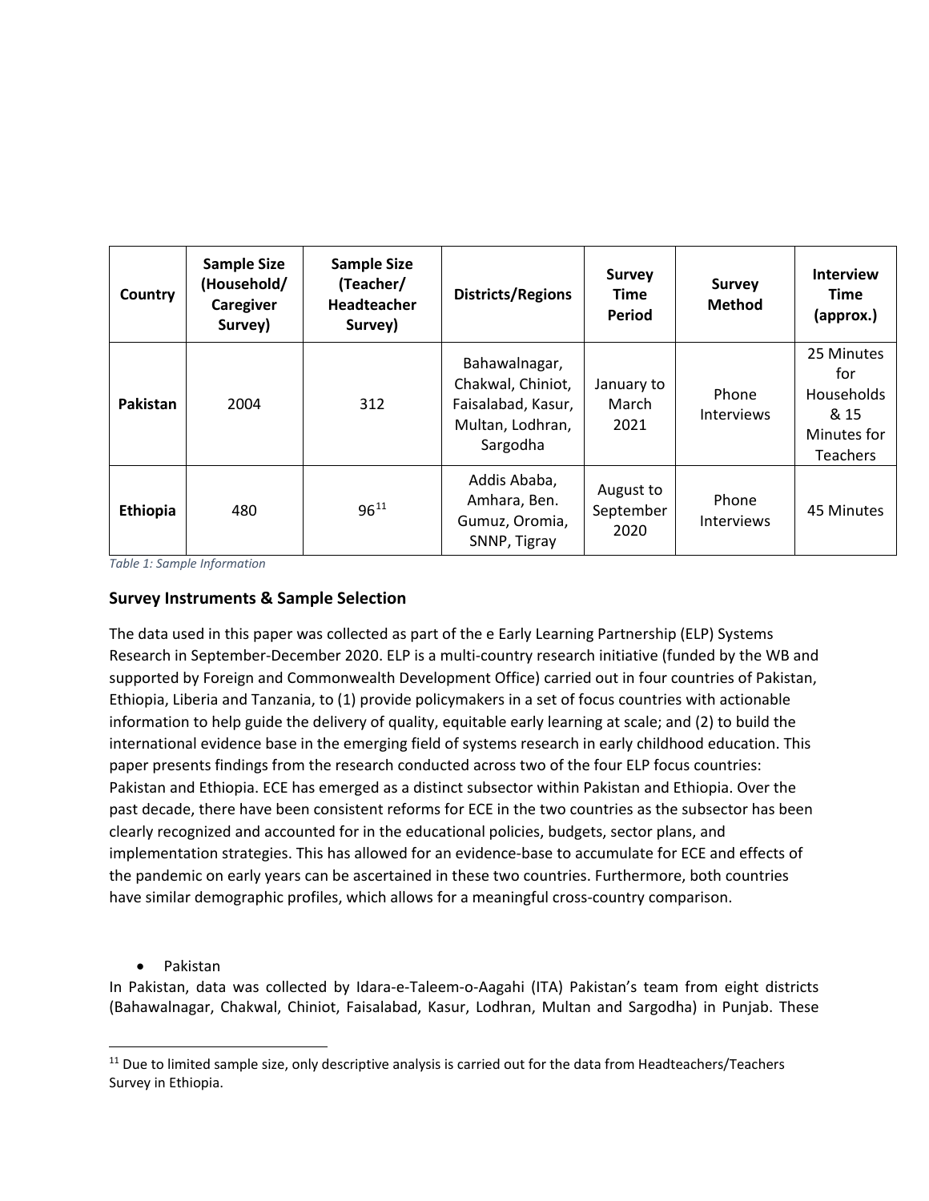| Country | Sample Size (Household/ Caregiver Survey) | Sample Size (Teacher/ Headteacher Survey) | Districts/Regions | Survey Time Period | Survey Method | Interview Time (approx.) |
|---|---|---|---|---|---|---|
| **Pakistan** | 2004 | 312 | Bahawalnagar, Chakwal, Chiniot, Faisalabad, Kasur, Multan, Lodhran, Sargodha | January to March 2021 | Phone Interviews | 25 Minutes for Households & 15 Minutes for Teachers |
| **Ethiopia** | 480 | 96[11] | Addis Ababa, Amhara, Ben. Gumuz, Oromia, SNNP, Tigray | August to September 2020 | Phone Interviews | 45 Minutes |

*Table 1: Sample Information*

### Survey Instruments & Sample Selection

The data used in this paper was collected as part of the e Early Learning Partnership (ELP) Systems Research in September-December 2020. ELP is a multi-country research initiative (funded by the WB and supported by Foreign and Commonwealth Development Office) carried out in four countries of Pakistan, Ethiopia, Liberia and Tanzania, to (1) provide policymakers in a set of focus countries with actionable information to help guide the delivery of quality, equitable early learning at scale; and (2) to build the international evidence base in the emerging field of systems research in early childhood education. This paper presents findings from the research conducted across two of the four ELP focus countries: Pakistan and Ethiopia. ECE has emerged as a distinct subsector within Pakistan and Ethiopia. Over the past decade, there have been consistent reforms for ECE in the two countries as the subsector has been clearly recognized and accounted for in the educational policies, budgets, sector plans, and implementation strategies. This has allowed for an evidence-base to accumulate for ECE and effects of the pandemic on early years can be ascertained in these two countries. Furthermore, both countries have similar demographic profiles, which allows for a meaningful cross-country comparison.

- Pakistan

In Pakistan, data was collected by Idara-e-Taleem-o-Aagahi (ITA) Pakistan's team from eight districts (Bahawalnagar, Chakwal, Chiniot, Faisalabad, Kasur, Lodhran, Multan and Sargodha) in Punjab. These

[11] Due to limited sample size, only descriptive analysis is carried out for the data from Headteachers/Teachers Survey in Ethiopia.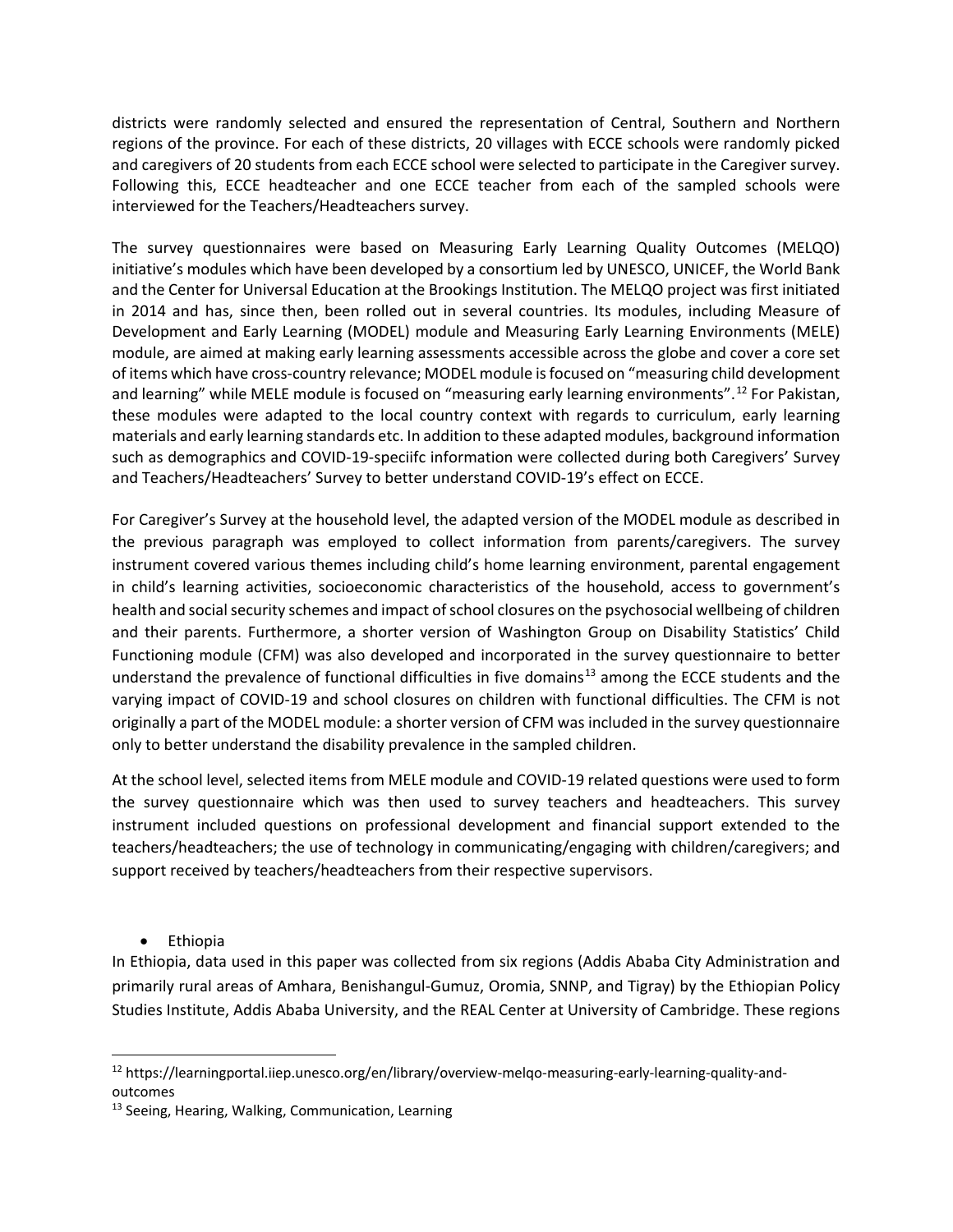districts were randomly selected and ensured the representation of Central, Southern and Northern regions of the province. For each of these districts, 20 villages with ECCE schools were randomly picked and caregivers of 20 students from each ECCE school were selected to participate in the Caregiver survey. Following this, ECCE headteacher and one ECCE teacher from each of the sampled schools were interviewed for the Teachers/Headteachers survey.

The survey questionnaires were based on Measuring Early Learning Quality Outcomes (MELQO) initiative's modules which have been developed by a consortium led by UNESCO, UNICEF, the World Bank and the Center for Universal Education at the Brookings Institution. The MELQO project was first initiated in 2014 and has, since then, been rolled out in several countries. Its modules, including Measure of Development and Early Learning (MODEL) module and Measuring Early Learning Environments (MELE) module, are aimed at making early learning assessments accessible across the globe and cover a core set of items which have cross-country relevance; MODEL module is focused on "measuring child development and learning" while MELE module is focused on "measuring early learning environments".[12] For Pakistan, these modules were adapted to the local country context with regards to curriculum, early learning materials and early learning standards etc. In addition to these adapted modules, background information such as demographics and COVID-19-speciifc information were collected during both Caregivers' Survey and Teachers/Headteachers' Survey to better understand COVID-19's effect on ECCE.

For Caregiver's Survey at the household level, the adapted version of the MODEL module as described in the previous paragraph was employed to collect information from parents/caregivers. The survey instrument covered various themes including child's home learning environment, parental engagement in child's learning activities, socioeconomic characteristics of the household, access to government's health and social security schemes and impact of school closures on the psychosocial wellbeing of children and their parents. Furthermore, a shorter version of Washington Group on Disability Statistics' Child Functioning module (CFM) was also developed and incorporated in the survey questionnaire to better understand the prevalence of functional difficulties in five domains[13] among the ECCE students and the varying impact of COVID-19 and school closures on children with functional difficulties. The CFM is not originally a part of the MODEL module: a shorter version of CFM was included in the survey questionnaire only to better understand the disability prevalence in the sampled children.

At the school level, selected items from MELE module and COVID-19 related questions were used to form the survey questionnaire which was then used to survey teachers and headteachers. This survey instrument included questions on professional development and financial support extended to the teachers/headteachers; the use of technology in communicating/engaging with children/caregivers; and support received by teachers/headteachers from their respective supervisors.

- Ethiopia

In Ethiopia, data used in this paper was collected from six regions (Addis Ababa City Administration and primarily rural areas of Amhara, Benishangul-Gumuz, Oromia, SNNP, and Tigray) by the Ethiopian Policy Studies Institute, Addis Ababa University, and the REAL Center at University of Cambridge. These regions

[12] https://learningportal.iiep.unesco.org/en/library/overview-melqo-measuring-early-learning-quality-and-outcomes

[13] Seeing, Hearing, Walking, Communication, Learning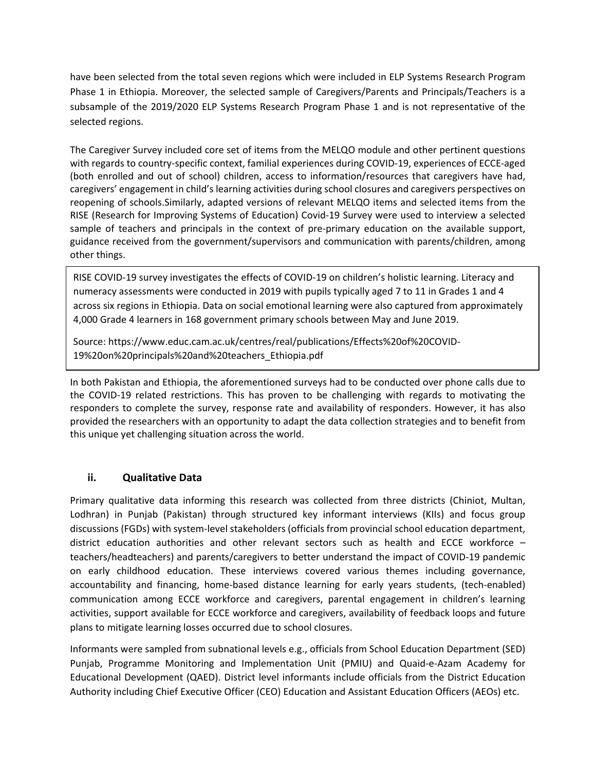have been selected from the total seven regions which were included in ELP Systems Research Program Phase 1 in Ethiopia. Moreover, the selected sample of Caregivers/Parents and Principals/Teachers is a subsample of the 2019/2020 ELP Systems Research Program Phase 1 and is not representative of the selected regions.

The Caregiver Survey included core set of items from the MELQO module and other pertinent questions with regards to country-specific context, familial experiences during COVID-19, experiences of ECCE-aged (both enrolled and out of school) children, access to information/resources that caregivers have had, caregivers' engagement in child's learning activities during school closures and caregivers perspectives on reopening of schools.Similarly, adapted versions of relevant MELQO items and selected items from the RISE (Research for Improving Systems of Education) Covid-19 Survey were used to interview a selected sample of teachers and principals in the context of pre-primary education on the available support, guidance received from the government/supervisors and communication with parents/children, among other things.

> RISE COVID-19 survey investigates the effects of COVID-19 on children's holistic learning. Literacy and numeracy assessments were conducted in 2019 with pupils typically aged 7 to 11 in Grades 1 and 4 across six regions in Ethiopia. Data on social emotional learning were also captured from approximately 4,000 Grade 4 learners in 168 government primary schools between May and June 2019.
>
> Source: https://www.educ.cam.ac.uk/centres/real/publications/Effects%20of%20COVID-19%20on%20principals%20and%20teachers_Ethiopia.pdf

In both Pakistan and Ethiopia, the aforementioned surveys had to be conducted over phone calls due to the COVID-19 related restrictions. This has proven to be challenging with regards to motivating the responders to complete the survey, response rate and availability of responders. However, it has also provided the researchers with an opportunity to adapt the data collection strategies and to benefit from this unique yet challenging situation across the world.

### ii. Qualitative Data

Primary qualitative data informing this research was collected from three districts (Chiniot, Multan, Lodhran) in Punjab (Pakistan) through structured key informant interviews (KIIs) and focus group discussions (FGDs) with system-level stakeholders (officials from provincial school education department, district education authorities and other relevant sectors such as health and ECCE workforce – teachers/headteachers) and parents/caregivers to better understand the impact of COVID-19 pandemic on early childhood education. These interviews covered various themes including governance, accountability and financing, home-based distance learning for early years students, (tech-enabled) communication among ECCE workforce and caregivers, parental engagement in children's learning activities, support available for ECCE workforce and caregivers, availability of feedback loops and future plans to mitigate learning losses occurred due to school closures.

Informants were sampled from subnational levels e.g., officials from School Education Department (SED) Punjab, Programme Monitoring and Implementation Unit (PMIU) and Quaid-e-Azam Academy for Educational Development (QAED). District level informants include officials from the District Education Authority including Chief Executive Officer (CEO) Education and Assistant Education Officers (AEOs) etc.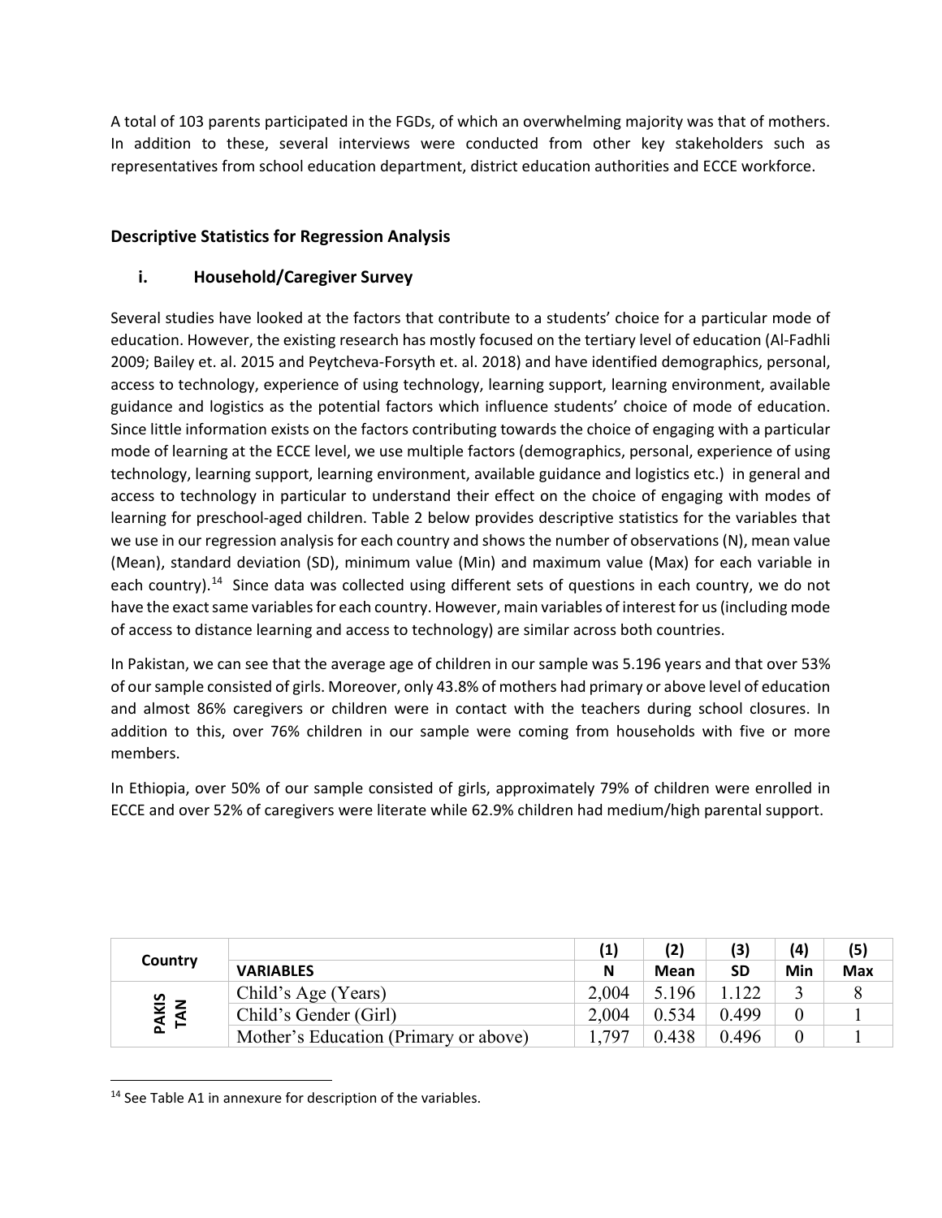A total of 103 parents participated in the FGDs, of which an overwhelming majority was that of mothers. In addition to these, several interviews were conducted from other key stakeholders such as representatives from school education department, district education authorities and ECCE workforce.

### Descriptive Statistics for Regression Analysis

#### i. Household/Caregiver Survey

Several studies have looked at the factors that contribute to a students' choice for a particular mode of education. However, the existing research has mostly focused on the tertiary level of education (Al-Fadhli 2009; Bailey et. al. 2015 and Peytcheva-Forsyth et. al. 2018) and have identified demographics, personal, access to technology, experience of using technology, learning support, learning environment, available guidance and logistics as the potential factors which influence students' choice of mode of education. Since little information exists on the factors contributing towards the choice of engaging with a particular mode of learning at the ECCE level, we use multiple factors (demographics, personal, experience of using technology, learning support, learning environment, available guidance and logistics etc.) in general and access to technology in particular to understand their effect on the choice of engaging with modes of learning for preschool-aged children. Table 2 below provides descriptive statistics for the variables that we use in our regression analysis for each country and shows the number of observations (N), mean value (Mean), standard deviation (SD), minimum value (Min) and maximum value (Max) for each variable in each country).[14] Since data was collected using different sets of questions in each country, we do not have the exact same variables for each country. However, main variables of interest for us (including mode of access to distance learning and access to technology) are similar across both countries.

In Pakistan, we can see that the average age of children in our sample was 5.196 years and that over 53% of our sample consisted of girls. Moreover, only 43.8% of mothers had primary or above level of education and almost 86% caregivers or children were in contact with the teachers during school closures. In addition to this, over 76% children in our sample were coming from households with five or more members.

In Ethiopia, over 50% of our sample consisted of girls, approximately 79% of children were enrolled in ECCE and over 52% of caregivers were literate while 62.9% children had medium/high parental support.

| Country | | (1) | (2) | (3) | (4) | (5) |
|---|---|---|---|---|---|---|
| | VARIABLES | N | Mean | SD | Min | Max |
| PAKISTAN | Child's Age (Years) | 2,004 | 5.196 | 1.122 | 3 | 8 |
| | Child's Gender (Girl) | 2,004 | 0.534 | 0.499 | 0 | 1 |
| | Mother's Education (Primary or above) | 1,797 | 0.438 | 0.496 | 0 | 1 |

[14] See Table A1 in annexure for description of the variables.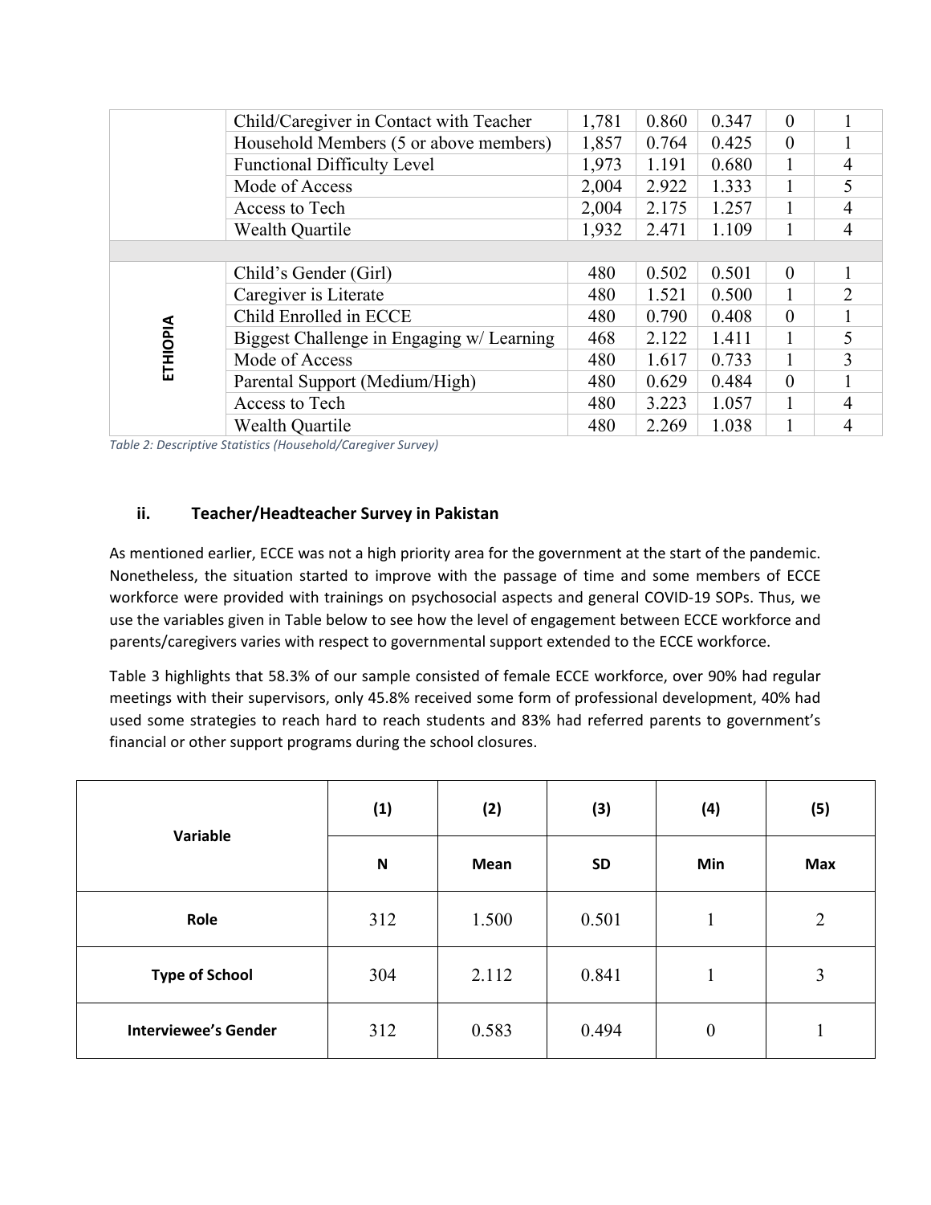| | | | | | | |
|---|---|---|---|---|---|---|
| | Child/Caregiver in Contact with Teacher | 1,781 | 0.860 | 0.347 | 0 | 1 |
| | Household Members (5 or above members) | 1,857 | 0.764 | 0.425 | 0 | 1 |
| | Functional Difficulty Level | 1,973 | 1.191 | 0.680 | 1 | 4 |
| | Mode of Access | 2,004 | 2.922 | 1.333 | 1 | 5 |
| | Access to Tech | 2,004 | 2.175 | 1.257 | 1 | 4 |
| | Wealth Quartile | 1,932 | 2.471 | 1.109 | 1 | 4 |
| | | | | | | |
| **ETHIOPIA** | Child's Gender (Girl) | 480 | 0.502 | 0.501 | 0 | 1 |
| | Caregiver is Literate | 480 | 1.521 | 0.500 | 1 | 2 |
| | Child Enrolled in ECCE | 480 | 0.790 | 0.408 | 0 | 1 |
| | Biggest Challenge in Engaging w/ Learning | 468 | 2.122 | 1.411 | 1 | 5 |
| | Mode of Access | 480 | 1.617 | 0.733 | 1 | 3 |
| | Parental Support (Medium/High) | 480 | 0.629 | 0.484 | 0 | 1 |
| | Access to Tech | 480 | 3.223 | 1.057 | 1 | 4 |
| | Wealth Quartile | 480 | 2.269 | 1.038 | 1 | 4 |

*Table 2: Descriptive Statistics (Household/Caregiver Survey)*

### ii. Teacher/Headteacher Survey in Pakistan

As mentioned earlier, ECCE was not a high priority area for the government at the start of the pandemic. Nonetheless, the situation started to improve with the passage of time and some members of ECCE workforce were provided with trainings on psychosocial aspects and general COVID-19 SOPs. Thus, we use the variables given in Table below to see how the level of engagement between ECCE workforce and parents/caregivers varies with respect to governmental support extended to the ECCE workforce.

Table 3 highlights that 58.3% of our sample consisted of female ECCE workforce, over 90% had regular meetings with their supervisors, only 45.8% received some form of professional development, 40% had used some strategies to reach hard to reach students and 83% had referred parents to government's financial or other support programs during the school closures.

| Variable | (1) | (2) | (3) | (4) | (5) |
|---|---|---|---|---|---|
| | **N** | **Mean** | **SD** | **Min** | **Max** |
| **Role** | 312 | 1.500 | 0.501 | 1 | 2 |
| **Type of School** | 304 | 2.112 | 0.841 | 1 | 3 |
| **Interviewee's Gender** | 312 | 0.583 | 0.494 | 0 | 1 |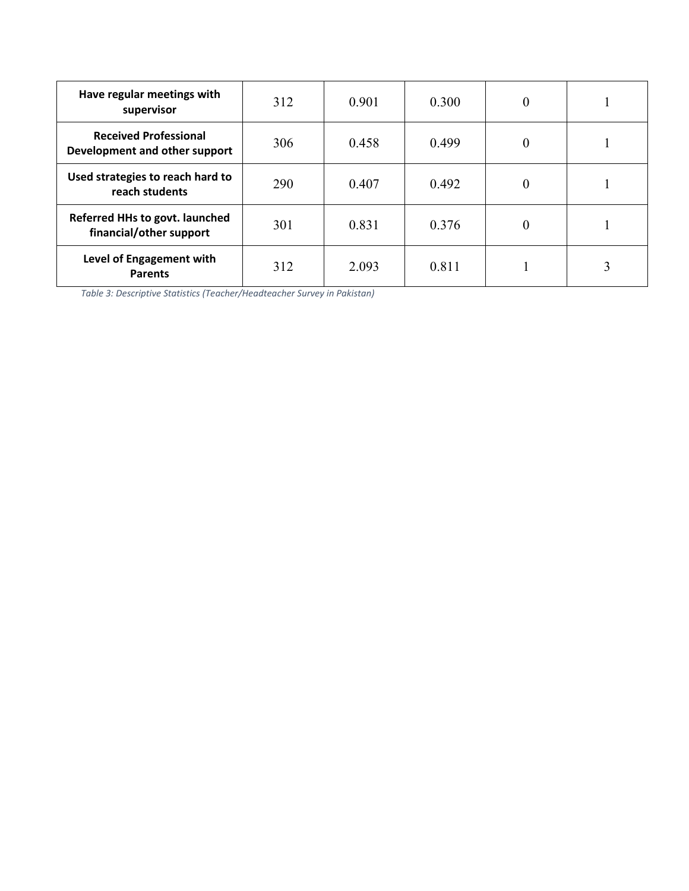| | | | | | |
|---|---|---|---|---|---|
| **Have regular meetings with supervisor** | 312 | 0.901 | 0.300 | 0 | 1 |
| **Received Professional Development and other support** | 306 | 0.458 | 0.499 | 0 | 1 |
| **Used strategies to reach hard to reach students** | 290 | 0.407 | 0.492 | 0 | 1 |
| **Referred HHs to govt. launched financial/other support** | 301 | 0.831 | 0.376 | 0 | 1 |
| **Level of Engagement with Parents** | 312 | 2.093 | 0.811 | 1 | 3 |

*Table 3: Descriptive Statistics (Teacher/Headteacher Survey in Pakistan)*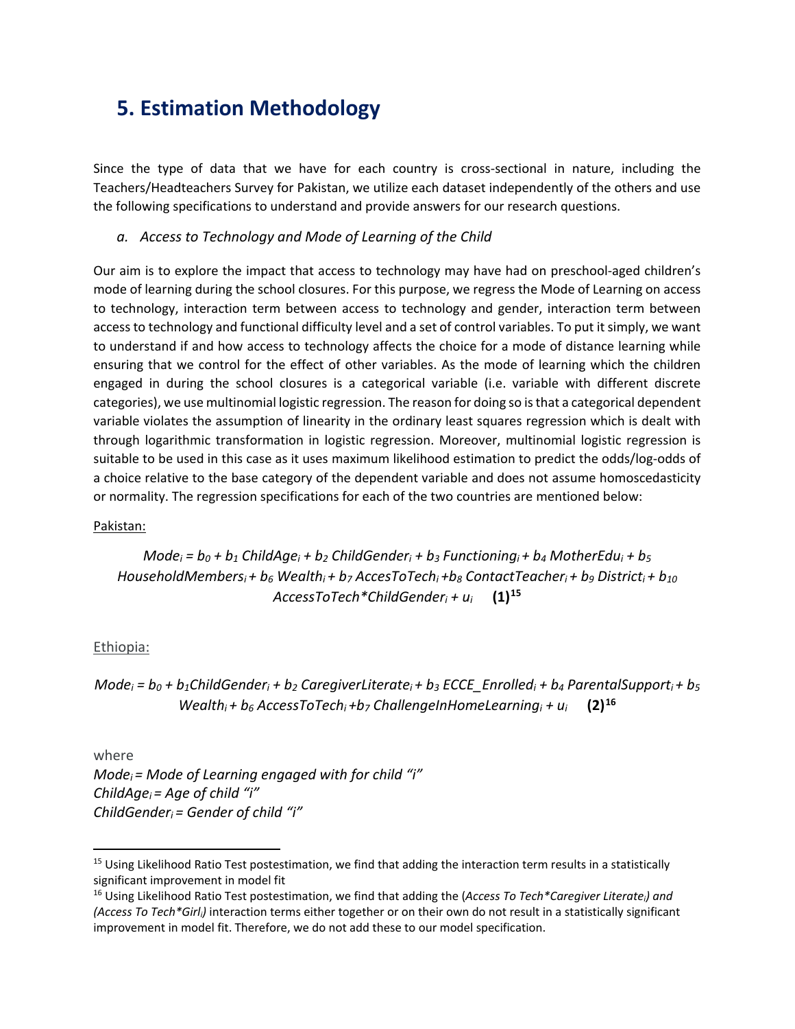## 5. Estimation Methodology

Since the type of data that we have for each country is cross-sectional in nature, including the Teachers/Headteachers Survey for Pakistan, we utilize each dataset independently of the others and use the following specifications to understand and provide answers for our research questions.

### *a. Access to Technology and Mode of Learning of the Child*

Our aim is to explore the impact that access to technology may have had on preschool-aged children's mode of learning during the school closures. For this purpose, we regress the Mode of Learning on access to technology, interaction term between access to technology and gender, interaction term between access to technology and functional difficulty level and a set of control variables. To put it simply, we want to understand if and how access to technology affects the choice for a mode of distance learning while ensuring that we control for the effect of other variables. As the mode of learning which the children engaged in during the school closures is a categorical variable (i.e. variable with different discrete categories), we use multinomial logistic regression. The reason for doing so is that a categorical dependent variable violates the assumption of linearity in the ordinary least squares regression which is dealt with through logarithmic transformation in logistic regression. Moreover, multinomial logistic regression is suitable to be used in this case as it uses maximum likelihood estimation to predict the odds/log-odds of a choice relative to the base category of the dependent variable and does not assume homoscedasticity or normality. The regression specifications for each of the two countries are mentioned below:

Pakistan:

$$Mode_i = b_0 + b_1\, ChildAge_i + b_2\, ChildGender_i + b_3\, Functioning_i + b_4\, MotherEdu_i + b_5\, HouseholdMembers_i + b_6\, Wealth_i + b_7\, AccesToTech_i + b_8\, ContactTeacher_i + b_9\, District_i + b_{10}\, AccessToTech{*}ChildGender_i + u_i \quad \textbf{(1)}$$ [15]

Ethiopia:

$$Mode_i = b_0 + b_1 ChildGender_i + b_2\, CaregiverLiterate_i + b_3\, ECCE\_Enrolled_i + b_4\, ParentalSupport_i + b_5\, Wealth_i + b_6\, AccessToTech_i + b_7\, ChallengeInHomeLearning_i + u_i \quad \textbf{(2)}$$ [16]

where

*$Mode_i$ = Mode of Learning engaged with for child "i"*
*$ChildAge_i$ = Age of child "i"*
*$ChildGender_i$ = Gender of child "i"*

---

[15] Using Likelihood Ratio Test postestimation, we find that adding the interaction term results in a statistically significant improvement in model fit

[16] Using Likelihood Ratio Test postestimation, we find that adding the (*Access To Tech\*Caregiver Literate$_i$*) and (*Access To Tech\*Girl$_i$*) interaction terms either together or on their own do not result in a statistically significant improvement in model fit. Therefore, we do not add these to our model specification.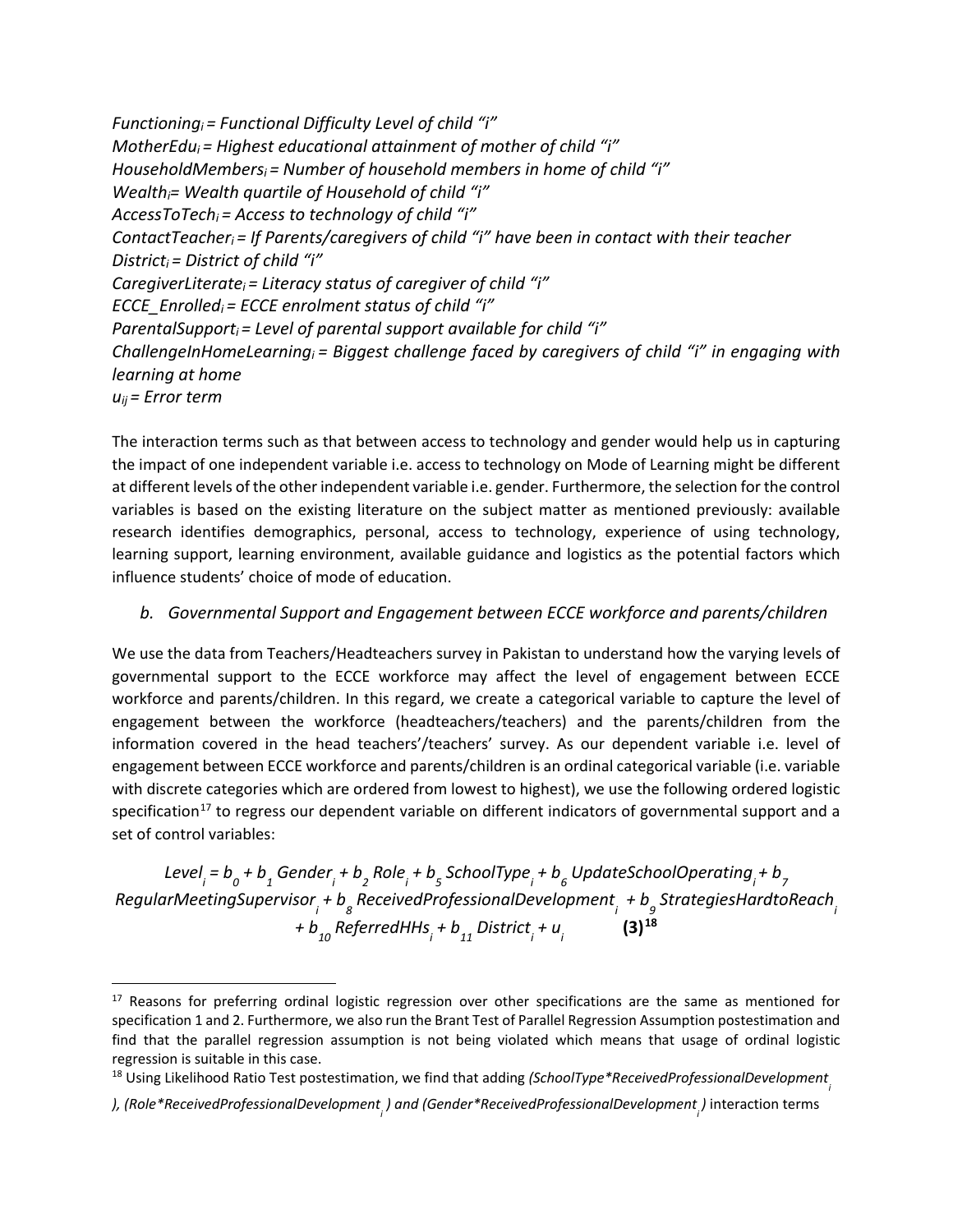*$Functioning_i$ = Functional Difficulty Level of child "i"*
*$MotherEdu_i$ = Highest educational attainment of mother of child "i"*
*$HouseholdMembers_i$ = Number of household members in home of child "i"*
*$Wealth_i$= Wealth quartile of Household of child "i"*
*$AccessToTech_i$ = Access to technology of child "i"*
*$ContactTeacher_i$ = If Parents/caregivers of child "i" have been in contact with their teacher*
*$District_i$ = District of child "i"*
*$CaregiverLiterate_i$ = Literacy status of caregiver of child "i"*
*$ECCE\_Enrolled_i$ = ECCE enrolment status of child "i"*
*$ParentalSupport_i$ = Level of parental support available for child "i"*
*$ChallengeInHomeLearning_i$ = Biggest challenge faced by caregivers of child "i" in engaging with learning at home*
*$u_{ij}$ = Error term*

The interaction terms such as that between access to technology and gender would help us in capturing the impact of one independent variable i.e. access to technology on Mode of Learning might be different at different levels of the other independent variable i.e. gender. Furthermore, the selection for the control variables is based on the existing literature on the subject matter as mentioned previously: available research identifies demographics, personal, access to technology, experience of using technology, learning support, learning environment, available guidance and logistics as the potential factors which influence students' choice of mode of education.

### b. Governmental Support and Engagement between ECCE workforce and parents/children

We use the data from Teachers/Headteachers survey in Pakistan to understand how the varying levels of governmental support to the ECCE workforce may affect the level of engagement between ECCE workforce and parents/children. In this regard, we create a categorical variable to capture the level of engagement between the workforce (headteachers/teachers) and the parents/children from the information covered in the head teachers'/teachers' survey. As our dependent variable i.e. level of engagement between ECCE workforce and parents/children is an ordinal categorical variable (i.e. variable with discrete categories which are ordered from lowest to highest), we use the following ordered logistic specification[17] to regress our dependent variable on different indicators of governmental support and a set of control variables:

$$Level_i = b_0 + b_1\, Gender_i + b_2\, Role_i + b_5\, SchoolType_i + b_6\, UpdateSchoolOperating_i + b_7\, RegularMeetingSupervisor_i + b_8\, ReceivedProfessionalDevelopment_i + b_9\, StrategiesHardtoReach_i + b_{10}\, ReferredHHs_i + b_{11}\, District_i + u_i \qquad \textbf{(3)}$$ [18]

---

[17] Reasons for preferring ordinal logistic regression over other specifications are the same as mentioned for specification 1 and 2. Furthermore, we also run the Brant Test of Parallel Regression Assumption postestimation and find that the parallel regression assumption is not being violated which means that usage of ordinal logistic regression is suitable in this case.

[18] Using Likelihood Ratio Test postestimation, we find that adding *($SchoolType*ReceivedProfessionalDevelopment_i$), ($Role*ReceivedProfessionalDevelopment_i$) and ($Gender*ReceivedProfessionalDevelopment_i$)* interaction terms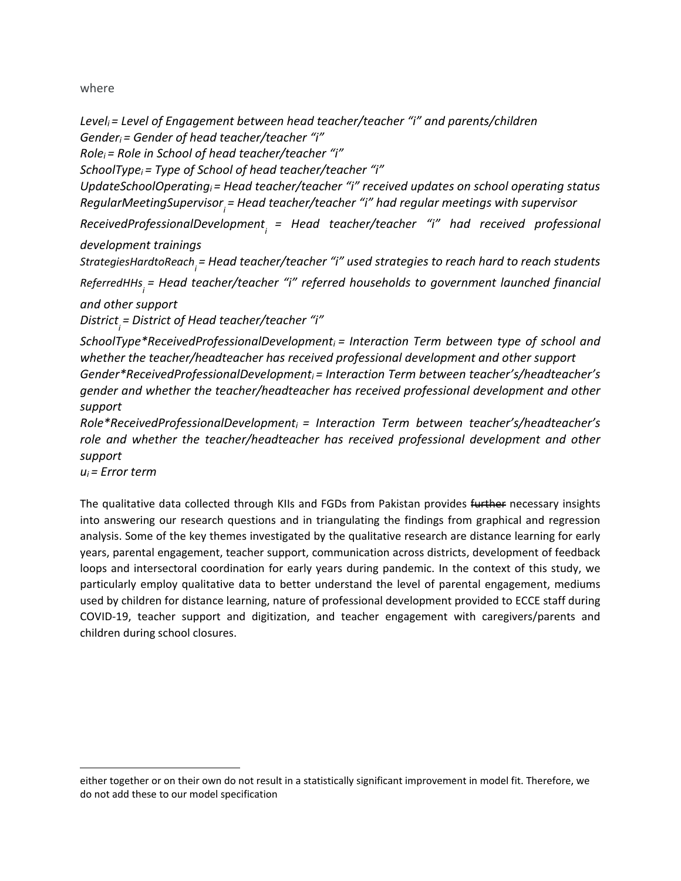where

*$Level_i$ = Level of Engagement between head teacher/teacher "i" and parents/children*
*$Gender_i$ = Gender of head teacher/teacher "i"*
*$Role_i$ = Role in School of head teacher/teacher "i"*
*$SchoolType_i$ = Type of School of head teacher/teacher "i"*
*$UpdateSchoolOperating_i$ = Head teacher/teacher "i" received updates on school operating status*
*$RegularMeetingSupervisor_i$ = Head teacher/teacher "i" had regular meetings with supervisor*
*$ReceivedProfessionalDevelopment_i$ = Head teacher/teacher "i" had received professional development trainings*
*$StrategiesHardtoReach_i$ = Head teacher/teacher "i" used strategies to reach hard to reach students*
*$ReferredHHs_i$ = Head teacher/teacher "i" referred households to government launched financial and other support*
*$District_i$ = District of Head teacher/teacher "i"*
*$SchoolType*ReceivedProfessionalDevelopment_i$ = Interaction Term between type of school and whether the teacher/headteacher has received professional development and other support*
*$Gender*ReceivedProfessionalDevelopment_i$ = Interaction Term between teacher's/headteacher's gender and whether the teacher/headteacher has received professional development and other support*
*$Role*ReceivedProfessionalDevelopment_i$ = Interaction Term between teacher's/headteacher's role and whether the teacher/headteacher has received professional development and other support*
*$u_i$ = Error term*

The qualitative data collected through KIIs and FGDs from Pakistan provides ~~further~~ necessary insights into answering our research questions and in triangulating the findings from graphical and regression analysis. Some of the key themes investigated by the qualitative research are distance learning for early years, parental engagement, teacher support, communication across districts, development of feedback loops and intersectoral coordination for early years during pandemic. In the context of this study, we particularly employ qualitative data to better understand the level of parental engagement, mediums used by children for distance learning, nature of professional development provided to ECCE staff during COVID-19, teacher support and digitization, and teacher engagement with caregivers/parents and children during school closures.

---

either together or on their own do not result in a statistically significant improvement in model fit. Therefore, we do not add these to our model specification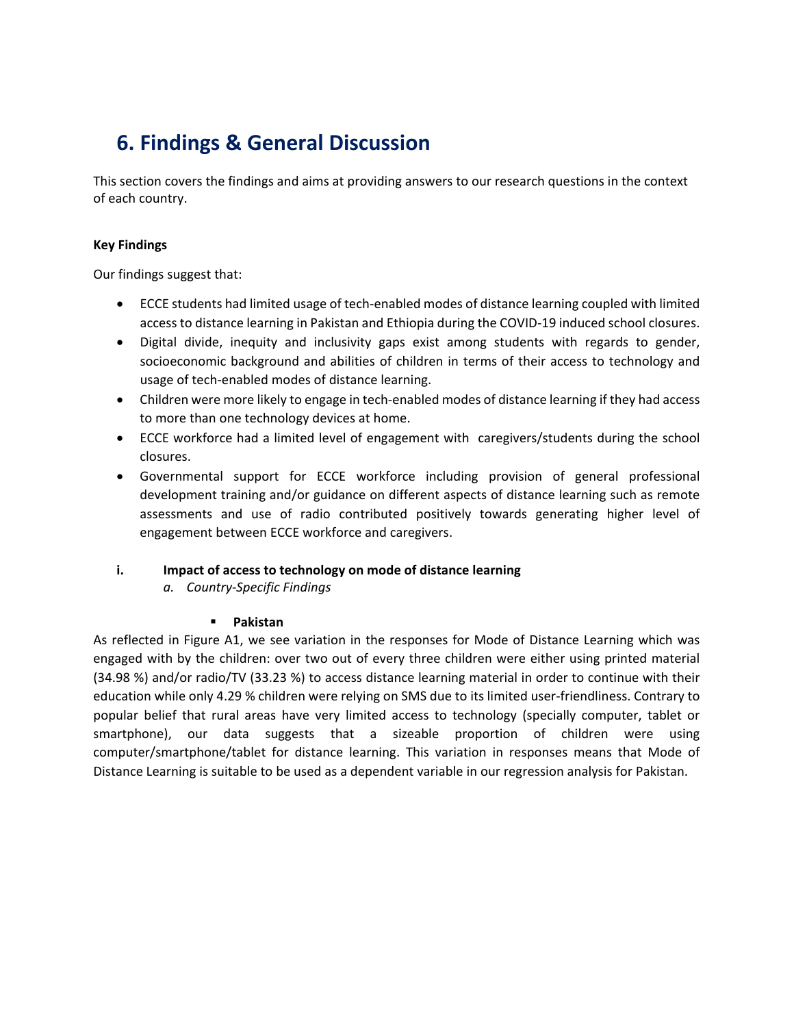# 6. Findings & General Discussion

This section covers the findings and aims at providing answers to our research questions in the context of each country.

**Key Findings**

Our findings suggest that:

- ECCE students had limited usage of tech-enabled modes of distance learning coupled with limited access to distance learning in Pakistan and Ethiopia during the COVID-19 induced school closures.
- Digital divide, inequity and inclusivity gaps exist among students with regards to gender, socioeconomic background and abilities of children in terms of their access to technology and usage of tech-enabled modes of distance learning.
- Children were more likely to engage in tech-enabled modes of distance learning if they had access to more than one technology devices at home.
- ECCE workforce had a limited level of engagement with caregivers/students during the school closures.
- Governmental support for ECCE workforce including provision of general professional development training and/or guidance on different aspects of distance learning such as remote assessments and use of radio contributed positively towards generating higher level of engagement between ECCE workforce and caregivers.

## i. Impact of access to technology on mode of distance learning

### *a. Country-Specific Findings*

- **Pakistan**

As reflected in Figure A1, we see variation in the responses for Mode of Distance Learning which was engaged with by the children: over two out of every three children were either using printed material (34.98 %) and/or radio/TV (33.23 %) to access distance learning material in order to continue with their education while only 4.29 % children were relying on SMS due to its limited user-friendliness. Contrary to popular belief that rural areas have very limited access to technology (specially computer, tablet or smartphone), our data suggests that a sizeable proportion of children were using computer/smartphone/tablet for distance learning. This variation in responses means that Mode of Distance Learning is suitable to be used as a dependent variable in our regression analysis for Pakistan.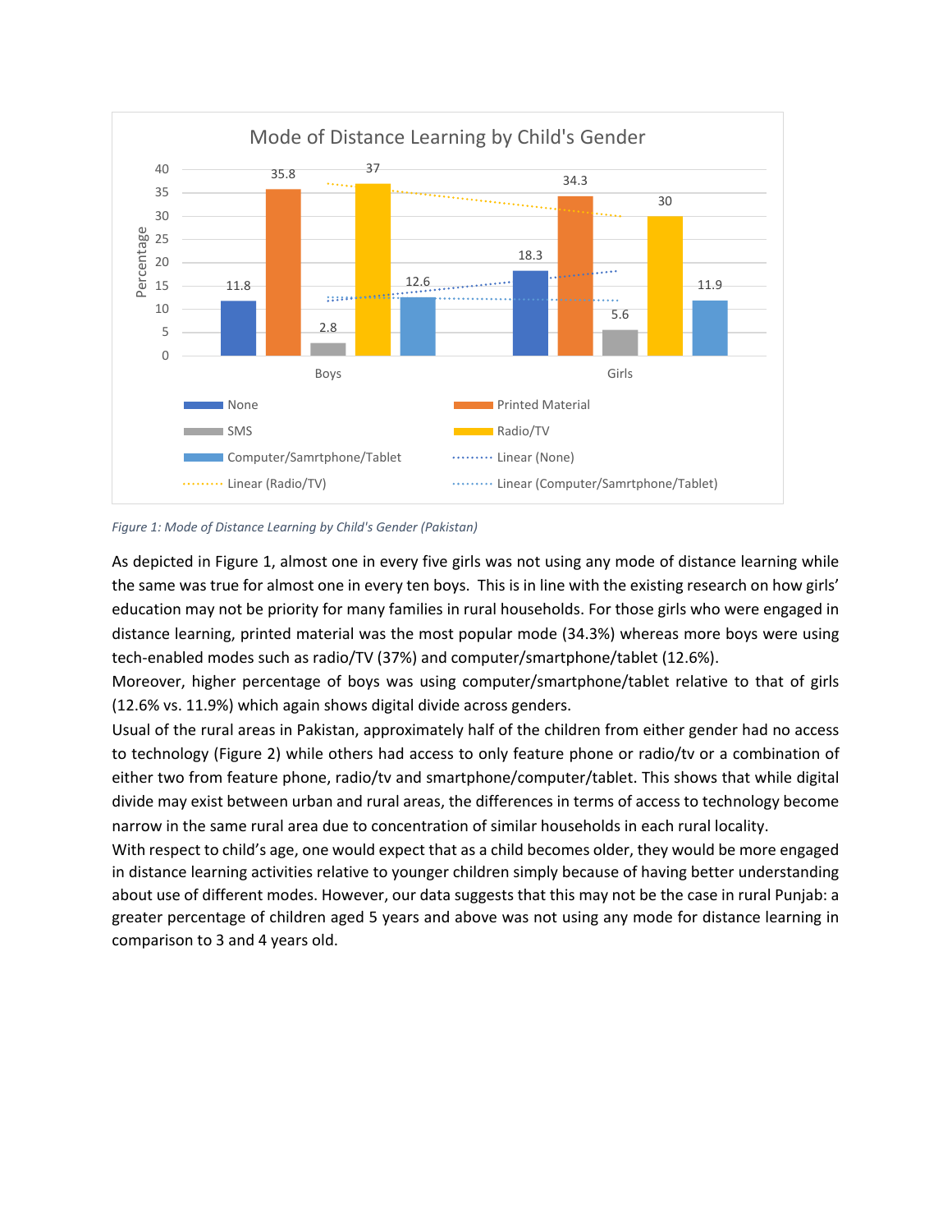*Figure 1: Mode of Distance Learning by Child's Gender (Pakistan)*

As depicted in Figure 1, almost one in every five girls was not using any mode of distance learning while the same was true for almost one in every ten boys. This is in line with the existing research on how girls' education may not be priority for many families in rural households. For those girls who were engaged in distance learning, printed material was the most popular mode (34.3%) whereas more boys were using tech-enabled modes such as radio/TV (37%) and computer/smartphone/tablet (12.6%).

Moreover, higher percentage of boys was using computer/smartphone/tablet relative to that of girls (12.6% vs. 11.9%) which again shows digital divide across genders.

Usual of the rural areas in Pakistan, approximately half of the children from either gender had no access to technology (Figure 2) while others had access to only feature phone or radio/tv or a combination of either two from feature phone, radio/tv and smartphone/computer/tablet. This shows that while digital divide may exist between urban and rural areas, the differences in terms of access to technology become narrow in the same rural area due to concentration of similar households in each rural locality.

With respect to child's age, one would expect that as a child becomes older, they would be more engaged in distance learning activities relative to younger children simply because of having better understanding about use of different modes. However, our data suggests that this may not be the case in rural Punjab: a greater percentage of children aged 5 years and above was not using any mode for distance learning in comparison to 3 and 4 years old.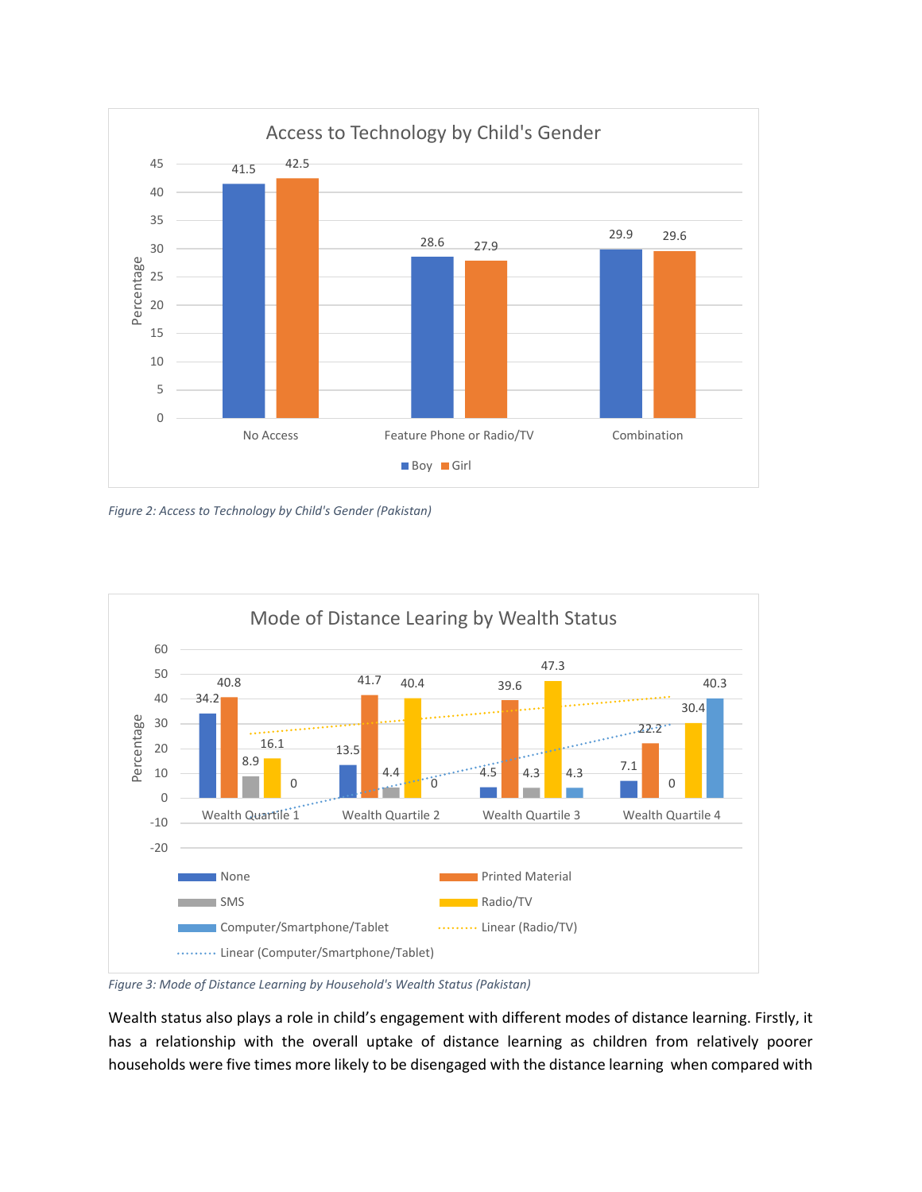Figure 2: Access to Technology by Child's Gender (Pakistan)

Figure 3: Mode of Distance Learning by Household's Wealth Status (Pakistan)

Wealth status also plays a role in child's engagement with different modes of distance learning. Firstly, it has a relationship with the overall uptake of distance learning as children from relatively poorer households were five times more likely to be disengaged with the distance learning when compared with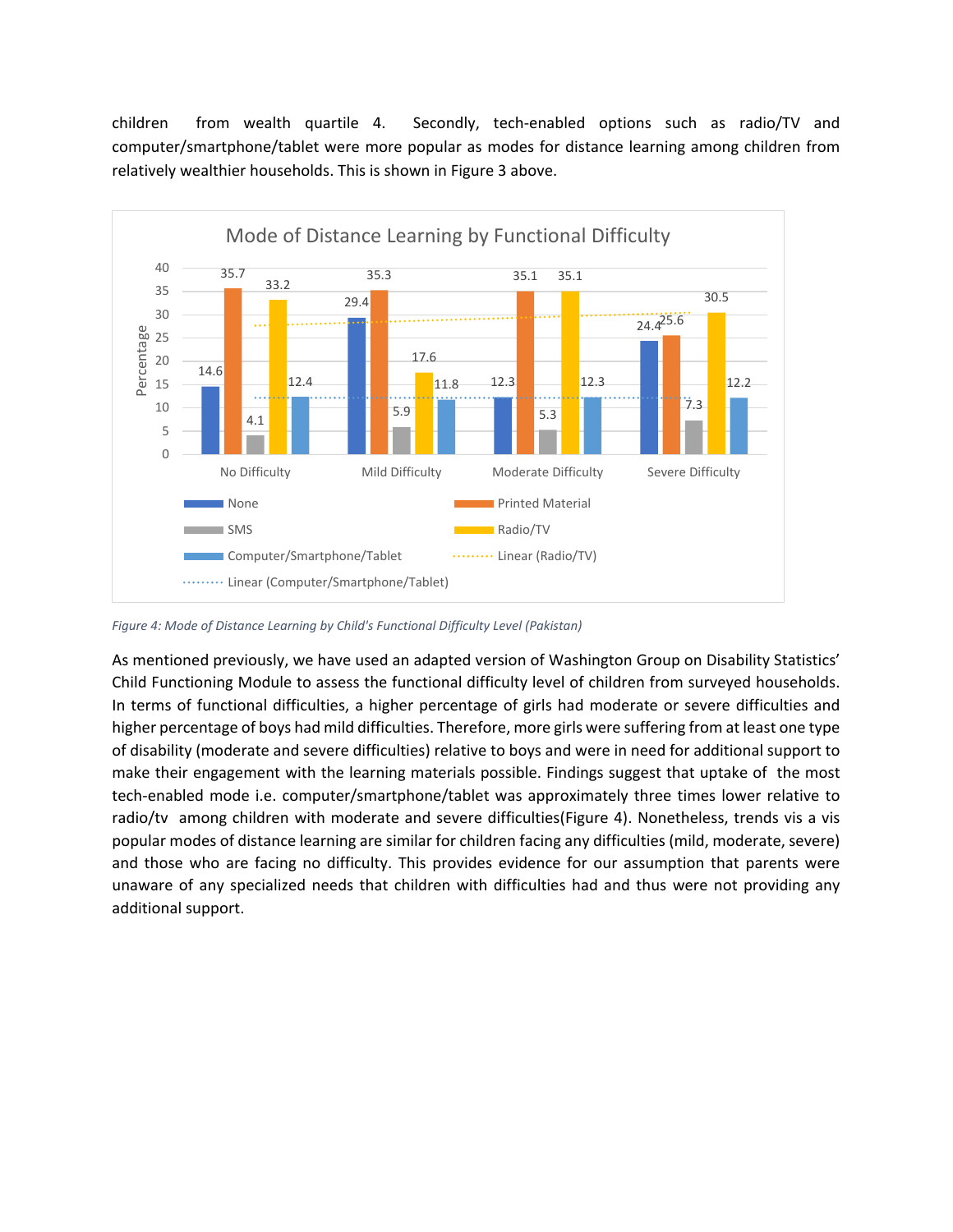children from wealth quartile 4. Secondly, tech-enabled options such as radio/TV and computer/smartphone/tablet were more popular as modes for distance learning among children from relatively wealthier households. This is shown in Figure 3 above.

**Mode of Distance Learning by Functional Difficulty**

| Mode (Percentage) | No Difficulty | Mild Difficulty | Moderate Difficulty | Severe Difficulty |
|---|---|---|---|---|
| None | 14.6 | 29.4 | 12.3 | 24.4 |
| Printed Material | 35.7 | 35.3 | 35.1 | 25.6 |
| SMS | 4.1 | 5.9 | 5.3 | 7.3 |
| Radio/TV | 33.2 | 17.6 | 35.1 | 30.5 |
| Computer/Smartphone/Tablet | 12.4 | 11.8 | 12.3 | 12.2 |

*Figure 4: Mode of Distance Learning by Child's Functional Difficulty Level (Pakistan)*

As mentioned previously, we have used an adapted version of Washington Group on Disability Statistics' Child Functioning Module to assess the functional difficulty level of children from surveyed households. In terms of functional difficulties, a higher percentage of girls had moderate or severe difficulties and higher percentage of boys had mild difficulties. Therefore, more girls were suffering from at least one type of disability (moderate and severe difficulties) relative to boys and were in need for additional support to make their engagement with the learning materials possible. Findings suggest that uptake of the most tech-enabled mode i.e. computer/smartphone/tablet was approximately three times lower relative to radio/tv among children with moderate and severe difficulties(Figure 4). Nonetheless, trends vis a vis popular modes of distance learning are similar for children facing any difficulties (mild, moderate, severe) and those who are facing no difficulty. This provides evidence for our assumption that parents were unaware of any specialized needs that children with difficulties had and thus were not providing any additional support.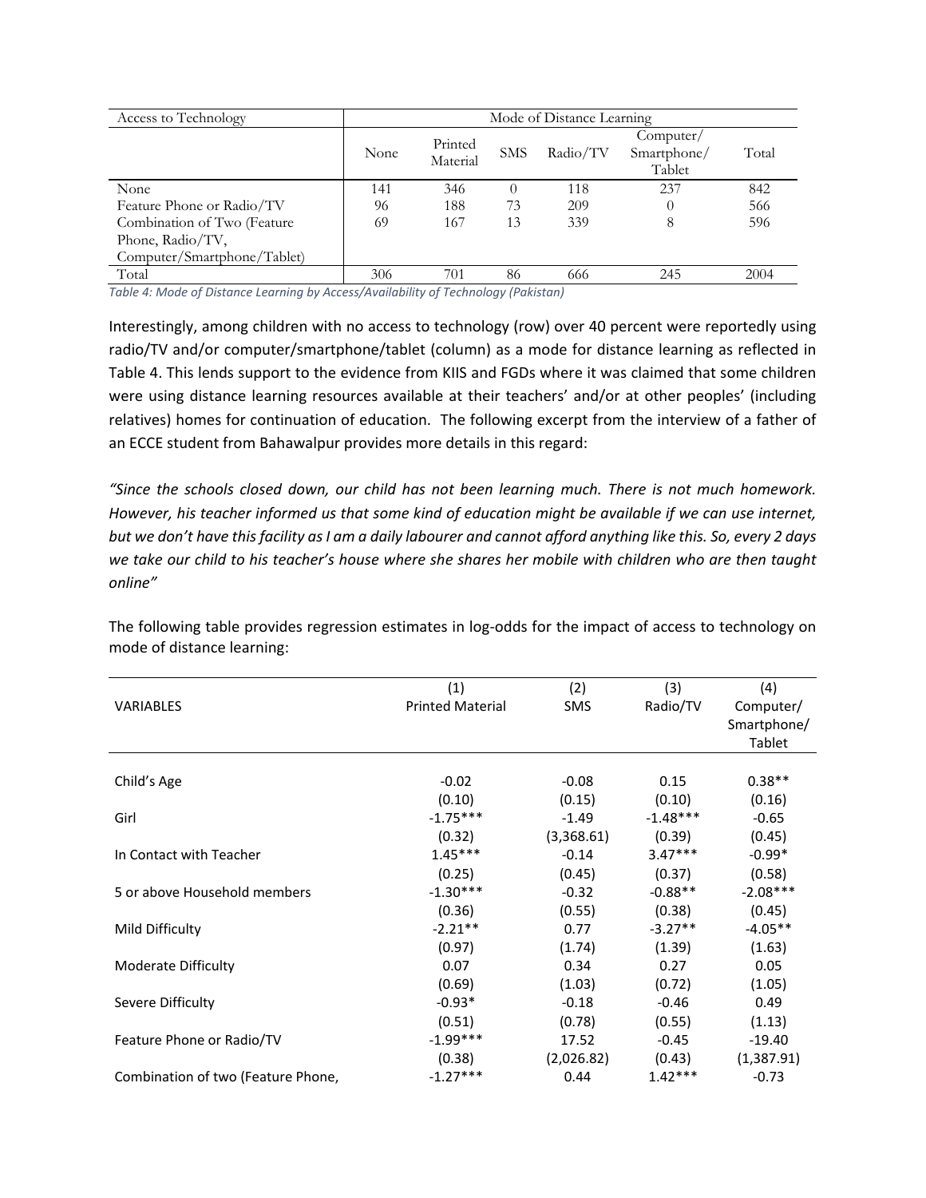| Access to Technology | Mode of Distance Learning | | | | | |
|---|---|---|---|---|---|---|
| | None | Printed Material | SMS | Radio/TV | Computer/ Smartphone/ Tablet | Total |
| None | 141 | 346 | 0 | 118 | 237 | 842 |
| Feature Phone or Radio/TV | 96 | 188 | 73 | 209 | 0 | 566 |
| Combination of Two (Feature Phone, Radio/TV, Computer/Smartphone/Tablet) | 69 | 167 | 13 | 339 | 8 | 596 |
| Total | 306 | 701 | 86 | 666 | 245 | 2004 |

*Table 4: Mode of Distance Learning by Access/Availability of Technology (Pakistan)*

Interestingly, among children with no access to technology (row) over 40 percent were reportedly using radio/TV and/or computer/smartphone/tablet (column) as a mode for distance learning as reflected in Table 4. This lends support to the evidence from KIIS and FGDs where it was claimed that some children were using distance learning resources available at their teachers' and/or at other peoples' (including relatives) homes for continuation of education. The following excerpt from the interview of a father of an ECCE student from Bahawalpur provides more details in this regard:

*"Since the schools closed down, our child has not been learning much. There is not much homework. However, his teacher informed us that some kind of education might be available if we can use internet, but we don't have this facility as I am a daily labourer and cannot afford anything like this. So, every 2 days we take our child to his teacher's house where she shares her mobile with children who are then taught online"*

The following table provides regression estimates in log-odds for the impact of access to technology on mode of distance learning:

| VARIABLES | (1) Printed Material | (2) SMS | (3) Radio/TV | (4) Computer/ Smartphone/ Tablet |
|---|---|---|---|---|
| Child's Age | -0.02 | -0.08 | 0.15 | 0.38** |
| | (0.10) | (0.15) | (0.10) | (0.16) |
| Girl | -1.75*** | -1.49 | -1.48*** | -0.65 |
| | (0.32) | (3,368.61) | (0.39) | (0.45) |
| In Contact with Teacher | 1.45*** | -0.14 | 3.47*** | -0.99* |
| | (0.25) | (0.45) | (0.37) | (0.58) |
| 5 or above Household members | -1.30*** | -0.32 | -0.88** | -2.08*** |
| | (0.36) | (0.55) | (0.38) | (0.45) |
| Mild Difficulty | -2.21** | 0.77 | -3.27** | -4.05** |
| | (0.97) | (1.74) | (1.39) | (1.63) |
| Moderate Difficulty | 0.07 | 0.34 | 0.27 | 0.05 |
| | (0.69) | (1.03) | (0.72) | (1.05) |
| Severe Difficulty | -0.93* | -0.18 | -0.46 | 0.49 |
| | (0.51) | (0.78) | (0.55) | (1.13) |
| Feature Phone or Radio/TV | -1.99*** | 17.52 | -0.45 | -19.40 |
| | (0.38) | (2,026.82) | (0.43) | (1,387.91) |
| Combination of two (Feature Phone, | -1.27*** | 0.44 | 1.42*** | -0.73 |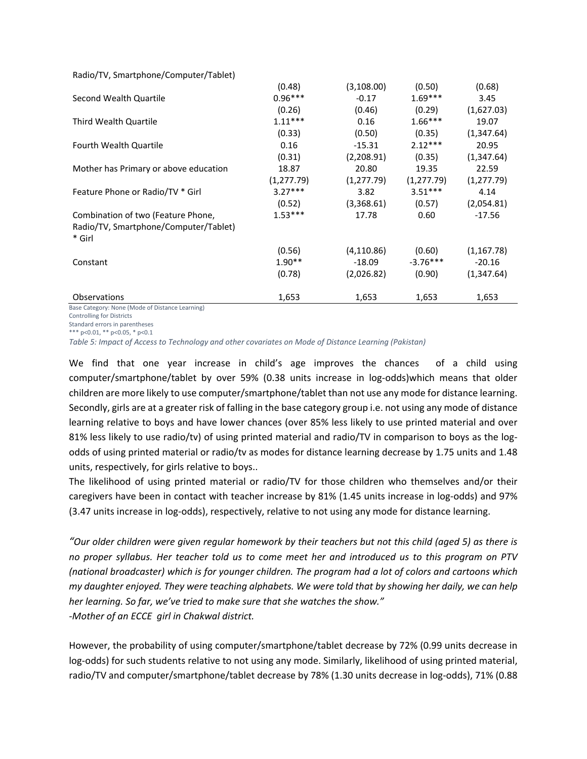| | | | | |
|---|---|---|---|---|
| Radio/TV, Smartphone/Computer/Tablet) | | | | |
| | (0.48) | (3,108.00) | (0.50) | (0.68) |
| Second Wealth Quartile | 0.96*** | -0.17 | 1.69*** | 3.45 |
| | (0.26) | (0.46) | (0.29) | (1,627.03) |
| Third Wealth Quartile | 1.11*** | 0.16 | 1.66*** | 19.07 |
| | (0.33) | (0.50) | (0.35) | (1,347.64) |
| Fourth Wealth Quartile | 0.16 | -15.31 | 2.12*** | 20.95 |
| | (0.31) | (2,208.91) | (0.35) | (1,347.64) |
| Mother has Primary or above education | 18.87 | 20.80 | 19.35 | 22.59 |
| | (1,277.79) | (1,277.79) | (1,277.79) | (1,277.79) |
| Feature Phone or Radio/TV * Girl | 3.27*** | 3.82 | 3.51*** | 4.14 |
| | (0.52) | (3,368.61) | (0.57) | (2,054.81) |
| Combination of two (Feature Phone, Radio/TV, Smartphone/Computer/Tablet) * Girl | 1.53*** | 17.78 | 0.60 | -17.56 |
| | (0.56) | (4,110.86) | (0.60) | (1,167.78) |
| Constant | 1.90** | -18.09 | -3.76*** | -20.16 |
| | (0.78) | (2,026.82) | (0.90) | (1,347.64) |
| Observations | 1,653 | 1,653 | 1,653 | 1,653 |

Base Category: None (Mode of Distance Learning)
Controlling for Districts
Standard errors in parentheses
*** p<0.01, ** p<0.05, * p<0.1

*Table 5: Impact of Access to Technology and other covariates on Mode of Distance Learning (Pakistan)*

We find that one year increase in child's age improves the chances of a child using computer/smartphone/tablet by over 59% (0.38 units increase in log-odds)which means that older children are more likely to use computer/smartphone/tablet than not use any mode for distance learning. Secondly, girls are at a greater risk of falling in the base category group i.e. not using any mode of distance learning relative to boys and have lower chances (over 85% less likely to use printed material and over 81% less likely to use radio/tv) of using printed material and radio/TV in comparison to boys as the log-odds of using printed material or radio/tv as modes for distance learning decrease by 1.75 units and 1.48 units, respectively, for girls relative to boys..

The likelihood of using printed material or radio/TV for those children who themselves and/or their caregivers have been in contact with teacher increase by 81% (1.45 units increase in log-odds) and 97% (3.47 units increase in log-odds), respectively, relative to not using any mode for distance learning.

*"Our older children were given regular homework by their teachers but not this child (aged 5) as there is no proper syllabus. Her teacher told us to come meet her and introduced us to this program on PTV (national broadcaster) which is for younger children. The program had a lot of colors and cartoons which my daughter enjoyed. They were teaching alphabets. We were told that by showing her daily, we can help her learning. So far, we've tried to make sure that she watches the show."*
*-Mother of an ECCE girl in Chakwal district.*

However, the probability of using computer/smartphone/tablet decrease by 72% (0.99 units decrease in log-odds) for such students relative to not using any mode. Similarly, likelihood of using printed material, radio/TV and computer/smartphone/tablet decrease by 78% (1.30 units decrease in log-odds), 71% (0.88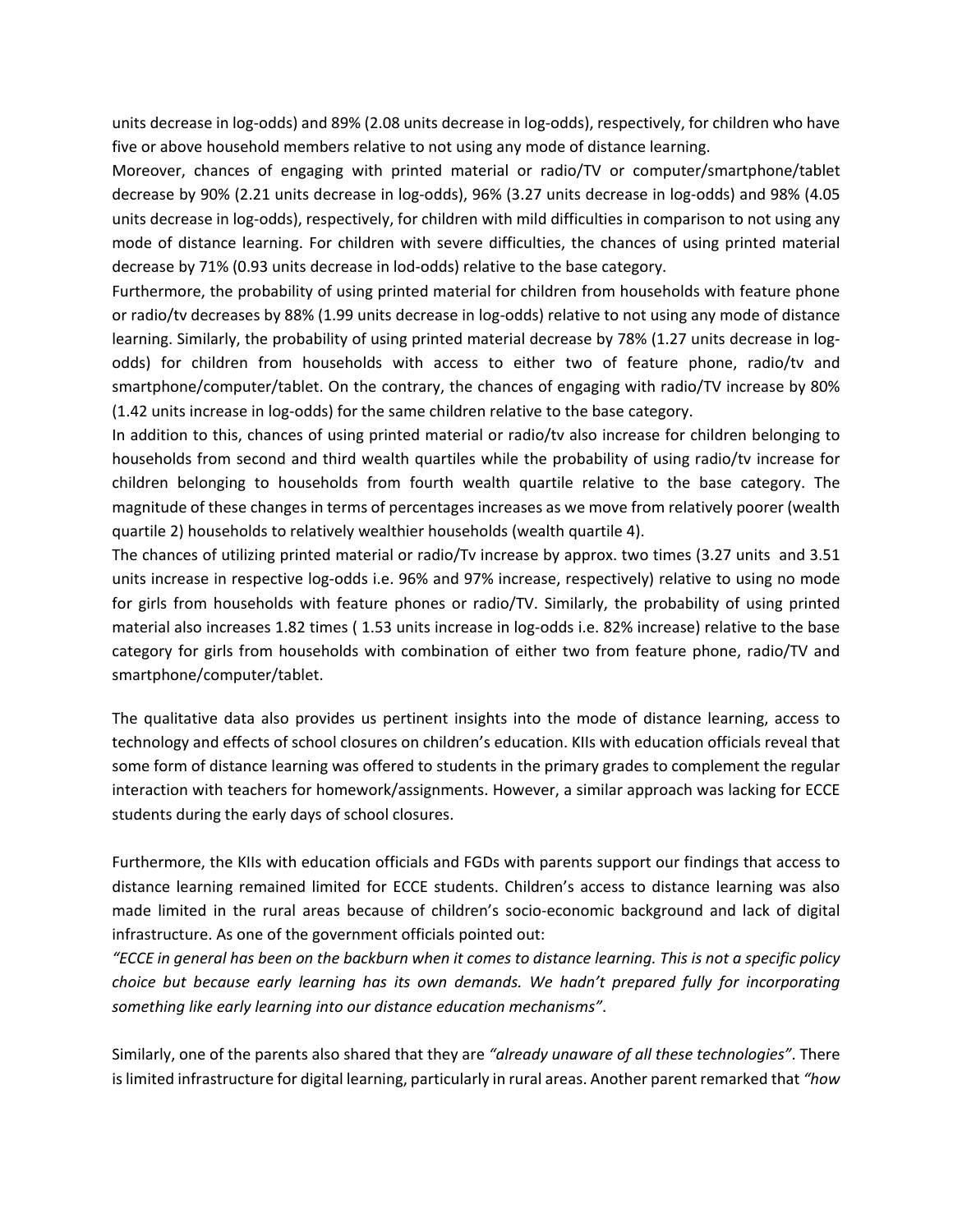units decrease in log-odds) and 89% (2.08 units decrease in log-odds), respectively, for children who have five or above household members relative to not using any mode of distance learning.

Moreover, chances of engaging with printed material or radio/TV or computer/smartphone/tablet decrease by 90% (2.21 units decrease in log-odds), 96% (3.27 units decrease in log-odds) and 98% (4.05 units decrease in log-odds), respectively, for children with mild difficulties in comparison to not using any mode of distance learning. For children with severe difficulties, the chances of using printed material decrease by 71% (0.93 units decrease in lod-odds) relative to the base category.

Furthermore, the probability of using printed material for children from households with feature phone or radio/tv decreases by 88% (1.99 units decrease in log-odds) relative to not using any mode of distance learning. Similarly, the probability of using printed material decrease by 78% (1.27 units decrease in log-odds) for children from households with access to either two of feature phone, radio/tv and smartphone/computer/tablet. On the contrary, the chances of engaging with radio/TV increase by 80% (1.42 units increase in log-odds) for the same children relative to the base category.

In addition to this, chances of using printed material or radio/tv also increase for children belonging to households from second and third wealth quartiles while the probability of using radio/tv increase for children belonging to households from fourth wealth quartile relative to the base category. The magnitude of these changes in terms of percentages increases as we move from relatively poorer (wealth quartile 2) households to relatively wealthier households (wealth quartile 4).

The chances of utilizing printed material or radio/Tv increase by approx. two times (3.27 units and 3.51 units increase in respective log-odds i.e. 96% and 97% increase, respectively) relative to using no mode for girls from households with feature phones or radio/TV. Similarly, the probability of using printed material also increases 1.82 times ( 1.53 units increase in log-odds i.e. 82% increase) relative to the base category for girls from households with combination of either two from feature phone, radio/TV and smartphone/computer/tablet.

The qualitative data also provides us pertinent insights into the mode of distance learning, access to technology and effects of school closures on children's education. KIIs with education officials reveal that some form of distance learning was offered to students in the primary grades to complement the regular interaction with teachers for homework/assignments. However, a similar approach was lacking for ECCE students during the early days of school closures.

Furthermore, the KIIs with education officials and FGDs with parents support our findings that access to distance learning remained limited for ECCE students. Children's access to distance learning was also made limited in the rural areas because of children's socio-economic background and lack of digital infrastructure. As one of the government officials pointed out:

*"ECCE in general has been on the backburn when it comes to distance learning. This is not a specific policy choice but because early learning has its own demands. We hadn't prepared fully for incorporating something like early learning into our distance education mechanisms"*.

Similarly, one of the parents also shared that they are *"already unaware of all these technologies"*. There is limited infrastructure for digital learning, particularly in rural areas. Another parent remarked that *"how*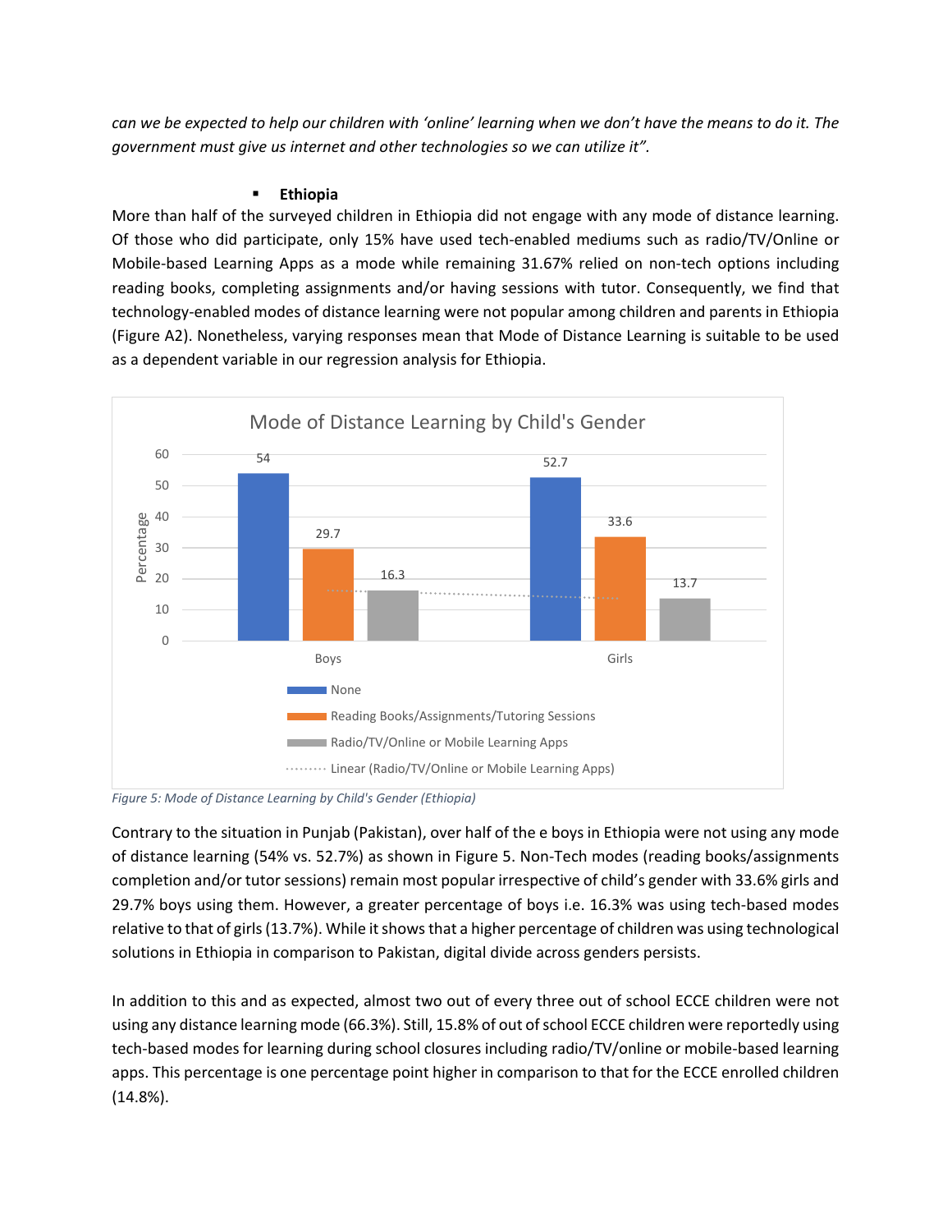*can we be expected to help our children with 'online' learning when we don't have the means to do it. The government must give us internet and other technologies so we can utilize it".*

- **Ethiopia**

More than half of the surveyed children in Ethiopia did not engage with any mode of distance learning. Of those who did participate, only 15% have used tech-enabled mediums such as radio/TV/Online or Mobile-based Learning Apps as a mode while remaining 31.67% relied on non-tech options including reading books, completing assignments and/or having sessions with tutor. Consequently, we find that technology-enabled modes of distance learning were not popular among children and parents in Ethiopia (Figure A2). Nonetheless, varying responses mean that Mode of Distance Learning is suitable to be used as a dependent variable in our regression analysis for Ethiopia.

Mode of Distance Learning by Child's Gender

| | None | Reading Books/Assignments/Tutoring Sessions | Radio/TV/Online or Mobile Learning Apps |
|---|---|---|---|
| Boys | 54 | 29.7 | 16.3 |
| Girls | 52.7 | 33.6 | 13.7 |

*Figure 5: Mode of Distance Learning by Child's Gender (Ethiopia)*

Contrary to the situation in Punjab (Pakistan), over half of the e boys in Ethiopia were not using any mode of distance learning (54% vs. 52.7%) as shown in Figure 5. Non-Tech modes (reading books/assignments completion and/or tutor sessions) remain most popular irrespective of child's gender with 33.6% girls and 29.7% boys using them. However, a greater percentage of boys i.e. 16.3% was using tech-based modes relative to that of girls (13.7%). While it shows that a higher percentage of children was using technological solutions in Ethiopia in comparison to Pakistan, digital divide across genders persists.

In addition to this and as expected, almost two out of every three out of school ECCE children were not using any distance learning mode (66.3%). Still, 15.8% of out of school ECCE children were reportedly using tech-based modes for learning during school closures including radio/TV/online or mobile-based learning apps. This percentage is one percentage point higher in comparison to that for the ECCE enrolled children (14.8%).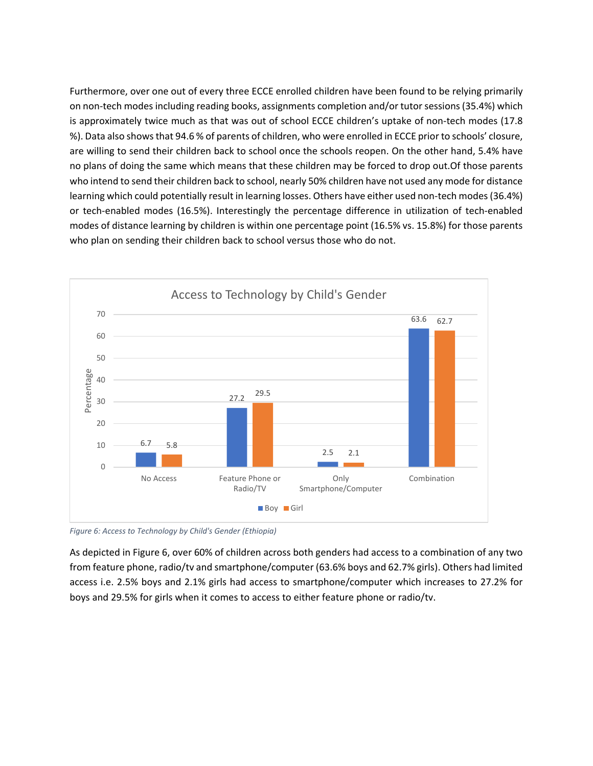Furthermore, over one out of every three ECCE enrolled children have been found to be relying primarily on non-tech modes including reading books, assignments completion and/or tutor sessions (35.4%) which is approximately twice much as that was out of school ECCE children's uptake of non-tech modes (17.8 %). Data also shows that 94.6 % of parents of children, who were enrolled in ECCE prior to schools' closure, are willing to send their children back to school once the schools reopen. On the other hand, 5.4% have no plans of doing the same which means that these children may be forced to drop out.Of those parents who intend to send their children back to school, nearly 50% children have not used any mode for distance learning which could potentially result in learning losses. Others have either used non-tech modes (36.4%) or tech-enabled modes (16.5%). Interestingly the percentage difference in utilization of tech-enabled modes of distance learning by children is within one percentage point (16.5% vs. 15.8%) for those parents who plan on sending their children back to school versus those who do not.

**Access to Technology by Child's Gender**

| Percentage | No Access | Feature Phone or Radio/TV | Only Smartphone/Computer | Combination |
|---|---|---|---|---|
| Boy | 6.7 | 27.2 | 2.5 | 63.6 |
| Girl | 5.8 | 29.5 | 2.1 | 62.7 |

*Figure 6: Access to Technology by Child's Gender (Ethiopia)*

As depicted in Figure 6, over 60% of children across both genders had access to a combination of any two from feature phone, radio/tv and smartphone/computer (63.6% boys and 62.7% girls). Others had limited access i.e. 2.5% boys and 2.1% girls had access to smartphone/computer which increases to 27.2% for boys and 29.5% for girls when it comes to access to either feature phone or radio/tv.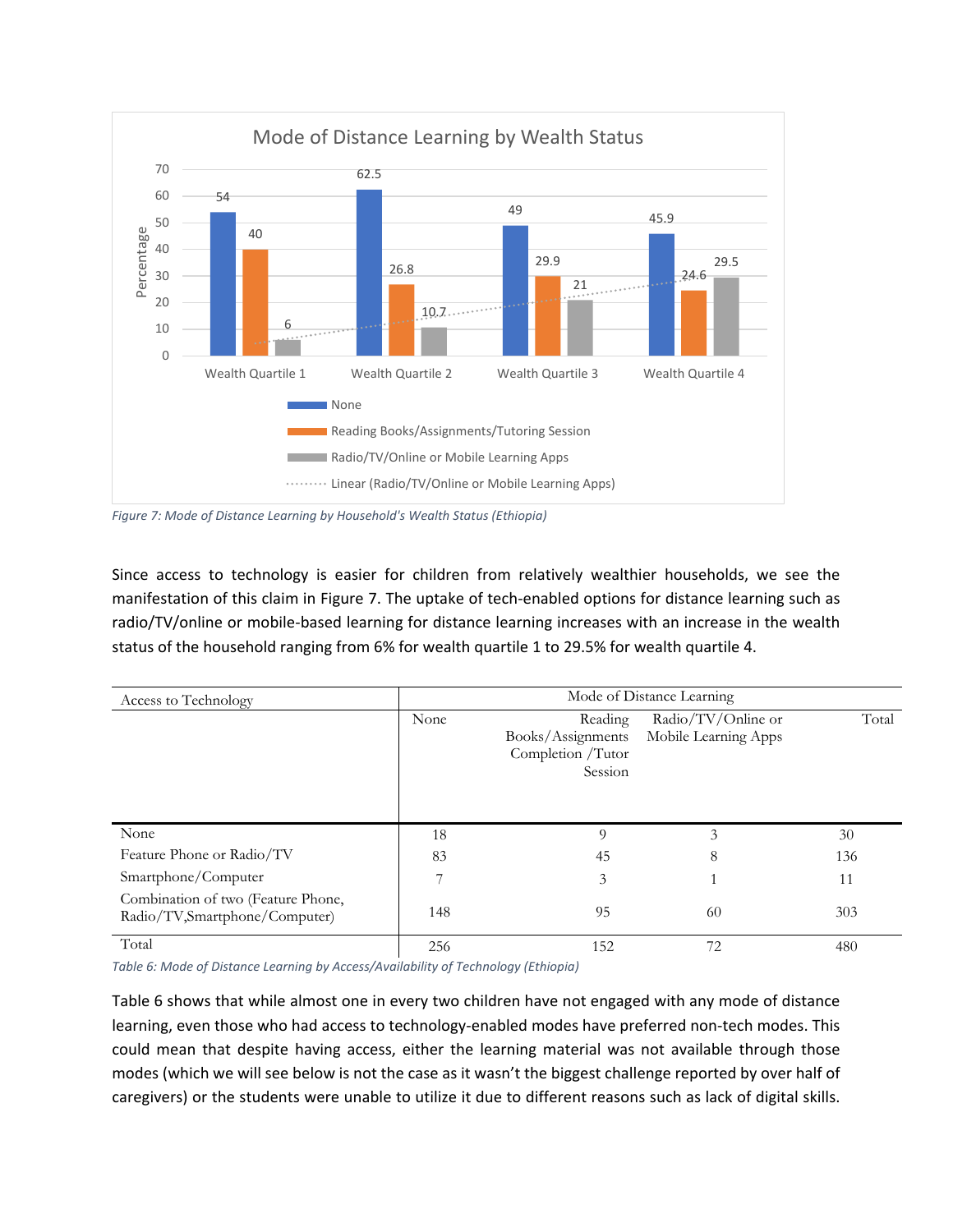Mode of Distance Learning by Wealth Status

| | None | Reading Books/Assignments/Tutoring Session | Radio/TV/Online or Mobile Learning Apps |
|---|---|---|---|
| Wealth Quartile 1 | 54 | 40 | 6 |
| Wealth Quartile 2 | 62.5 | 26.8 | 10.7 |
| Wealth Quartile 3 | 49 | 29.9 | 21 |
| Wealth Quartile 4 | 45.9 | 24.6 | 29.5 |

*Figure 7: Mode of Distance Learning by Household's Wealth Status (Ethiopia)*

Since access to technology is easier for children from relatively wealthier households, we see the manifestation of this claim in Figure 7. The uptake of tech-enabled options for distance learning such as radio/TV/online or mobile-based learning for distance learning increases with an increase in the wealth status of the household ranging from 6% for wealth quartile 1 to 29.5% for wealth quartile 4.

| Access to Technology | Mode of Distance Learning | | | |
|---|---|---|---|---|
| | None | Reading Books/Assignments Completion /Tutor Session | Radio/TV/Online or Mobile Learning Apps | Total |
| None | 18 | 9 | 3 | 30 |
| Feature Phone or Radio/TV | 83 | 45 | 8 | 136 |
| Smartphone/Computer | 7 | 3 | 1 | 11 |
| Combination of two (Feature Phone, Radio/TV,Smartphone/Computer) | 148 | 95 | 60 | 303 |
| Total | 256 | 152 | 72 | 480 |

*Table 6: Mode of Distance Learning by Access/Availability of Technology (Ethiopia)*

Table 6 shows that while almost one in every two children have not engaged with any mode of distance learning, even those who had access to technology-enabled modes have preferred non-tech modes. This could mean that despite having access, either the learning material was not available through those modes (which we will see below is not the case as it wasn't the biggest challenge reported by over half of caregivers) or the students were unable to utilize it due to different reasons such as lack of digital skills.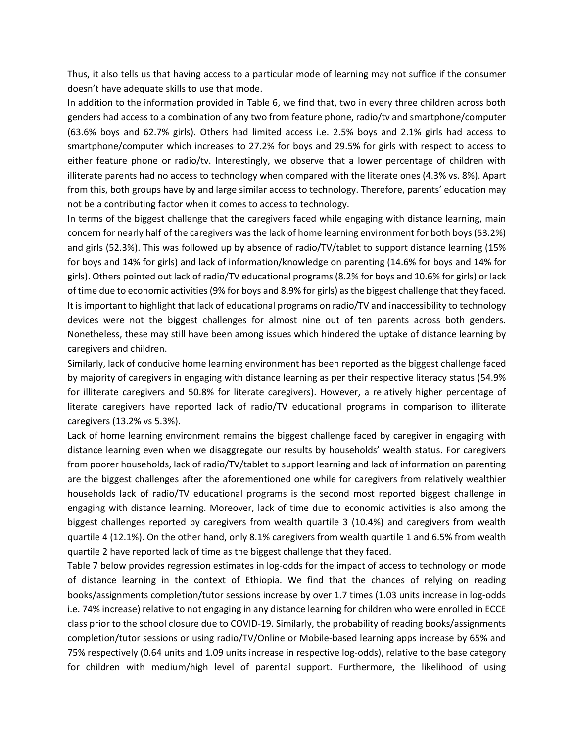Thus, it also tells us that having access to a particular mode of learning may not suffice if the consumer doesn't have adequate skills to use that mode.

In addition to the information provided in Table 6, we find that, two in every three children across both genders had access to a combination of any two from feature phone, radio/tv and smartphone/computer (63.6% boys and 62.7% girls). Others had limited access i.e. 2.5% boys and 2.1% girls had access to smartphone/computer which increases to 27.2% for boys and 29.5% for girls with respect to access to either feature phone or radio/tv. Interestingly, we observe that a lower percentage of children with illiterate parents had no access to technology when compared with the literate ones (4.3% vs. 8%). Apart from this, both groups have by and large similar access to technology. Therefore, parents' education may not be a contributing factor when it comes to access to technology.

In terms of the biggest challenge that the caregivers faced while engaging with distance learning, main concern for nearly half of the caregivers was the lack of home learning environment for both boys (53.2%) and girls (52.3%). This was followed up by absence of radio/TV/tablet to support distance learning (15% for boys and 14% for girls) and lack of information/knowledge on parenting (14.6% for boys and 14% for girls). Others pointed out lack of radio/TV educational programs (8.2% for boys and 10.6% for girls) or lack of time due to economic activities (9% for boys and 8.9% for girls) as the biggest challenge that they faced. It is important to highlight that lack of educational programs on radio/TV and inaccessibility to technology devices were not the biggest challenges for almost nine out of ten parents across both genders. Nonetheless, these may still have been among issues which hindered the uptake of distance learning by caregivers and children.

Similarly, lack of conducive home learning environment has been reported as the biggest challenge faced by majority of caregivers in engaging with distance learning as per their respective literacy status (54.9% for illiterate caregivers and 50.8% for literate caregivers). However, a relatively higher percentage of literate caregivers have reported lack of radio/TV educational programs in comparison to illiterate caregivers (13.2% vs 5.3%).

Lack of home learning environment remains the biggest challenge faced by caregiver in engaging with distance learning even when we disaggregate our results by households' wealth status. For caregivers from poorer households, lack of radio/TV/tablet to support learning and lack of information on parenting are the biggest challenges after the aforementioned one while for caregivers from relatively wealthier households lack of radio/TV educational programs is the second most reported biggest challenge in engaging with distance learning. Moreover, lack of time due to economic activities is also among the biggest challenges reported by caregivers from wealth quartile 3 (10.4%) and caregivers from wealth quartile 4 (12.1%). On the other hand, only 8.1% caregivers from wealth quartile 1 and 6.5% from wealth quartile 2 have reported lack of time as the biggest challenge that they faced.

Table 7 below provides regression estimates in log-odds for the impact of access to technology on mode of distance learning in the context of Ethiopia. We find that the chances of relying on reading books/assignments completion/tutor sessions increase by over 1.7 times (1.03 units increase in log-odds i.e. 74% increase) relative to not engaging in any distance learning for children who were enrolled in ECCE class prior to the school closure due to COVID-19. Similarly, the probability of reading books/assignments completion/tutor sessions or using radio/TV/Online or Mobile-based learning apps increase by 65% and 75% respectively (0.64 units and 1.09 units increase in respective log-odds), relative to the base category for children with medium/high level of parental support. Furthermore, the likelihood of using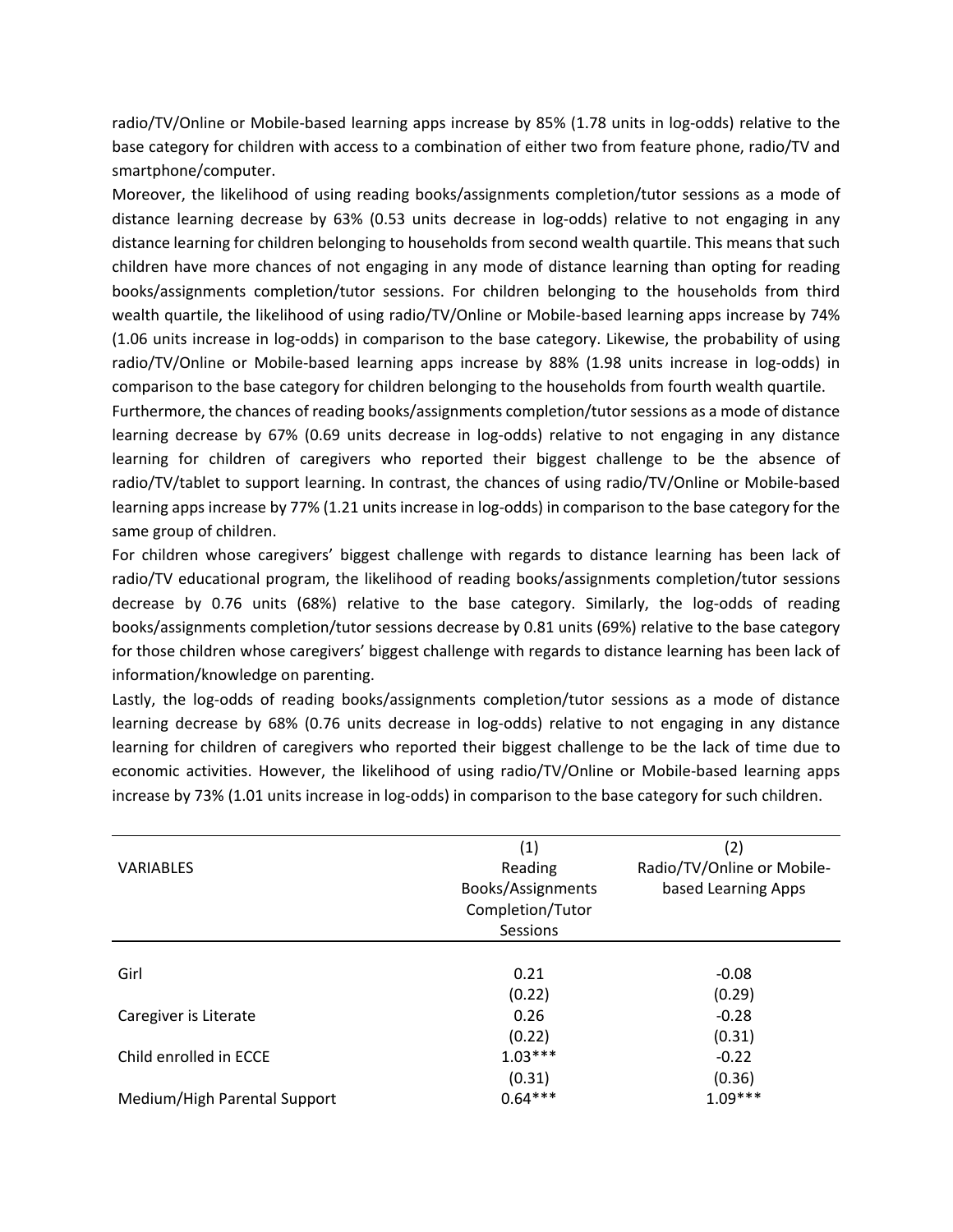radio/TV/Online or Mobile-based learning apps increase by 85% (1.78 units in log-odds) relative to the base category for children with access to a combination of either two from feature phone, radio/TV and smartphone/computer.

Moreover, the likelihood of using reading books/assignments completion/tutor sessions as a mode of distance learning decrease by 63% (0.53 units decrease in log-odds) relative to not engaging in any distance learning for children belonging to households from second wealth quartile. This means that such children have more chances of not engaging in any mode of distance learning than opting for reading books/assignments completion/tutor sessions. For children belonging to the households from third wealth quartile, the likelihood of using radio/TV/Online or Mobile-based learning apps increase by 74% (1.06 units increase in log-odds) in comparison to the base category. Likewise, the probability of using radio/TV/Online or Mobile-based learning apps increase by 88% (1.98 units increase in log-odds) in comparison to the base category for children belonging to the households from fourth wealth quartile.

Furthermore, the chances of reading books/assignments completion/tutor sessions as a mode of distance learning decrease by 67% (0.69 units decrease in log-odds) relative to not engaging in any distance learning for children of caregivers who reported their biggest challenge to be the absence of radio/TV/tablet to support learning. In contrast, the chances of using radio/TV/Online or Mobile-based learning apps increase by 77% (1.21 units increase in log-odds) in comparison to the base category for the same group of children.

For children whose caregivers' biggest challenge with regards to distance learning has been lack of radio/TV educational program, the likelihood of reading books/assignments completion/tutor sessions decrease by 0.76 units (68%) relative to the base category. Similarly, the log-odds of reading books/assignments completion/tutor sessions decrease by 0.81 units (69%) relative to the base category for those children whose caregivers' biggest challenge with regards to distance learning has been lack of information/knowledge on parenting.

Lastly, the log-odds of reading books/assignments completion/tutor sessions as a mode of distance learning decrease by 68% (0.76 units decrease in log-odds) relative to not engaging in any distance learning for children of caregivers who reported their biggest challenge to be the lack of time due to economic activities. However, the likelihood of using radio/TV/Online or Mobile-based learning apps increase by 73% (1.01 units increase in log-odds) in comparison to the base category for such children.

| VARIABLES | (1) Reading Books/Assignments Completion/Tutor Sessions | (2) Radio/TV/Online or Mobile-based Learning Apps |
|---|---|---|
| Girl | 0.21 | -0.08 |
| | (0.22) | (0.29) |
| Caregiver is Literate | 0.26 | -0.28 |
| | (0.22) | (0.31) |
| Child enrolled in ECCE | 1.03*** | -0.22 |
| | (0.31) | (0.36) |
| Medium/High Parental Support | 0.64*** | 1.09*** |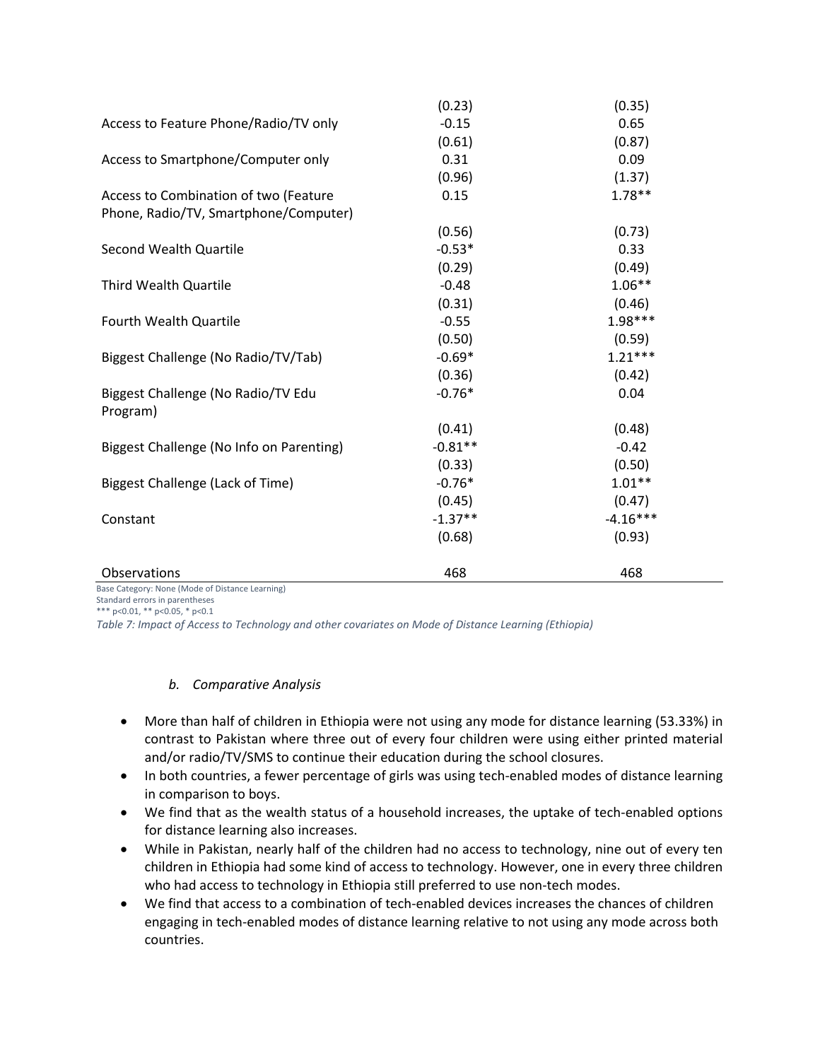| | | |
|---|---|---|
| | (0.23) | (0.35) |
| Access to Feature Phone/Radio/TV only | -0.15 | 0.65 |
| | (0.61) | (0.87) |
| Access to Smartphone/Computer only | 0.31 | 0.09 |
| | (0.96) | (1.37) |
| Access to Combination of two (Feature Phone, Radio/TV, Smartphone/Computer) | 0.15 | 1.78** |
| | (0.56) | (0.73) |
| Second Wealth Quartile | -0.53* | 0.33 |
| | (0.29) | (0.49) |
| Third Wealth Quartile | -0.48 | 1.06** |
| | (0.31) | (0.46) |
| Fourth Wealth Quartile | -0.55 | 1.98*** |
| | (0.50) | (0.59) |
| Biggest Challenge (No Radio/TV/Tab) | -0.69* | 1.21*** |
| | (0.36) | (0.42) |
| Biggest Challenge (No Radio/TV Edu Program) | -0.76* | 0.04 |
| | (0.41) | (0.48) |
| Biggest Challenge (No Info on Parenting) | -0.81** | -0.42 |
| | (0.33) | (0.50) |
| Biggest Challenge (Lack of Time) | -0.76* | 1.01** |
| | (0.45) | (0.47) |
| Constant | -1.37** | -4.16*** |
| | (0.68) | (0.93) |
| Observations | 468 | 468 |

Base Category: None (Mode of Distance Learning)
Standard errors in parentheses
*** p<0.01, ** p<0.05, * p<0.1

*Table 7: Impact of Access to Technology and other covariates on Mode of Distance Learning (Ethiopia)*

### *b. Comparative Analysis*

- More than half of children in Ethiopia were not using any mode for distance learning (53.33%) in contrast to Pakistan where three out of every four children were using either printed material and/or radio/TV/SMS to continue their education during the school closures.
- In both countries, a fewer percentage of girls was using tech-enabled modes of distance learning in comparison to boys.
- We find that as the wealth status of a household increases, the uptake of tech-enabled options for distance learning also increases.
- While in Pakistan, nearly half of the children had no access to technology, nine out of every ten children in Ethiopia had some kind of access to technology. However, one in every three children who had access to technology in Ethiopia still preferred to use non-tech modes.
- We find that access to a combination of tech-enabled devices increases the chances of children engaging in tech-enabled modes of distance learning relative to not using any mode across both countries.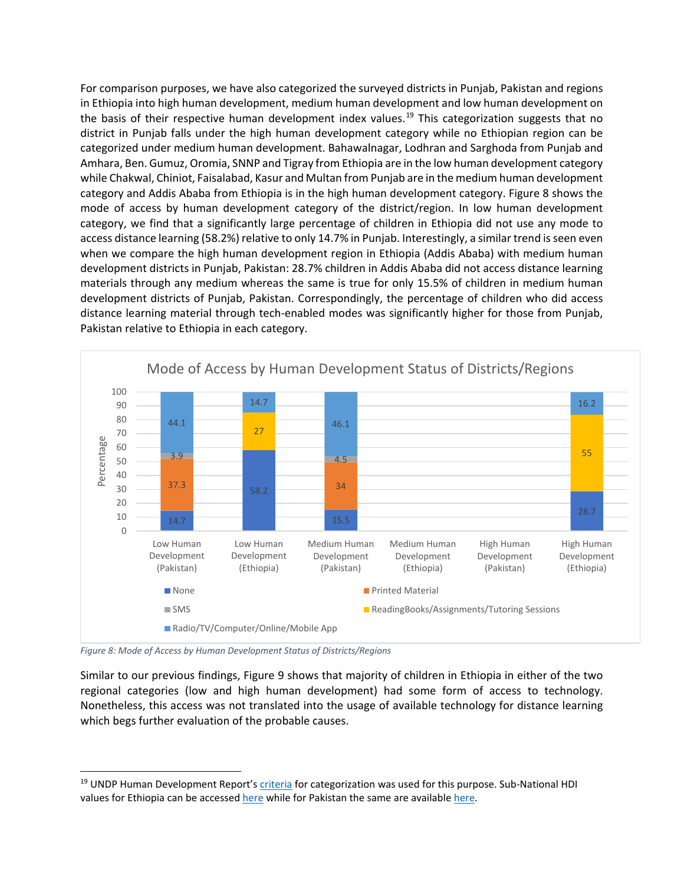For comparison purposes, we have also categorized the surveyed districts in Punjab, Pakistan and regions in Ethiopia into high human development, medium human development and low human development on the basis of their respective human development index values.[19] This categorization suggests that no district in Punjab falls under the high human development category while no Ethiopian region can be categorized under medium human development. Bahawalnagar, Lodhran and Sarghoda from Punjab and Amhara, Ben. Gumuz, Oromia, SNNP and Tigray from Ethiopia are in the low human development category while Chakwal, Chiniot, Faisalabad, Kasur and Multan from Punjab are in the medium human development category and Addis Ababa from Ethiopia is in the high human development category. Figure 8 shows the mode of access by human development category of the district/region. In low human development category, we find that a significantly large percentage of children in Ethiopia did not use any mode to access distance learning (58.2%) relative to only 14.7% in Punjab. Interestingly, a similar trend is seen even when we compare the high human development region in Ethiopia (Addis Ababa) with medium human development districts in Punjab, Pakistan: 28.7% children in Addis Ababa did not access distance learning materials through any medium whereas the same is true for only 15.5% of children in medium human development districts of Punjab, Pakistan. Correspondingly, the percentage of children who did access distance learning material through tech-enabled modes was significantly higher for those from Punjab, Pakistan relative to Ethiopia in each category.

**Mode of Access by Human Development Status of Districts/Regions** (Percentage)

| | None | Printed Material | SMS | ReadingBooks/Assignments/Tutoring Sessions | Radio/TV/Computer/Online/Mobile App |
|---|---|---|---|---|---|
| Low Human Development (Pakistan) | 14.7 | 37.3 | 3.9 | | 44.1 |
| Low Human Development (Ethiopia) | 58.2 | | | 27 | 14.7 |
| Medium Human Development (Pakistan) | 15.5 | 34 | 4.5 | | 46.1 |
| Medium Human Development (Ethiopia) | | | | | |
| High Human Development (Pakistan) | | | | | |
| High Human Development (Ethiopia) | 28.7 | | | 55 | 16.2 |

*Figure 8: Mode of Access by Human Development Status of Districts/Regions*

Similar to our previous findings, Figure 9 shows that majority of children in Ethiopia in either of the two regional categories (low and high human development) had some form of access to technology. Nonetheless, this access was not translated into the usage of available technology for distance learning which begs further evaluation of the probable causes.

[19] UNDP Human Development Report's criteria for categorization was used for this purpose. Sub-National HDI values for Ethiopia can be accessed here while for Pakistan the same are available here.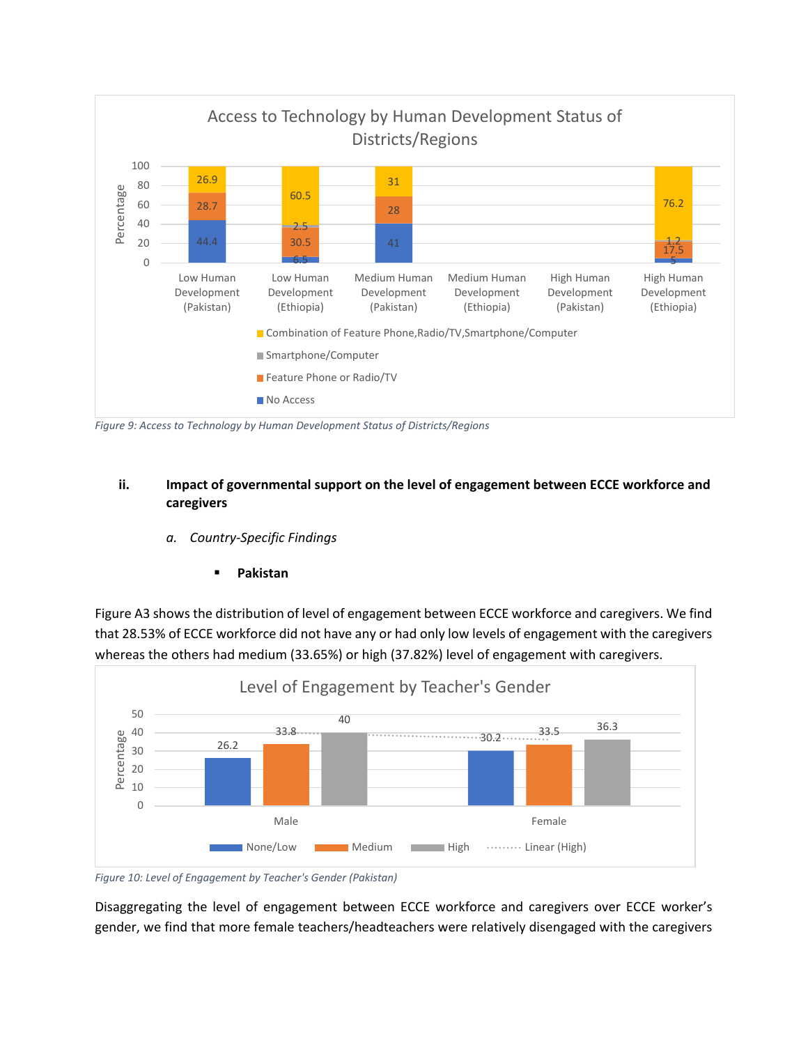Figure 9: Access to Technology by Human Development Status of Districts/Regions

ii. **Impact of governmental support on the level of engagement between ECCE workforce and caregivers**

*a. Country-Specific Findings*

- **Pakistan**

Figure A3 shows the distribution of level of engagement between ECCE workforce and caregivers. We find that 28.53% of ECCE workforce did not have any or had only low levels of engagement with the caregivers whereas the others had medium (33.65%) or high (37.82%) level of engagement with caregivers.

Figure 10: Level of Engagement by Teacher's Gender (Pakistan)

Disaggregating the level of engagement between ECCE workforce and caregivers over ECCE worker's gender, we find that more female teachers/headteachers were relatively disengaged with the caregivers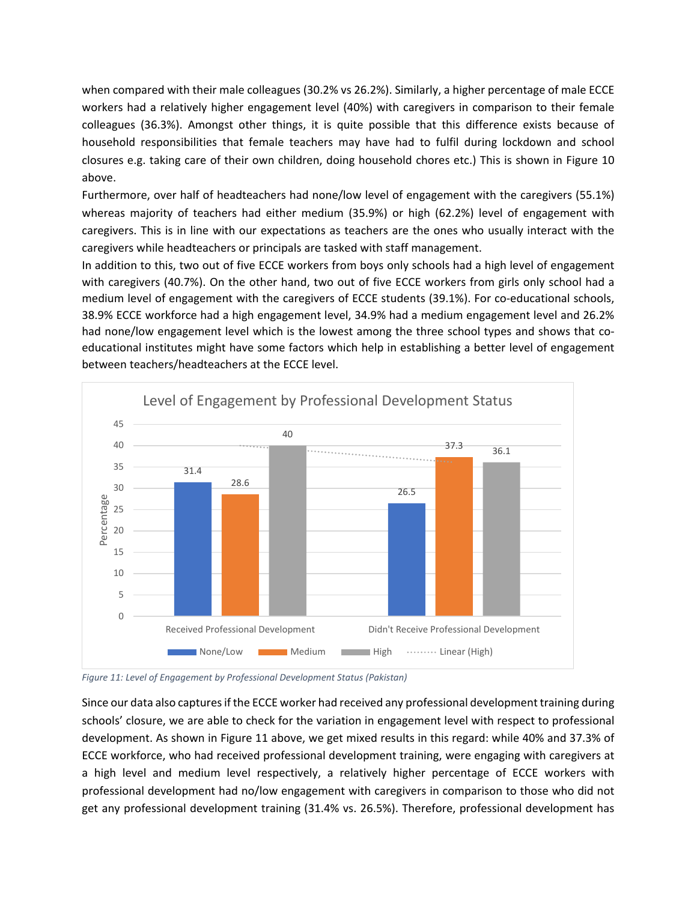when compared with their male colleagues (30.2% vs 26.2%). Similarly, a higher percentage of male ECCE workers had a relatively higher engagement level (40%) with caregivers in comparison to their female colleagues (36.3%). Amongst other things, it is quite possible that this difference exists because of household responsibilities that female teachers may have had to fulfil during lockdown and school closures e.g. taking care of their own children, doing household chores etc.) This is shown in Figure 10 above.

Furthermore, over half of headteachers had none/low level of engagement with the caregivers (55.1%) whereas majority of teachers had either medium (35.9%) or high (62.2%) level of engagement with caregivers. This is in line with our expectations as teachers are the ones who usually interact with the caregivers while headteachers or principals are tasked with staff management.

In addition to this, two out of five ECCE workers from boys only schools had a high level of engagement with caregivers (40.7%). On the other hand, two out of five ECCE workers from girls only school had a medium level of engagement with the caregivers of ECCE students (39.1%). For co-educational schools, 38.9% ECCE workforce had a high engagement level, 34.9% had a medium engagement level and 26.2% had none/low engagement level which is the lowest among the three school types and shows that co-educational institutes might have some factors which help in establishing a better level of engagement between teachers/headteachers at the ECCE level.

Level of Engagement by Professional Development Status

| | None/Low | Medium | High |
|---|---|---|---|
| Received Professional Development | 31.4 | 28.6 | 40 |
| Didn't Receive Professional Development | 26.5 | 37.3 | 36.1 |

*Figure 11: Level of Engagement by Professional Development Status (Pakistan)*

Since our data also captures if the ECCE worker had received any professional development training during schools' closure, we are able to check for the variation in engagement level with respect to professional development. As shown in Figure 11 above, we get mixed results in this regard: while 40% and 37.3% of ECCE workforce, who had received professional development training, were engaging with caregivers at a high level and medium level respectively, a relatively higher percentage of ECCE workers with professional development had no/low engagement with caregivers in comparison to those who did not get any professional development training (31.4% vs. 26.5%). Therefore, professional development has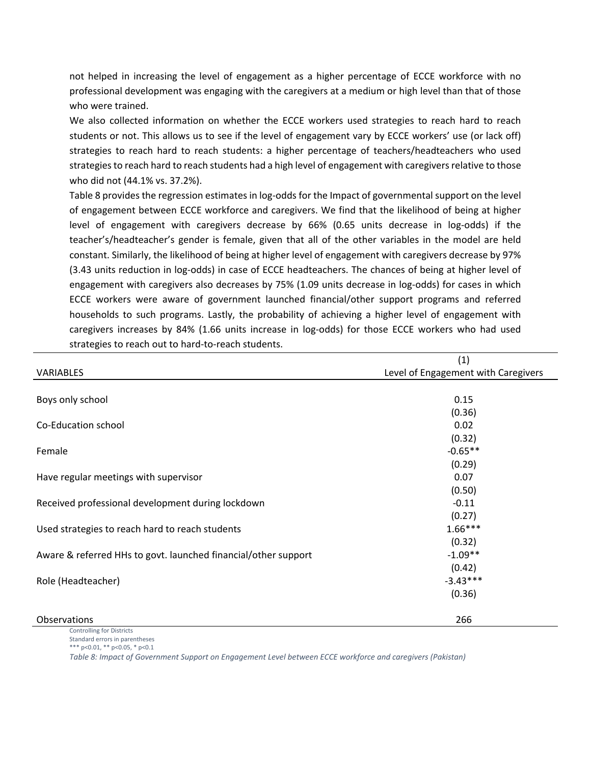not helped in increasing the level of engagement as a higher percentage of ECCE workforce with no professional development was engaging with the caregivers at a medium or high level than that of those who were trained.

We also collected information on whether the ECCE workers used strategies to reach hard to reach students or not. This allows us to see if the level of engagement vary by ECCE workers' use (or lack off) strategies to reach hard to reach students: a higher percentage of teachers/headteachers who used strategies to reach hard to reach students had a high level of engagement with caregivers relative to those who did not (44.1% vs. 37.2%).

Table 8 provides the regression estimates in log-odds for the Impact of governmental support on the level of engagement between ECCE workforce and caregivers. We find that the likelihood of being at higher level of engagement with caregivers decrease by 66% (0.65 units decrease in log-odds) if the teacher's/headteacher's gender is female, given that all of the other variables in the model are held constant. Similarly, the likelihood of being at higher level of engagement with caregivers decrease by 97% (3.43 units reduction in log-odds) in case of ECCE headteachers. The chances of being at higher level of engagement with caregivers also decreases by 75% (1.09 units decrease in log-odds) for cases in which ECCE workers were aware of government launched financial/other support programs and referred households to such programs. Lastly, the probability of achieving a higher level of engagement with caregivers increases by 84% (1.66 units increase in log-odds) for those ECCE workers who had used strategies to reach out to hard-to-reach students.

| VARIABLES | (1)<br>Level of Engagement with Caregivers |
|---|---|
| Boys only school | 0.15 |
| | (0.36) |
| Co-Education school | 0.02 |
| | (0.32) |
| Female | -0.65** |
| | (0.29) |
| Have regular meetings with supervisor | 0.07 |
| | (0.50) |
| Received professional development during lockdown | -0.11 |
| | (0.27) |
| Used strategies to reach hard to reach students | 1.66*** |
| | (0.32) |
| Aware & referred HHs to govt. launched financial/other support | -1.09** |
| | (0.42) |
| Role (Headteacher) | -3.43*** |
| | (0.36) |
| Observations | 266 |

Controlling for Districts
Standard errors in parentheses
*** p<0.01, ** p<0.05, * p<0.1

*Table 8: Impact of Government Support on Engagement Level between ECCE workforce and caregivers (Pakistan)*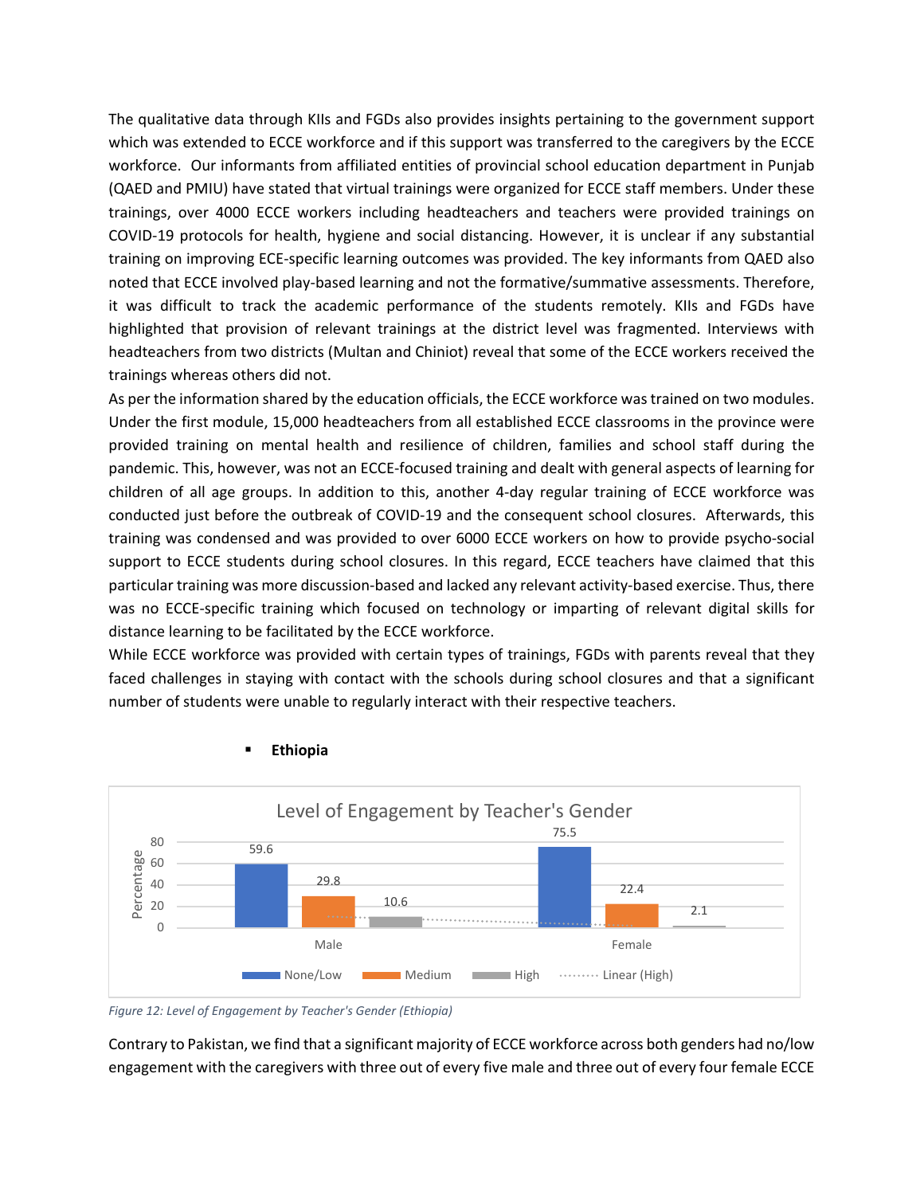The qualitative data through KIIs and FGDs also provides insights pertaining to the government support which was extended to ECCE workforce and if this support was transferred to the caregivers by the ECCE workforce. Our informants from affiliated entities of provincial school education department in Punjab (QAED and PMIU) have stated that virtual trainings were organized for ECCE staff members. Under these trainings, over 4000 ECCE workers including headteachers and teachers were provided trainings on COVID-19 protocols for health, hygiene and social distancing. However, it is unclear if any substantial training on improving ECE-specific learning outcomes was provided. The key informants from QAED also noted that ECCE involved play-based learning and not the formative/summative assessments. Therefore, it was difficult to track the academic performance of the students remotely. KIIs and FGDs have highlighted that provision of relevant trainings at the district level was fragmented. Interviews with headteachers from two districts (Multan and Chiniot) reveal that some of the ECCE workers received the trainings whereas others did not.

As per the information shared by the education officials, the ECCE workforce was trained on two modules. Under the first module, 15,000 headteachers from all established ECCE classrooms in the province were provided training on mental health and resilience of children, families and school staff during the pandemic. This, however, was not an ECCE-focused training and dealt with general aspects of learning for children of all age groups. In addition to this, another 4-day regular training of ECCE workforce was conducted just before the outbreak of COVID-19 and the consequent school closures. Afterwards, this training was condensed and was provided to over 6000 ECCE workers on how to provide psycho-social support to ECCE students during school closures. In this regard, ECCE teachers have claimed that this particular training was more discussion-based and lacked any relevant activity-based exercise. Thus, there was no ECCE-specific training which focused on technology or imparting of relevant digital skills for distance learning to be facilitated by the ECCE workforce.

While ECCE workforce was provided with certain types of trainings, FGDs with parents reveal that they faced challenges in staying with contact with the schools during school closures and that a significant number of students were unable to regularly interact with their respective teachers.

- **Ethiopia**

Level of Engagement by Teacher's Gender

| Teacher's Gender | None/Low | Medium | High |
|---|---|---|---|
| Male | 59.6 | 29.8 | 10.6 |
| Female | 75.5 | 22.4 | 2.1 |

*Figure 12: Level of Engagement by Teacher's Gender (Ethiopia)*

Contrary to Pakistan, we find that a significant majority of ECCE workforce across both genders had no/low engagement with the caregivers with three out of every five male and three out of every four female ECCE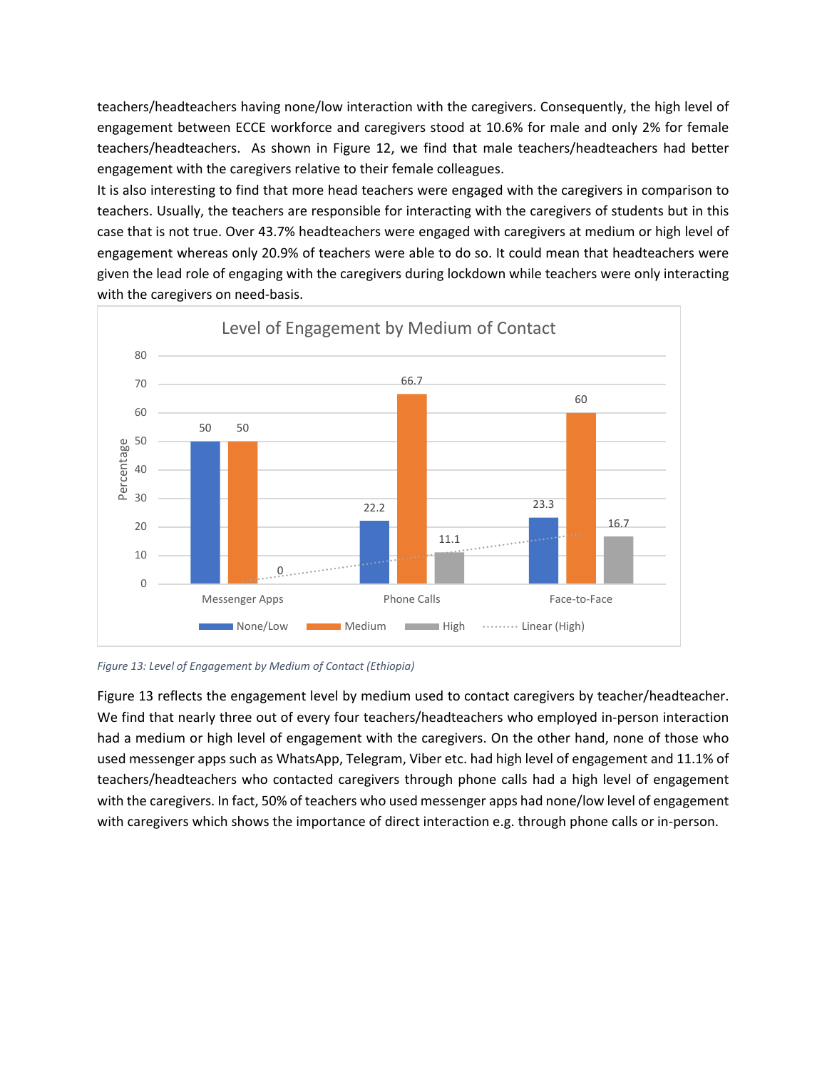teachers/headteachers having none/low interaction with the caregivers. Consequently, the high level of engagement between ECCE workforce and caregivers stood at 10.6% for male and only 2% for female teachers/headteachers. As shown in Figure 12, we find that male teachers/headteachers had better engagement with the caregivers relative to their female colleagues.

It is also interesting to find that more head teachers were engaged with the caregivers in comparison to teachers. Usually, the teachers are responsible for interacting with the caregivers of students but in this case that is not true. Over 43.7% headteachers were engaged with caregivers at medium or high level of engagement whereas only 20.9% of teachers were able to do so. It could mean that headteachers were given the lead role of engaging with the caregivers during lockdown while teachers were only interacting with the caregivers on need-basis.

*Figure 13: Level of Engagement by Medium of Contact (Ethiopia)*

Figure 13 reflects the engagement level by medium used to contact caregivers by teacher/headteacher. We find that nearly three out of every four teachers/headteachers who employed in-person interaction had a medium or high level of engagement with the caregivers. On the other hand, none of those who used messenger apps such as WhatsApp, Telegram, Viber etc. had high level of engagement and 11.1% of teachers/headteachers who contacted caregivers through phone calls had a high level of engagement with the caregivers. In fact, 50% of teachers who used messenger apps had none/low level of engagement with caregivers which shows the importance of direct interaction e.g. through phone calls or in-person.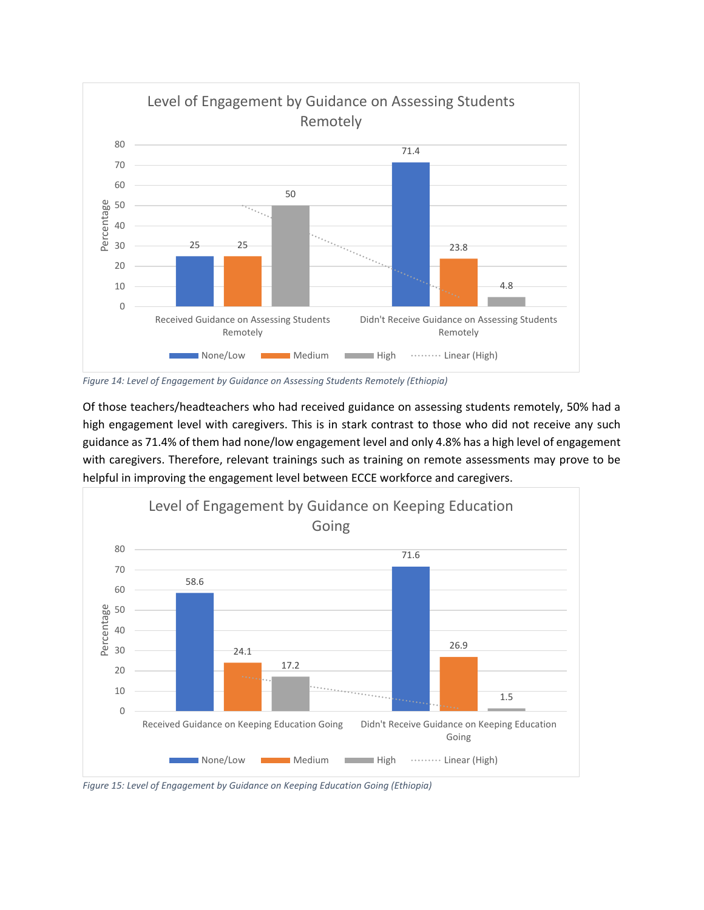*Figure 14: Level of Engagement by Guidance on Assessing Students Remotely (Ethiopia)*

Of those teachers/headteachers who had received guidance on assessing students remotely, 50% had a high engagement level with caregivers. This is in stark contrast to those who did not receive any such guidance as 71.4% of them had none/low engagement level and only 4.8% has a high level of engagement with caregivers. Therefore, relevant trainings such as training on remote assessments may prove to be helpful in improving the engagement level between ECCE workforce and caregivers.

*Figure 15: Level of Engagement by Guidance on Keeping Education Going (Ethiopia)*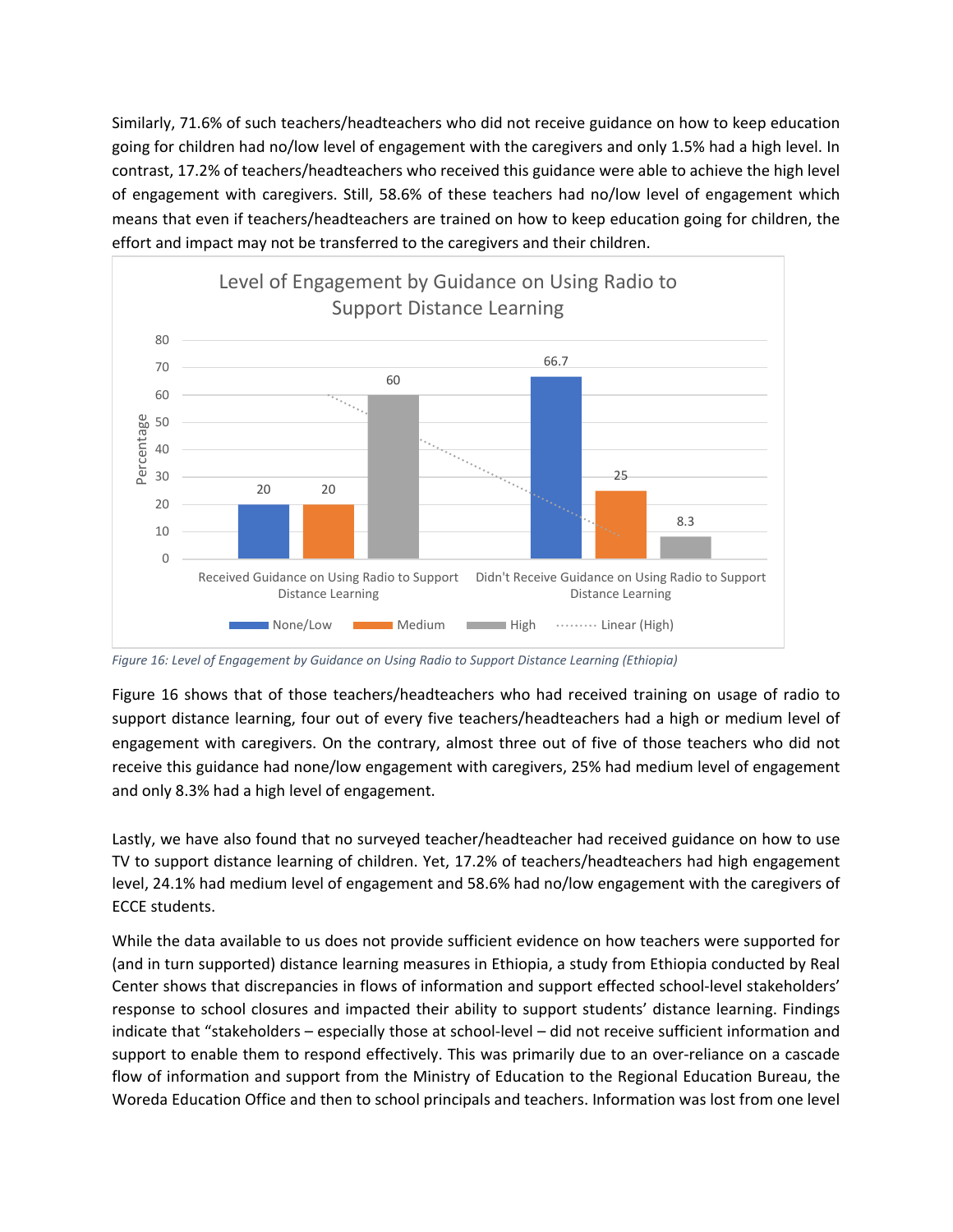Similarly, 71.6% of such teachers/headteachers who did not receive guidance on how to keep education going for children had no/low level of engagement with the caregivers and only 1.5% had a high level. In contrast, 17.2% of teachers/headteachers who received this guidance were able to achieve the high level of engagement with caregivers. Still, 58.6% of these teachers had no/low level of engagement which means that even if teachers/headteachers are trained on how to keep education going for children, the effort and impact may not be transferred to the caregivers and their children.

**Level of Engagement by Guidance on Using Radio to Support Distance Learning**

| Percentage | None/Low | Medium | High |
|---|---|---|---|
| Received Guidance on Using Radio to Support Distance Learning | 20 | 20 | 60 |
| Didn't Receive Guidance on Using Radio to Support Distance Learning | 66.7 | 25 | 8.3 |

*Figure 16: Level of Engagement by Guidance on Using Radio to Support Distance Learning (Ethiopia)*

Figure 16 shows that of those teachers/headteachers who had received training on usage of radio to support distance learning, four out of every five teachers/headteachers had a high or medium level of engagement with caregivers. On the contrary, almost three out of five of those teachers who did not receive this guidance had none/low engagement with caregivers, 25% had medium level of engagement and only 8.3% had a high level of engagement.

Lastly, we have also found that no surveyed teacher/headteacher had received guidance on how to use TV to support distance learning of children. Yet, 17.2% of teachers/headteachers had high engagement level, 24.1% had medium level of engagement and 58.6% had no/low engagement with the caregivers of ECCE students.

While the data available to us does not provide sufficient evidence on how teachers were supported for (and in turn supported) distance learning measures in Ethiopia, a study from Ethiopia conducted by Real Center shows that discrepancies in flows of information and support effected school-level stakeholders' response to school closures and impacted their ability to support students' distance learning. Findings indicate that "stakeholders – especially those at school-level – did not receive sufficient information and support to enable them to respond effectively. This was primarily due to an over-reliance on a cascade flow of information and support from the Ministry of Education to the Regional Education Bureau, the Woreda Education Office and then to school principals and teachers. Information was lost from one level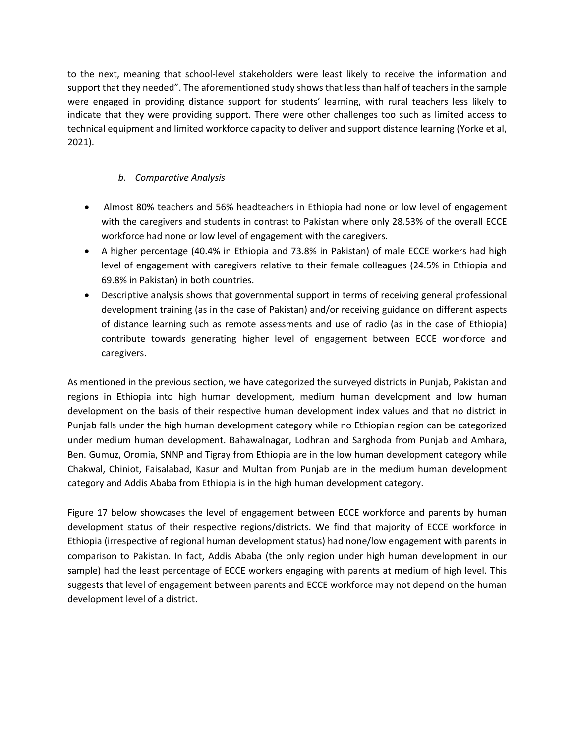to the next, meaning that school-level stakeholders were least likely to receive the information and support that they needed". The aforementioned study shows that less than half of teachers in the sample were engaged in providing distance support for students' learning, with rural teachers less likely to indicate that they were providing support. There were other challenges too such as limited access to technical equipment and limited workforce capacity to deliver and support distance learning (Yorke et al, 2021).

### *b. Comparative Analysis*

- Almost 80% teachers and 56% headteachers in Ethiopia had none or low level of engagement with the caregivers and students in contrast to Pakistan where only 28.53% of the overall ECCE workforce had none or low level of engagement with the caregivers.
- A higher percentage (40.4% in Ethiopia and 73.8% in Pakistan) of male ECCE workers had high level of engagement with caregivers relative to their female colleagues (24.5% in Ethiopia and 69.8% in Pakistan) in both countries.
- Descriptive analysis shows that governmental support in terms of receiving general professional development training (as in the case of Pakistan) and/or receiving guidance on different aspects of distance learning such as remote assessments and use of radio (as in the case of Ethiopia) contribute towards generating higher level of engagement between ECCE workforce and caregivers.

As mentioned in the previous section, we have categorized the surveyed districts in Punjab, Pakistan and regions in Ethiopia into high human development, medium human development and low human development on the basis of their respective human development index values and that no district in Punjab falls under the high human development category while no Ethiopian region can be categorized under medium human development. Bahawalnagar, Lodhran and Sarghoda from Punjab and Amhara, Ben. Gumuz, Oromia, SNNP and Tigray from Ethiopia are in the low human development category while Chakwal, Chiniot, Faisalabad, Kasur and Multan from Punjab are in the medium human development category and Addis Ababa from Ethiopia is in the high human development category.

Figure 17 below showcases the level of engagement between ECCE workforce and parents by human development status of their respective regions/districts. We find that majority of ECCE workforce in Ethiopia (irrespective of regional human development status) had none/low engagement with parents in comparison to Pakistan. In fact, Addis Ababa (the only region under high human development in our sample) had the least percentage of ECCE workers engaging with parents at medium of high level. This suggests that level of engagement between parents and ECCE workforce may not depend on the human development level of a district.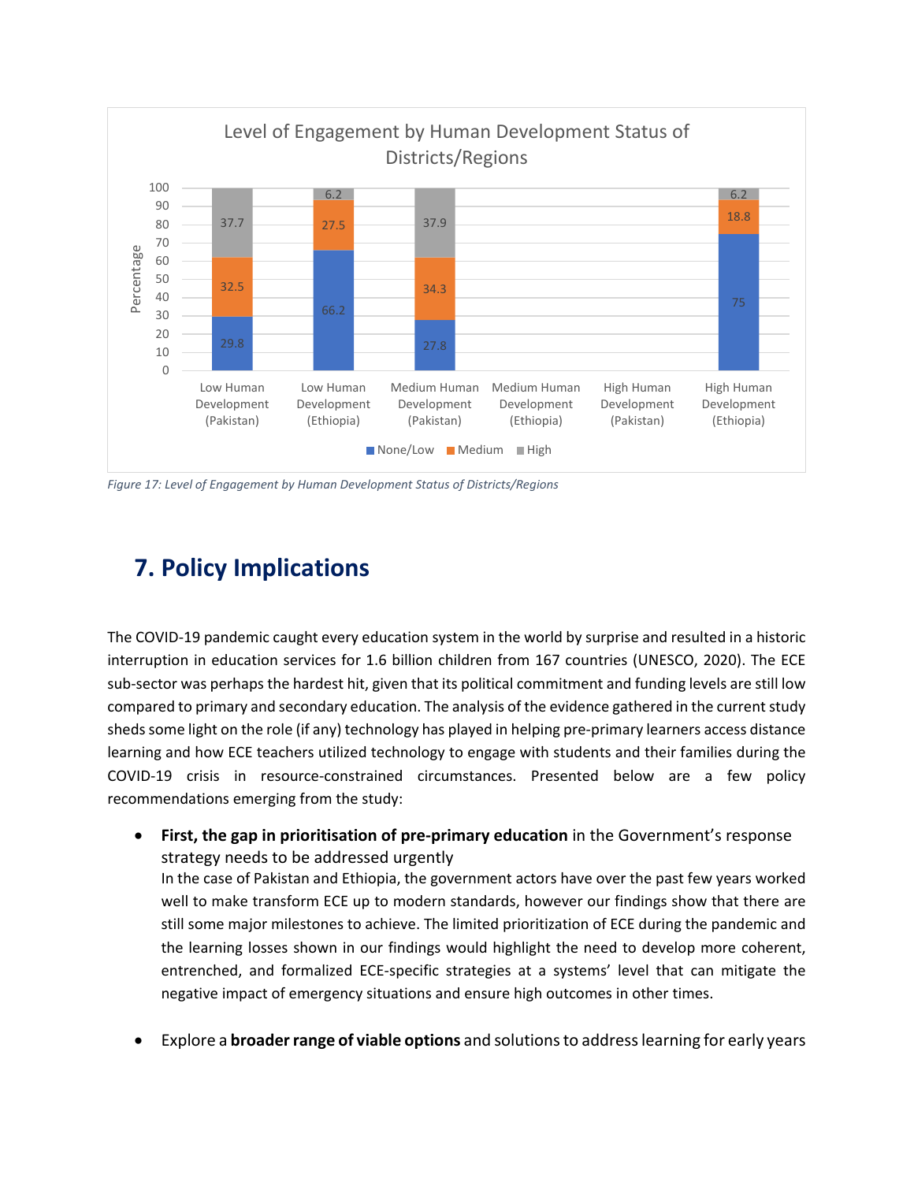Level of Engagement by Human Development Status of Districts/Regions

| | None/Low | Medium | High |
|---|---|---|---|
| Low Human Development (Pakistan) | 29.8 | 32.5 | 37.7 |
| Low Human Development (Ethiopia) | 66.2 | 27.5 | 6.2 |
| Medium Human Development (Pakistan) | 27.8 | 34.3 | 37.9 |
| Medium Human Development (Ethiopia) | | | |
| High Human Development (Pakistan) | | | |
| High Human Development (Ethiopia) | 75 | 18.8 | 6.2 |

*Figure 17: Level of Engagement by Human Development Status of Districts/Regions*

## 7. Policy Implications

The COVID-19 pandemic caught every education system in the world by surprise and resulted in a historic interruption in education services for 1.6 billion children from 167 countries (UNESCO, 2020). The ECE sub-sector was perhaps the hardest hit, given that its political commitment and funding levels are still low compared to primary and secondary education. The analysis of the evidence gathered in the current study sheds some light on the role (if any) technology has played in helping pre-primary learners access distance learning and how ECE teachers utilized technology to engage with students and their families during the COVID-19 crisis in resource-constrained circumstances. Presented below are a few policy recommendations emerging from the study:

- **First, the gap in prioritisation of pre-primary education** in the Government's response strategy needs to be addressed urgently
  In the case of Pakistan and Ethiopia, the government actors have over the past few years worked well to make transform ECE up to modern standards, however our findings show that there are still some major milestones to achieve. The limited prioritization of ECE during the pandemic and the learning losses shown in our findings would highlight the need to develop more coherent, entrenched, and formalized ECE-specific strategies at a systems' level that can mitigate the negative impact of emergency situations and ensure high outcomes in other times.

- Explore a **broader range of viable options** and solutions to address learning for early years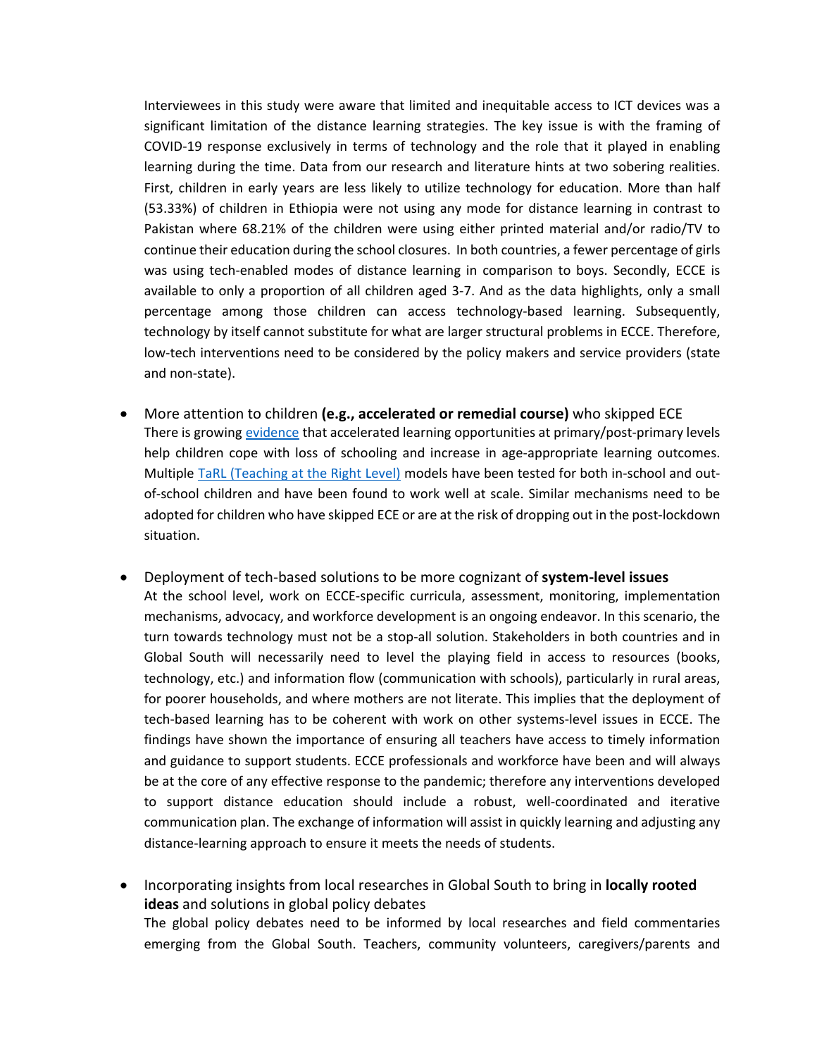Interviewees in this study were aware that limited and inequitable access to ICT devices was a significant limitation of the distance learning strategies. The key issue is with the framing of COVID-19 response exclusively in terms of technology and the role that it played in enabling learning during the time. Data from our research and literature hints at two sobering realities. First, children in early years are less likely to utilize technology for education. More than half (53.33%) of children in Ethiopia were not using any mode for distance learning in contrast to Pakistan where 68.21% of the children were using either printed material and/or radio/TV to continue their education during the school closures. In both countries, a fewer percentage of girls was using tech-enabled modes of distance learning in comparison to boys. Secondly, ECCE is available to only a proportion of all children aged 3-7. And as the data highlights, only a small percentage among those children can access technology-based learning. Subsequently, technology by itself cannot substitute for what are larger structural problems in ECCE. Therefore, low-tech interventions need to be considered by the policy makers and service providers (state and non-state).

- More attention to children **(e.g., accelerated or remedial course)** who skipped ECE
  There is growing evidence that accelerated learning opportunities at primary/post-primary levels help children cope with loss of schooling and increase in age-appropriate learning outcomes. Multiple TaRL (Teaching at the Right Level) models have been tested for both in-school and out-of-school children and have been found to work well at scale. Similar mechanisms need to be adopted for children who have skipped ECE or are at the risk of dropping out in the post-lockdown situation.

- Deployment of tech-based solutions to be more cognizant of **system-level issues**
  At the school level, work on ECCE-specific curricula, assessment, monitoring, implementation mechanisms, advocacy, and workforce development is an ongoing endeavor. In this scenario, the turn towards technology must not be a stop-all solution. Stakeholders in both countries and in Global South will necessarily need to level the playing field in access to resources (books, technology, etc.) and information flow (communication with schools), particularly in rural areas, for poorer households, and where mothers are not literate. This implies that the deployment of tech-based learning has to be coherent with work on other systems-level issues in ECCE. The findings have shown the importance of ensuring all teachers have access to timely information and guidance to support students. ECCE professionals and workforce have been and will always be at the core of any effective response to the pandemic; therefore any interventions developed to support distance education should include a robust, well-coordinated and iterative communication plan. The exchange of information will assist in quickly learning and adjusting any distance-learning approach to ensure it meets the needs of students.

- Incorporating insights from local researches in Global South to bring in **locally rooted ideas** and solutions in global policy debates
  The global policy debates need to be informed by local researches and field commentaries emerging from the Global South. Teachers, community volunteers, caregivers/parents and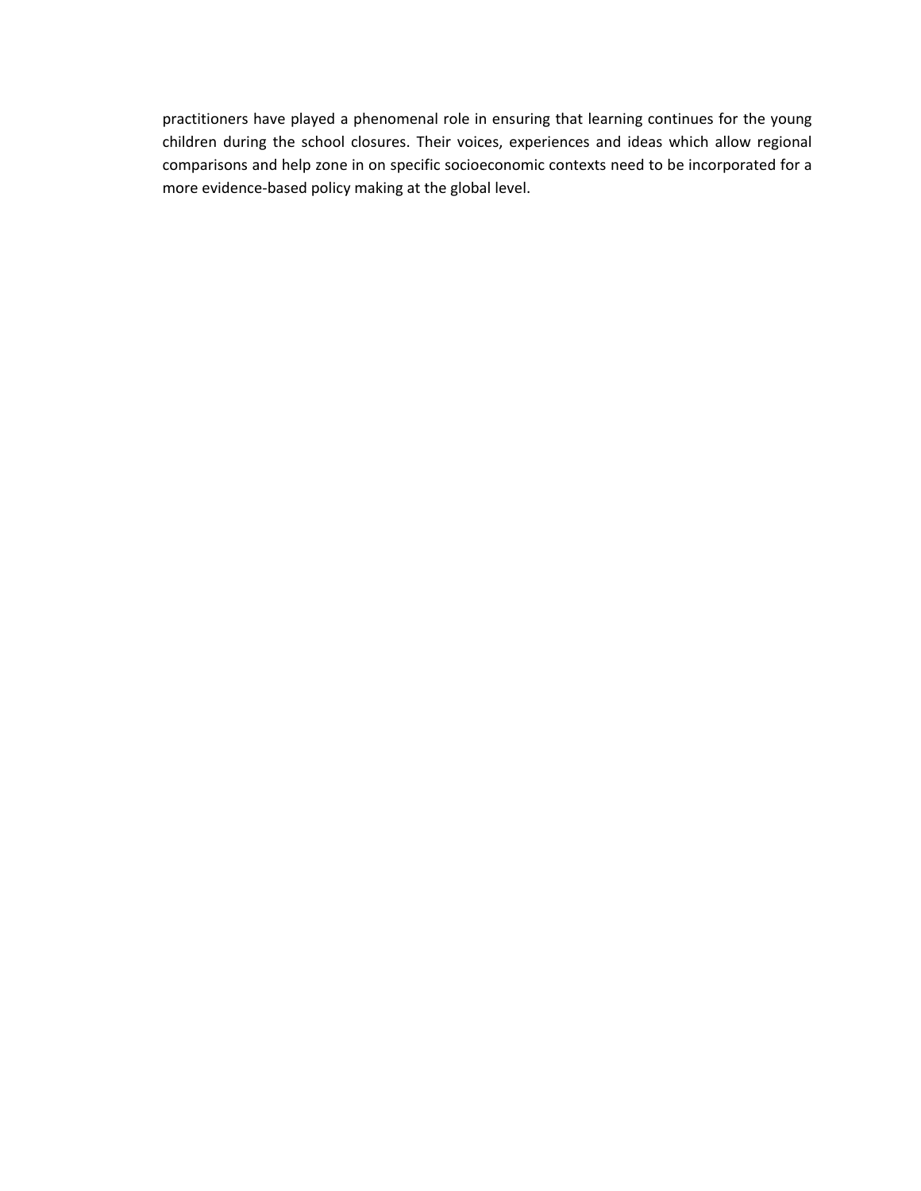practitioners have played a phenomenal role in ensuring that learning continues for the young children during the school closures. Their voices, experiences and ideas which allow regional comparisons and help zone in on specific socioeconomic contexts need to be incorporated for a more evidence-based policy making at the global level.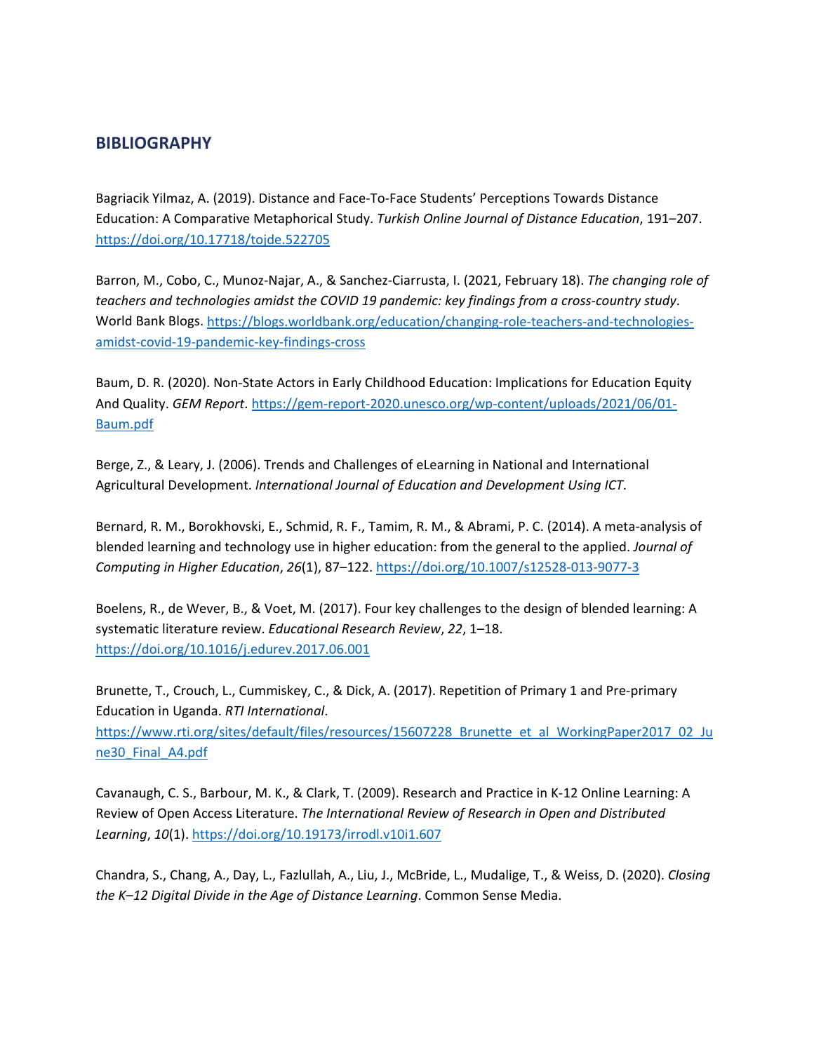## BIBLIOGRAPHY

Bagriacik Yilmaz, A. (2019). Distance and Face-To-Face Students' Perceptions Towards Distance Education: A Comparative Metaphorical Study. *Turkish Online Journal of Distance Education*, 191–207. https://doi.org/10.17718/tojde.522705

Barron, M., Cobo, C., Munoz-Najar, A., & Sanchez-Ciarrusta, I. (2021, February 18). *The changing role of teachers and technologies amidst the COVID 19 pandemic: key findings from a cross-country study*. World Bank Blogs. https://blogs.worldbank.org/education/changing-role-teachers-and-technologies-amidst-covid-19-pandemic-key-findings-cross

Baum, D. R. (2020). Non-State Actors in Early Childhood Education: Implications for Education Equity And Quality. *GEM Report*. https://gem-report-2020.unesco.org/wp-content/uploads/2021/06/01-Baum.pdf

Berge, Z., & Leary, J. (2006). Trends and Challenges of eLearning in National and International Agricultural Development. *International Journal of Education and Development Using ICT*.

Bernard, R. M., Borokhovski, E., Schmid, R. F., Tamim, R. M., & Abrami, P. C. (2014). A meta-analysis of blended learning and technology use in higher education: from the general to the applied. *Journal of Computing in Higher Education*, *26*(1), 87–122. https://doi.org/10.1007/s12528-013-9077-3

Boelens, R., de Wever, B., & Voet, M. (2017). Four key challenges to the design of blended learning: A systematic literature review. *Educational Research Review*, *22*, 1–18. https://doi.org/10.1016/j.edurev.2017.06.001

Brunette, T., Crouch, L., Cummiskey, C., & Dick, A. (2017). Repetition of Primary 1 and Pre-primary Education in Uganda. *RTI International*. https://www.rti.org/sites/default/files/resources/15607228_Brunette_et_al_WorkingPaper2017_02_June30_Final_A4.pdf

Cavanaugh, C. S., Barbour, M. K., & Clark, T. (2009). Research and Practice in K-12 Online Learning: A Review of Open Access Literature. *The International Review of Research in Open and Distributed Learning*, *10*(1). https://doi.org/10.19173/irrodl.v10i1.607

Chandra, S., Chang, A., Day, L., Fazlullah, A., Liu, J., McBride, L., Mudalige, T., & Weiss, D. (2020). *Closing the K–12 Digital Divide in the Age of Distance Learning*. Common Sense Media.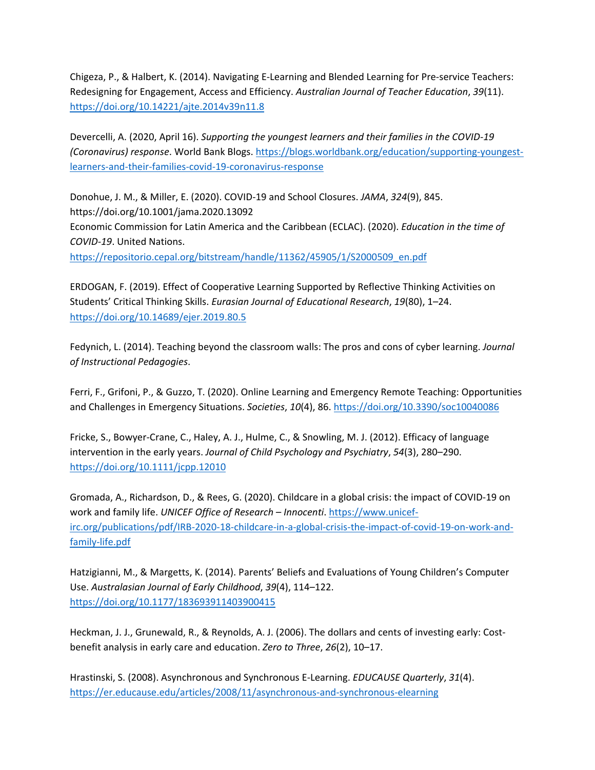Chigeza, P., & Halbert, K. (2014). Navigating E-Learning and Blended Learning for Pre-service Teachers: Redesigning for Engagement, Access and Efficiency. *Australian Journal of Teacher Education*, *39*(11). https://doi.org/10.14221/ajte.2014v39n11.8

Devercelli, A. (2020, April 16). *Supporting the youngest learners and their families in the COVID-19 (Coronavirus) response*. World Bank Blogs. https://blogs.worldbank.org/education/supporting-youngest-learners-and-their-families-covid-19-coronavirus-response

Donohue, J. M., & Miller, E. (2020). COVID-19 and School Closures. *JAMA*, *324*(9), 845. https://doi.org/10.1001/jama.2020.13092

Economic Commission for Latin America and the Caribbean (ECLAC). (2020). *Education in the time of COVID-19*. United Nations. https://repositorio.cepal.org/bitstream/handle/11362/45905/1/S2000509_en.pdf

ERDOGAN, F. (2019). Effect of Cooperative Learning Supported by Reflective Thinking Activities on Students' Critical Thinking Skills. *Eurasian Journal of Educational Research*, *19*(80), 1–24. https://doi.org/10.14689/ejer.2019.80.5

Fedynich, L. (2014). Teaching beyond the classroom walls: The pros and cons of cyber learning. *Journal of Instructional Pedagogies*.

Ferri, F., Grifoni, P., & Guzzo, T. (2020). Online Learning and Emergency Remote Teaching: Opportunities and Challenges in Emergency Situations. *Societies*, *10*(4), 86. https://doi.org/10.3390/soc10040086

Fricke, S., Bowyer-Crane, C., Haley, A. J., Hulme, C., & Snowling, M. J. (2012). Efficacy of language intervention in the early years. *Journal of Child Psychology and Psychiatry*, *54*(3), 280–290. https://doi.org/10.1111/jcpp.12010

Gromada, A., Richardson, D., & Rees, G. (2020). Childcare in a global crisis: the impact of COVID-19 on work and family life. *UNICEF Office of Research – Innocenti*. https://www.unicef-irc.org/publications/pdf/IRB-2020-18-childcare-in-a-global-crisis-the-impact-of-covid-19-on-work-and-family-life.pdf

Hatzigianni, M., & Margetts, K. (2014). Parents' Beliefs and Evaluations of Young Children's Computer Use. *Australasian Journal of Early Childhood*, *39*(4), 114–122. https://doi.org/10.1177/183693911403900415

Heckman, J. J., Grunewald, R., & Reynolds, A. J. (2006). The dollars and cents of investing early: Cost-benefit analysis in early care and education. *Zero to Three*, *26*(2), 10–17.

Hrastinski, S. (2008). Asynchronous and Synchronous E-Learning. *EDUCAUSE Quarterly*, *31*(4). https://er.educause.edu/articles/2008/11/asynchronous-and-synchronous-elearning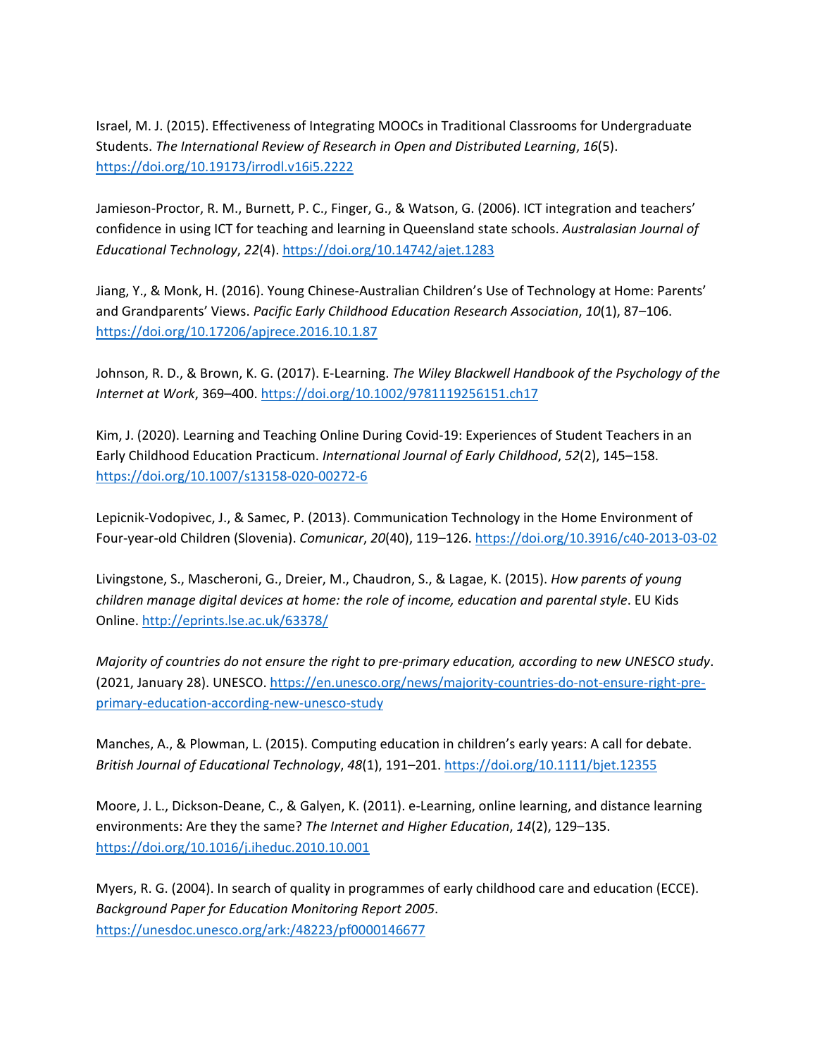Israel, M. J. (2015). Effectiveness of Integrating MOOCs in Traditional Classrooms for Undergraduate Students. *The International Review of Research in Open and Distributed Learning*, *16*(5). https://doi.org/10.19173/irrodl.v16i5.2222

Jamieson-Proctor, R. M., Burnett, P. C., Finger, G., & Watson, G. (2006). ICT integration and teachers' confidence in using ICT for teaching and learning in Queensland state schools. *Australasian Journal of Educational Technology*, *22*(4). https://doi.org/10.14742/ajet.1283

Jiang, Y., & Monk, H. (2016). Young Chinese-Australian Children's Use of Technology at Home: Parents' and Grandparents' Views. *Pacific Early Childhood Education Research Association*, *10*(1), 87–106. https://doi.org/10.17206/apjrece.2016.10.1.87

Johnson, R. D., & Brown, K. G. (2017). E-Learning. *The Wiley Blackwell Handbook of the Psychology of the Internet at Work*, 369–400. https://doi.org/10.1002/9781119256151.ch17

Kim, J. (2020). Learning and Teaching Online During Covid-19: Experiences of Student Teachers in an Early Childhood Education Practicum. *International Journal of Early Childhood*, *52*(2), 145–158. https://doi.org/10.1007/s13158-020-00272-6

Lepicnik-Vodopivec, J., & Samec, P. (2013). Communication Technology in the Home Environment of Four-year-old Children (Slovenia). *Comunicar*, *20*(40), 119–126. https://doi.org/10.3916/c40-2013-03-02

Livingstone, S., Mascheroni, G., Dreier, M., Chaudron, S., & Lagae, K. (2015). *How parents of young children manage digital devices at home: the role of income, education and parental style*. EU Kids Online. http://eprints.lse.ac.uk/63378/

*Majority of countries do not ensure the right to pre-primary education, according to new UNESCO study*. (2021, January 28). UNESCO. https://en.unesco.org/news/majority-countries-do-not-ensure-right-pre-primary-education-according-new-unesco-study

Manches, A., & Plowman, L. (2015). Computing education in children's early years: A call for debate. *British Journal of Educational Technology*, *48*(1), 191–201. https://doi.org/10.1111/bjet.12355

Moore, J. L., Dickson-Deane, C., & Galyen, K. (2011). e-Learning, online learning, and distance learning environments: Are they the same? *The Internet and Higher Education*, *14*(2), 129–135. https://doi.org/10.1016/j.iheduc.2010.10.001

Myers, R. G. (2004). In search of quality in programmes of early childhood care and education (ECCE). *Background Paper for Education Monitoring Report 2005*. https://unesdoc.unesco.org/ark:/48223/pf0000146677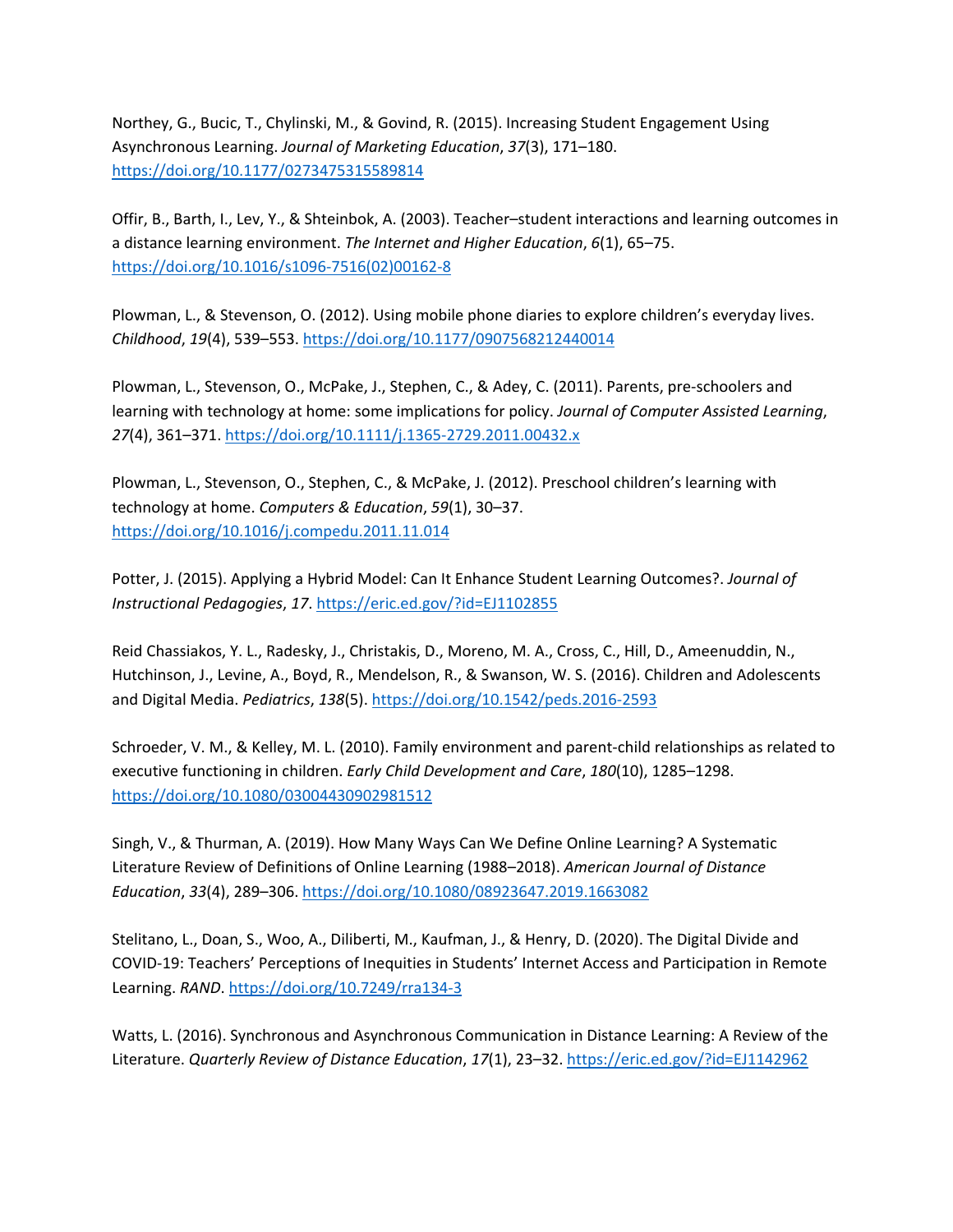Northey, G., Bucic, T., Chylinski, M., & Govind, R. (2015). Increasing Student Engagement Using Asynchronous Learning. *Journal of Marketing Education*, *37*(3), 171–180. https://doi.org/10.1177/0273475315589814

Offir, B., Barth, I., Lev, Y., & Shteinbok, A. (2003). Teacher–student interactions and learning outcomes in a distance learning environment. *The Internet and Higher Education*, *6*(1), 65–75. https://doi.org/10.1016/s1096-7516(02)00162-8

Plowman, L., & Stevenson, O. (2012). Using mobile phone diaries to explore children's everyday lives. *Childhood*, *19*(4), 539–553. https://doi.org/10.1177/0907568212440014

Plowman, L., Stevenson, O., McPake, J., Stephen, C., & Adey, C. (2011). Parents, pre-schoolers and learning with technology at home: some implications for policy. *Journal of Computer Assisted Learning*, *27*(4), 361–371. https://doi.org/10.1111/j.1365-2729.2011.00432.x

Plowman, L., Stevenson, O., Stephen, C., & McPake, J. (2012). Preschool children's learning with technology at home. *Computers & Education*, *59*(1), 30–37. https://doi.org/10.1016/j.compedu.2011.11.014

Potter, J. (2015). Applying a Hybrid Model: Can It Enhance Student Learning Outcomes?. *Journal of Instructional Pedagogies*, *17*. https://eric.ed.gov/?id=EJ1102855

Reid Chassiakos, Y. L., Radesky, J., Christakis, D., Moreno, M. A., Cross, C., Hill, D., Ameenuddin, N., Hutchinson, J., Levine, A., Boyd, R., Mendelson, R., & Swanson, W. S. (2016). Children and Adolescents and Digital Media. *Pediatrics*, *138*(5). https://doi.org/10.1542/peds.2016-2593

Schroeder, V. M., & Kelley, M. L. (2010). Family environment and parent-child relationships as related to executive functioning in children. *Early Child Development and Care*, *180*(10), 1285–1298. https://doi.org/10.1080/03004430902981512

Singh, V., & Thurman, A. (2019). How Many Ways Can We Define Online Learning? A Systematic Literature Review of Definitions of Online Learning (1988–2018). *American Journal of Distance Education*, *33*(4), 289–306. https://doi.org/10.1080/08923647.2019.1663082

Stelitano, L., Doan, S., Woo, A., Diliberti, M., Kaufman, J., & Henry, D. (2020). The Digital Divide and COVID-19: Teachers' Perceptions of Inequities in Students' Internet Access and Participation in Remote Learning. *RAND*. https://doi.org/10.7249/rra134-3

Watts, L. (2016). Synchronous and Asynchronous Communication in Distance Learning: A Review of the Literature. *Quarterly Review of Distance Education*, *17*(1), 23–32. https://eric.ed.gov/?id=EJ1142962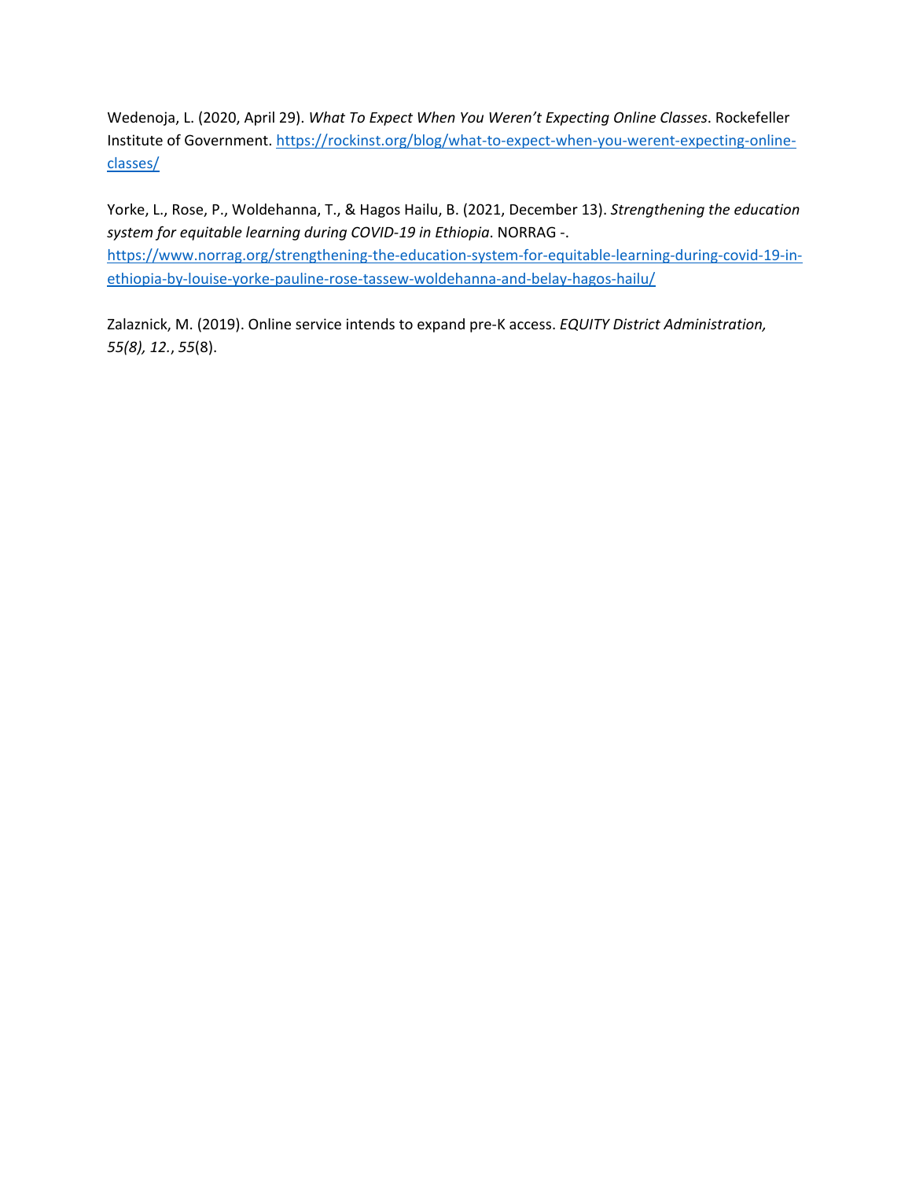Wedenoja, L. (2020, April 29). *What To Expect When You Weren't Expecting Online Classes*. Rockefeller Institute of Government. https://rockinst.org/blog/what-to-expect-when-you-werent-expecting-online-classes/

Yorke, L., Rose, P., Woldehanna, T., & Hagos Hailu, B. (2021, December 13). *Strengthening the education system for equitable learning during COVID-19 in Ethiopia*. NORRAG -. https://www.norrag.org/strengthening-the-education-system-for-equitable-learning-during-covid-19-in-ethiopia-by-louise-yorke-pauline-rose-tassew-woldehanna-and-belay-hagos-hailu/

Zalaznick, M. (2019). Online service intends to expand pre-K access. *EQUITY District Administration, 55(8), 12.*, *55*(8).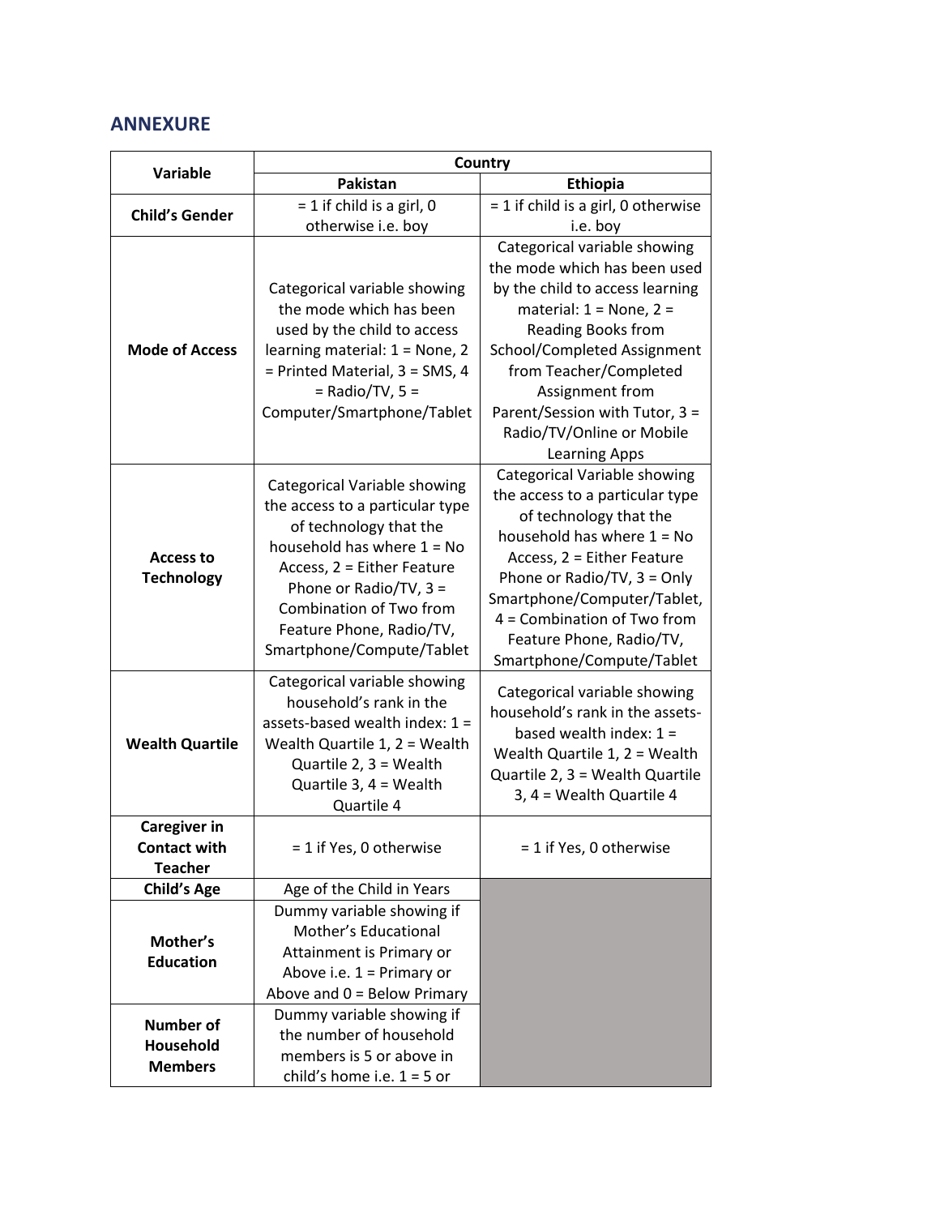## ANNEXURE

| Variable | Country | |
|---|---|---|
| | **Pakistan** | **Ethiopia** |
| **Child's Gender** | = 1 if child is a girl, 0 otherwise i.e. boy | = 1 if child is a girl, 0 otherwise i.e. boy |
| **Mode of Access** | Categorical variable showing the mode which has been used by the child to access learning material: 1 = None, 2 = Printed Material, 3 = SMS, 4 = Radio/TV, 5 = Computer/Smartphone/Tablet | Categorical variable showing the mode which has been used by the child to access learning material: 1 = None, 2 = Reading Books from School/Completed Assignment from Teacher/Completed Assignment from Parent/Session with Tutor, 3 = Radio/TV/Online or Mobile Learning Apps |
| **Access to Technology** | Categorical Variable showing the access to a particular type of technology that the household has where 1 = No Access, 2 = Either Feature Phone or Radio/TV, 3 = Combination of Two from Feature Phone, Radio/TV, Smartphone/Compute/Tablet | Categorical Variable showing the access to a particular type of technology that the household has where 1 = No Access, 2 = Either Feature Phone or Radio/TV, 3 = Only Smartphone/Computer/Tablet, 4 = Combination of Two from Feature Phone, Radio/TV, Smartphone/Compute/Tablet |
| **Wealth Quartile** | Categorical variable showing household's rank in the assets-based wealth index: 1 = Wealth Quartile 1, 2 = Wealth Quartile 2, 3 = Wealth Quartile 3, 4 = Wealth Quartile 4 | Categorical variable showing household's rank in the assets-based wealth index: 1 = Wealth Quartile 1, 2 = Wealth Quartile 2, 3 = Wealth Quartile 3, 4 = Wealth Quartile 4 |
| **Caregiver in Contact with Teacher** | = 1 if Yes, 0 otherwise | = 1 if Yes, 0 otherwise |
| **Child's Age** | Age of the Child in Years | |
| **Mother's Education** | Dummy variable showing if Mother's Educational Attainment is Primary or Above i.e. 1 = Primary or Above and 0 = Below Primary | |
| **Number of Household Members** | Dummy variable showing if the number of household members is 5 or above in child's home i.e. 1 = 5 or | |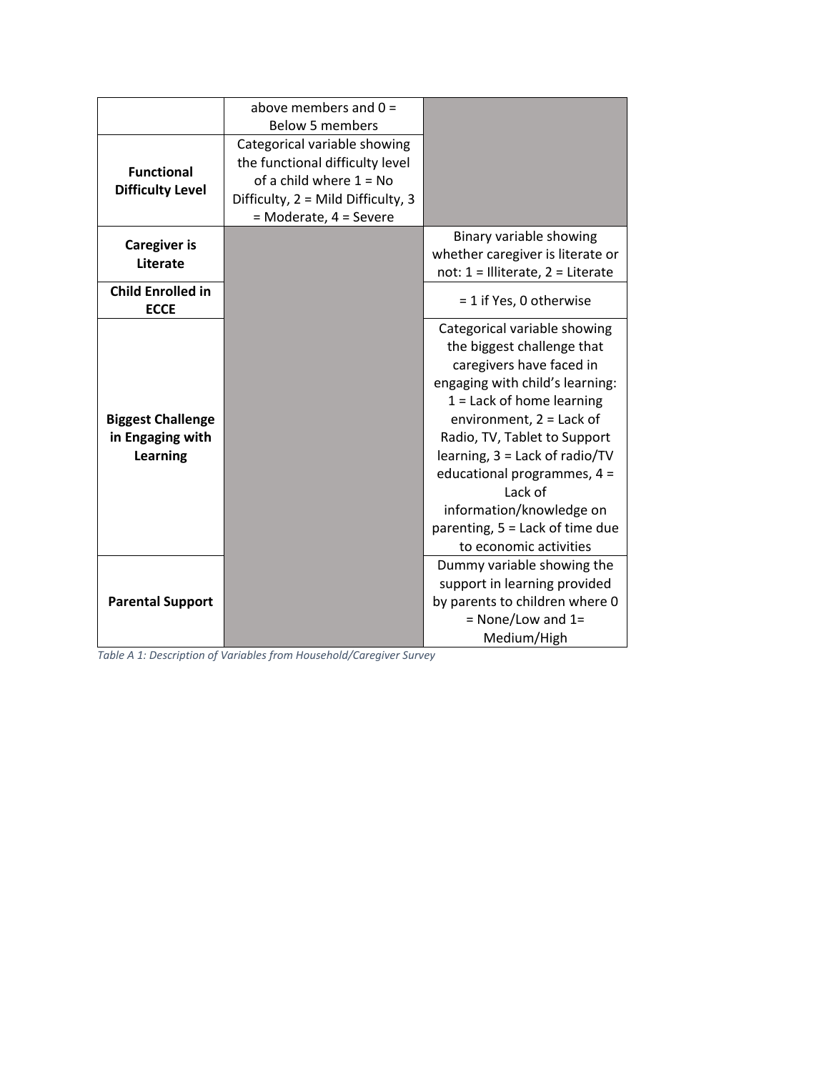| | | |
|---|---|---|
| | above members and 0 = Below 5 members | |
| **Functional Difficulty Level** | Categorical variable showing the functional difficulty level of a child where 1 = No Difficulty, 2 = Mild Difficulty, 3 = Moderate, 4 = Severe | |
| **Caregiver is Literate** | | Binary variable showing whether caregiver is literate or not: 1 = Illiterate, 2 = Literate |
| **Child Enrolled in ECCE** | | = 1 if Yes, 0 otherwise |
| **Biggest Challenge in Engaging with Learning** | | Categorical variable showing the biggest challenge that caregivers have faced in engaging with child's learning: 1 = Lack of home learning environment, 2 = Lack of Radio, TV, Tablet to Support learning, 3 = Lack of radio/TV educational programmes, 4 = Lack of information/knowledge on parenting, 5 = Lack of time due to economic activities |
| **Parental Support** | | Dummy variable showing the support in learning provided by parents to children where 0 = None/Low and 1= Medium/High |

*Table A 1: Description of Variables from Household/Caregiver Survey*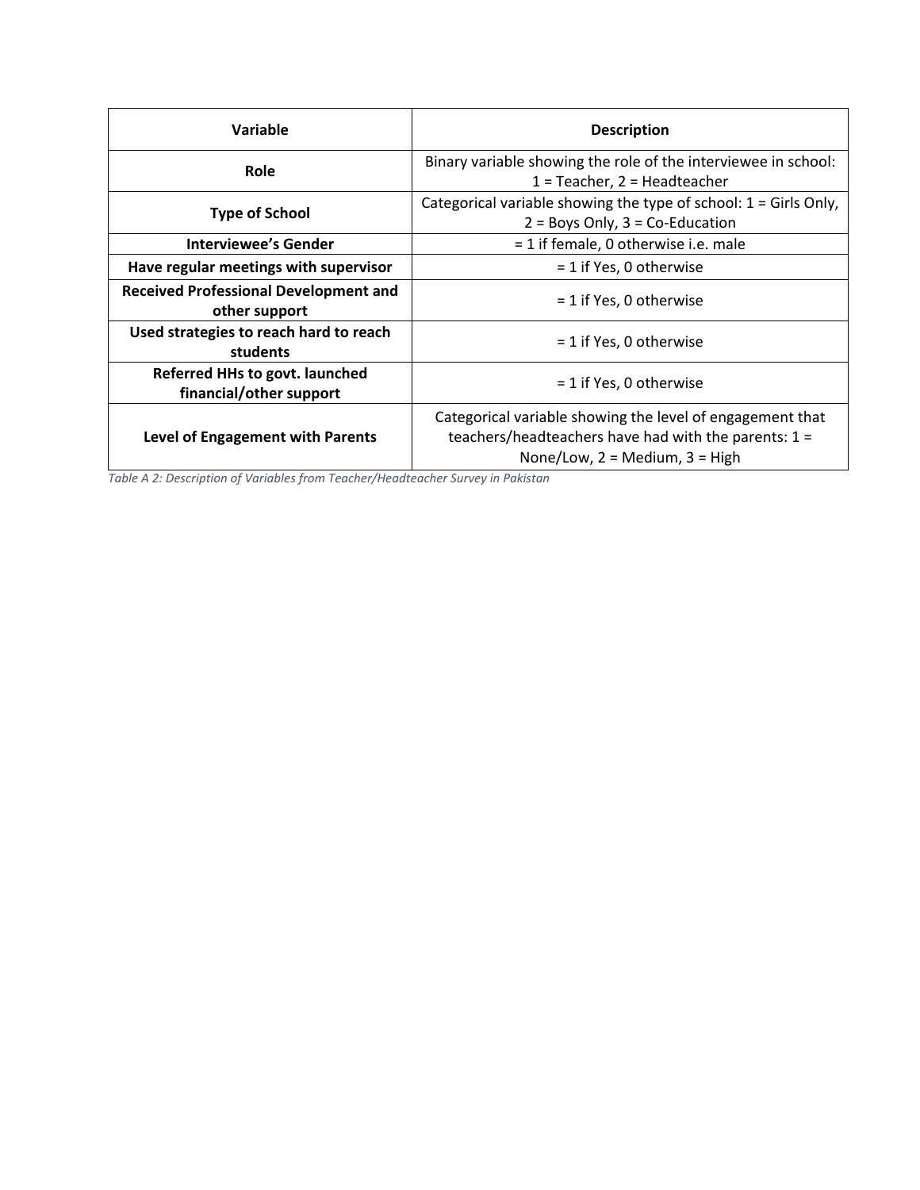| Variable | Description |
| --- | --- |
| **Role** | Binary variable showing the role of the interviewee in school: 1 = Teacher, 2 = Headteacher |
| **Type of School** | Categorical variable showing the type of school: 1 = Girls Only, 2 = Boys Only, 3 = Co-Education |
| **Interviewee's Gender** | = 1 if female, 0 otherwise i.e. male |
| **Have regular meetings with supervisor** | = 1 if Yes, 0 otherwise |
| **Received Professional Development and other support** | = 1 if Yes, 0 otherwise |
| **Used strategies to reach hard to reach students** | = 1 if Yes, 0 otherwise |
| **Referred HHs to govt. launched financial/other support** | = 1 if Yes, 0 otherwise |
| **Level of Engagement with Parents** | Categorical variable showing the level of engagement that teachers/headteachers have had with the parents: 1 = None/Low, 2 = Medium, 3 = High |

*Table A 2: Description of Variables from Teacher/Headteacher Survey in Pakistan*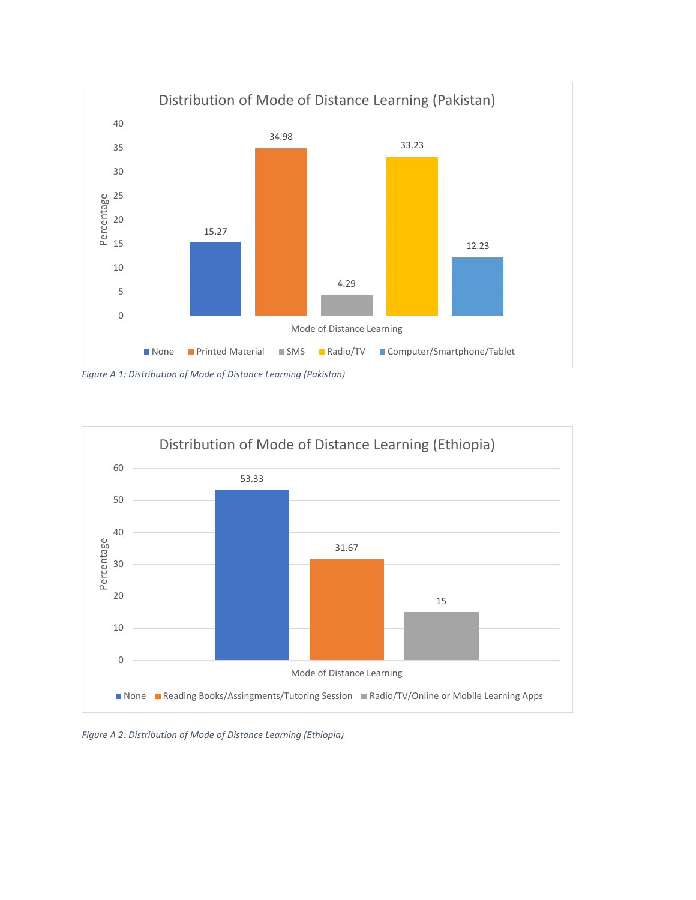**Distribution of Mode of Distance Learning (Pakistan)**

| Mode of Distance Learning | Percentage |
|---|---|
| None | 15.27 |
| Printed Material | 34.98 |
| SMS | 4.29 |
| Radio/TV | 33.23 |
| Computer/Smartphone/Tablet | 12.23 |

*Figure A 1: Distribution of Mode of Distance Learning (Pakistan)*

**Distribution of Mode of Distance Learning (Ethiopia)**

| Mode of Distance Learning | Percentage |
|---|---|
| None | 53.33 |
| Reading Books/Assingments/Tutoring Session | 31.67 |
| Radio/TV/Online or Mobile Learning Apps | 15 |

*Figure A 2: Distribution of Mode of Distance Learning (Ethiopia)*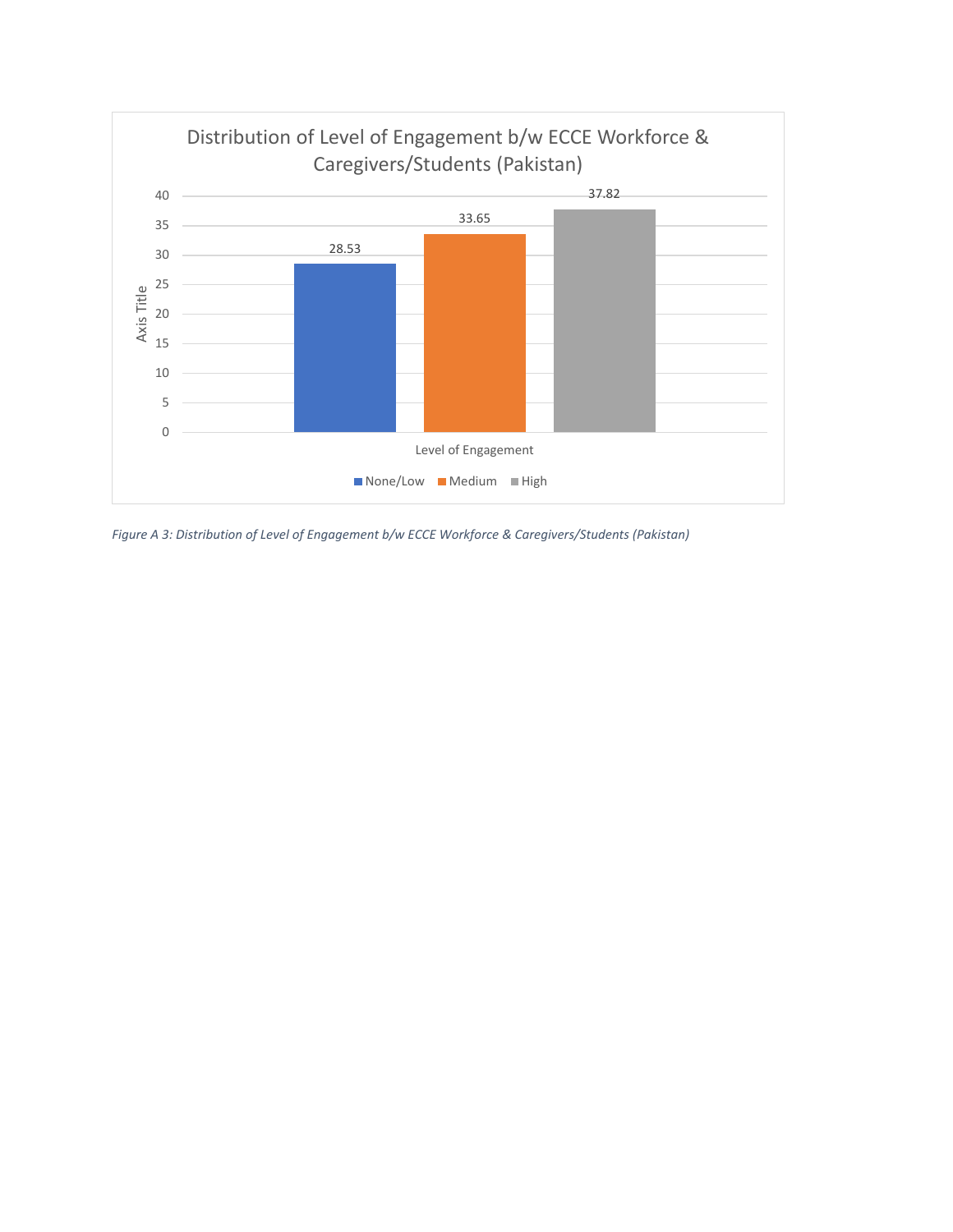Distribution of Level of Engagement b/w ECCE Workforce & Caregivers/Students (Pakistan)

Axis Title

40
35
30
25
20
15
10
5
0

28.53
33.65
37.82

Level of Engagement

None/Low
Medium
High

*Figure A 3: Distribution of Level of Engagement b/w ECCE Workforce & Caregivers/Students (Pakistan)*